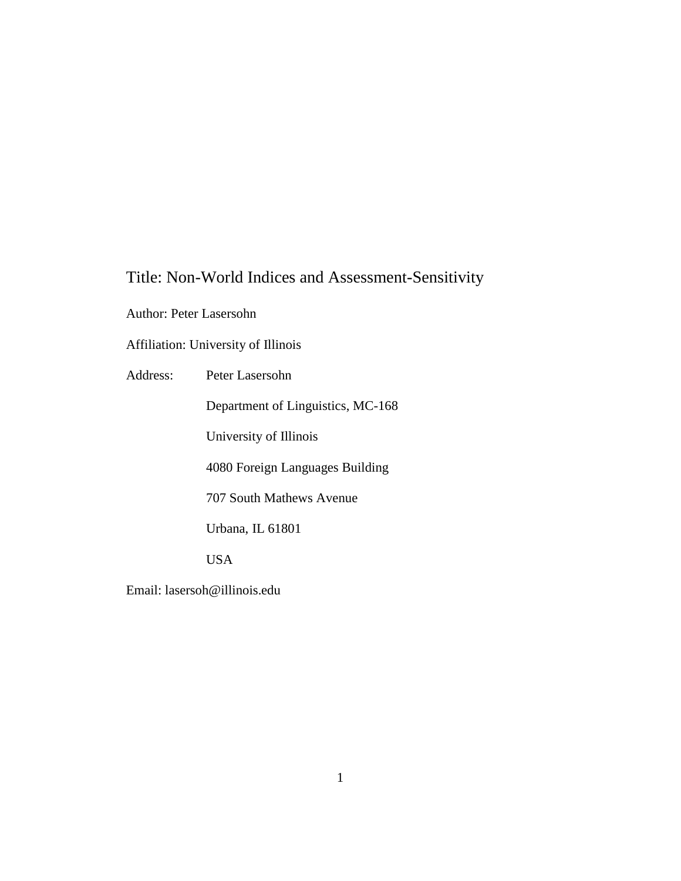Title: Non-World Indices and Assessment-Sensitivity

Author: Peter Lasersohn

Affiliation: University of Illinois

Address: Peter Lasersohn

Department of Linguistics, MC-168

University of Illinois

4080 Foreign Languages Building

707 South Mathews Avenue

Urbana, IL 61801

USA

Email: lasersoh@illinois.edu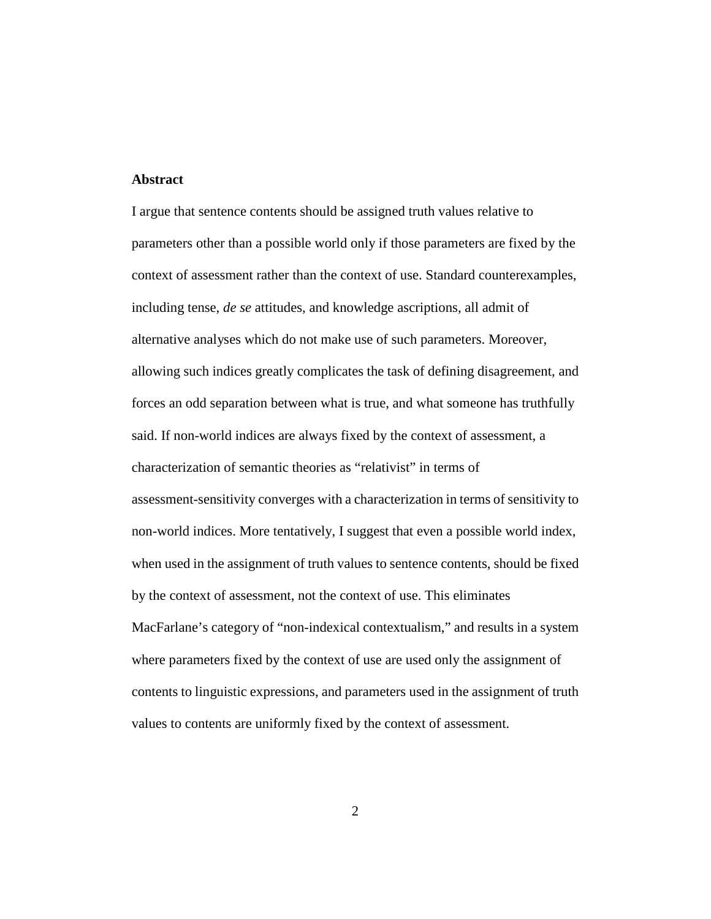**Abstract**

I argue that sentence contents should be assigned truth values relative to parameters other than a possible world only if those parameters are fixed by the context of assessment rather than the context of use. Standard counterexamples, including tense, *de se* attitudes, and knowledge ascriptions, all admit of alternative analyses which do not make use of such parameters. Moreover, allowing such indices greatly complicates the task of defining disagreement, and forces an odd separation between what is true, and what someone has truthfully said. If non-world indices are always fixed by the context of assessment, a characterization of semantic theories as "relativist" in terms of assessment-sensitivity converges with a characterization in terms of sensitivity to non-world indices. More tentatively, I suggest that even a possible world index, when used in the assignment of truth values to sentence contents, should be fixed by the context of assessment, not the context of use. This eliminates MacFarlane's category of "non-indexical contextualism," and results in a system where parameters fixed by the context of use are used only the assignment of contents to linguistic expressions, and parameters used in the assignment of truth values to contents are uniformly fixed by the context of assessment.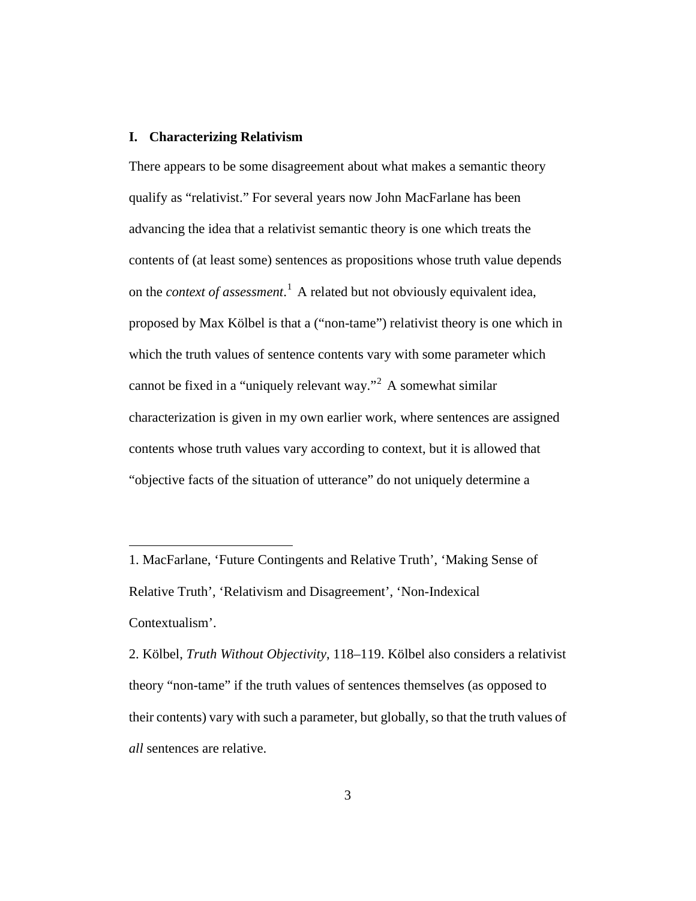## I. Characterizing Relativism

There appears to be some disagreement about what makes a semantic theory qualify as "relativist." For several years now John MacFarlane has been advancing the idea that a relativist semantic theory is one which treats the contents of (at least some) sentences as propositions whose truth value depends on the *context of assessment*.[1] A related but not obviously equivalent idea, proposed by Max Kölbel is that a ("non-tame") relativist theory is one which in which the truth values of sentence contents vary with some parameter which cannot be fixed in a "uniquely relevant way."[2] A somewhat similar characterization is given in my own earlier work, where sentences are assigned contents whose truth values vary according to context, but it is allowed that "objective facts of the situation of utterance" do not uniquely determine a

---

1. MacFarlane, 'Future Contingents and Relative Truth', 'Making Sense of Relative Truth', 'Relativism and Disagreement', 'Non-Indexical Contextualism'.

2. Kölbel, *Truth Without Objectivity*, 118–119. Kölbel also considers a relativist theory "non-tame" if the truth values of sentences themselves (as opposed to their contents) vary with such a parameter, but globally, so that the truth values of *all* sentences are relative.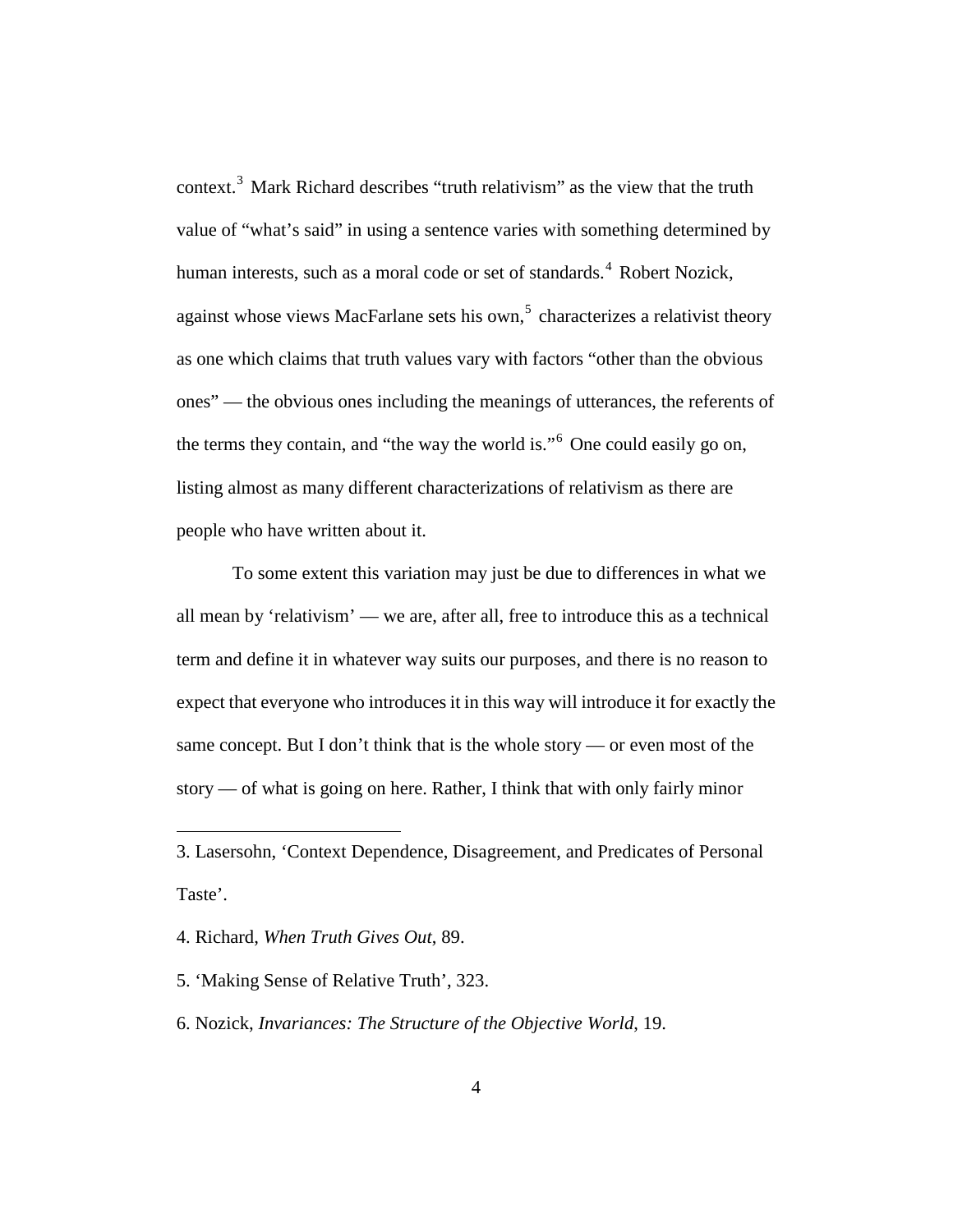context.[3] Mark Richard describes "truth relativism" as the view that the truth value of "what's said" in using a sentence varies with something determined by human interests, such as a moral code or set of standards.[4] Robert Nozick, against whose views MacFarlane sets his own,[5] characterizes a relativist theory as one which claims that truth values vary with factors "other than the obvious ones" — the obvious ones including the meanings of utterances, the referents of the terms they contain, and "the way the world is."[6] One could easily go on, listing almost as many different characterizations of relativism as there are people who have written about it.

To some extent this variation may just be due to differences in what we all mean by 'relativism' — we are, after all, free to introduce this as a technical term and define it in whatever way suits our purposes, and there is no reason to expect that everyone who introduces it in this way will introduce it for exactly the same concept. But I don't think that is the whole story — or even most of the story — of what is going on here. Rather, I think that with only fairly minor

---

3. Lasersohn, 'Context Dependence, Disagreement, and Predicates of Personal Taste'.

4. Richard, *When Truth Gives Out*, 89.

5. 'Making Sense of Relative Truth', 323.

6. Nozick, *Invariances: The Structure of the Objective World*, 19.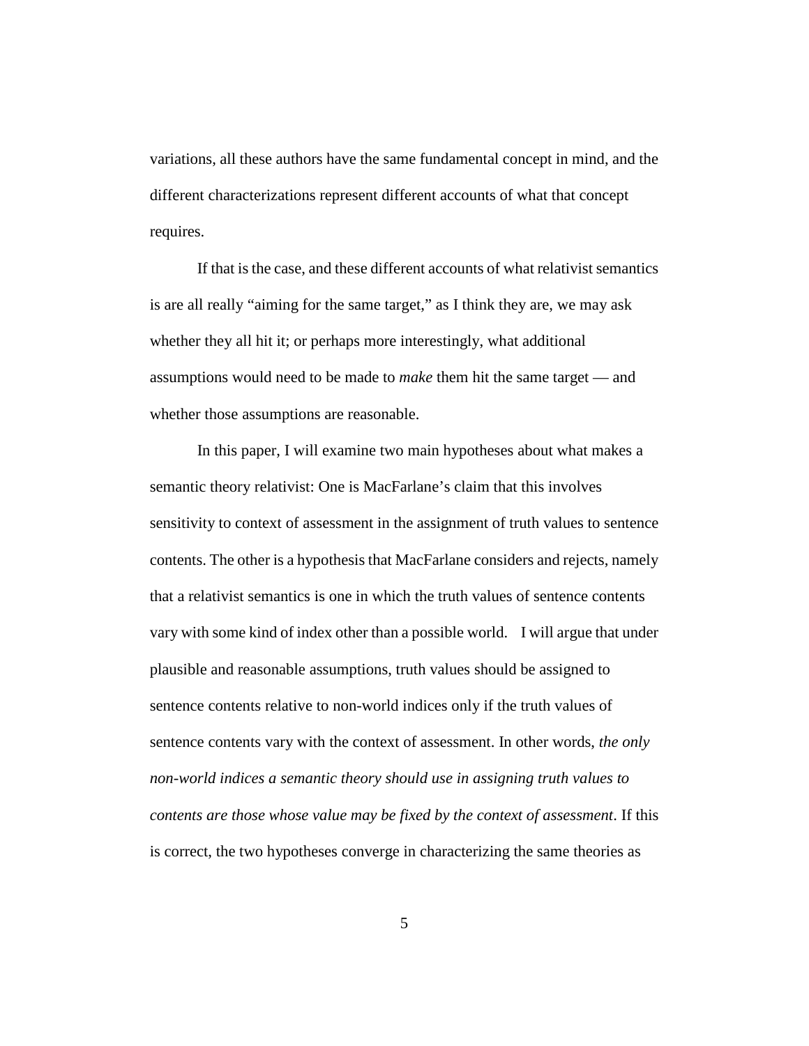variations, all these authors have the same fundamental concept in mind, and the different characterizations represent different accounts of what that concept requires.

If that is the case, and these different accounts of what relativist semantics is are all really "aiming for the same target," as I think they are, we may ask whether they all hit it; or perhaps more interestingly, what additional assumptions would need to be made to *make* them hit the same target — and whether those assumptions are reasonable.

In this paper, I will examine two main hypotheses about what makes a semantic theory relativist: One is MacFarlane's claim that this involves sensitivity to context of assessment in the assignment of truth values to sentence contents. The other is a hypothesis that MacFarlane considers and rejects, namely that a relativist semantics is one in which the truth values of sentence contents vary with some kind of index other than a possible world. I will argue that under plausible and reasonable assumptions, truth values should be assigned to sentence contents relative to non-world indices only if the truth values of sentence contents vary with the context of assessment. In other words, *the only non-world indices a semantic theory should use in assigning truth values to contents are those whose value may be fixed by the context of assessment*. If this is correct, the two hypotheses converge in characterizing the same theories as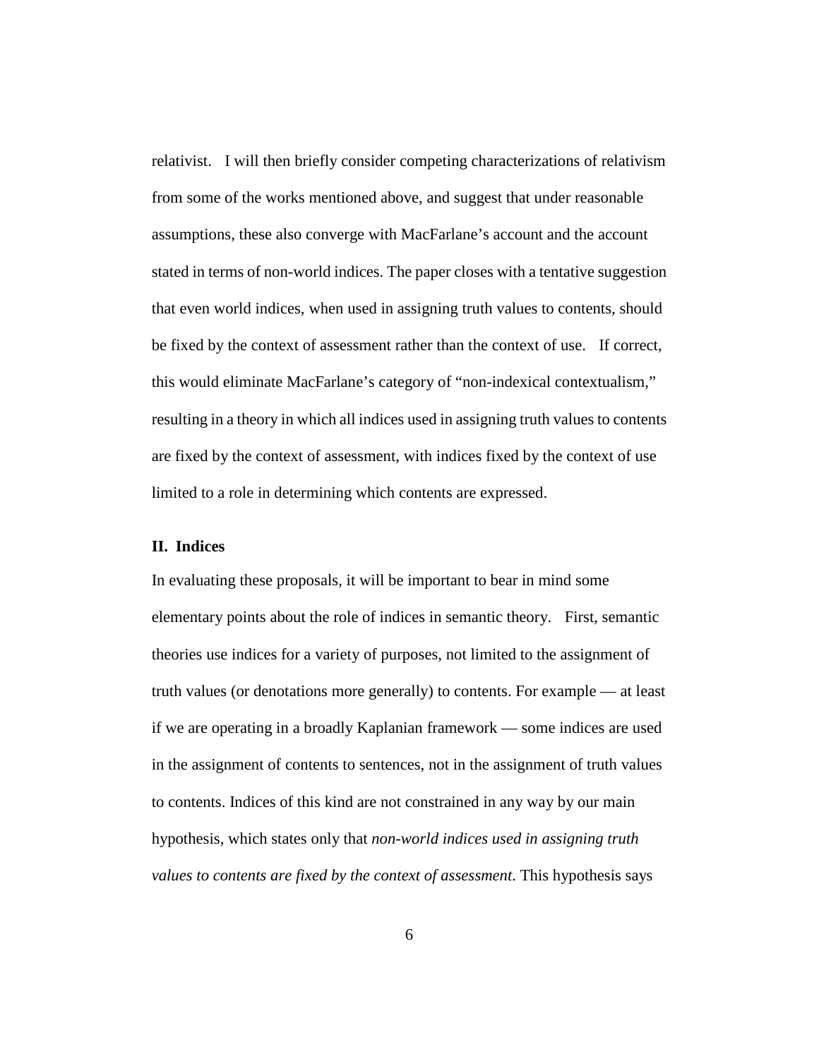relativist. I will then briefly consider competing characterizations of relativism from some of the works mentioned above, and suggest that under reasonable assumptions, these also converge with MacFarlane's account and the account stated in terms of non-world indices. The paper closes with a tentative suggestion that even world indices, when used in assigning truth values to contents, should be fixed by the context of assessment rather than the context of use. If correct, this would eliminate MacFarlane's category of "non-indexical contextualism," resulting in a theory in which all indices used in assigning truth values to contents are fixed by the context of assessment, with indices fixed by the context of use limited to a role in determining which contents are expressed.

## II. Indices

In evaluating these proposals, it will be important to bear in mind some elementary points about the role of indices in semantic theory. First, semantic theories use indices for a variety of purposes, not limited to the assignment of truth values (or denotations more generally) to contents. For example — at least if we are operating in a broadly Kaplanian framework — some indices are used in the assignment of contents to sentences, not in the assignment of truth values to contents. Indices of this kind are not constrained in any way by our main hypothesis, which states only that *non-world indices used in assigning truth values to contents are fixed by the context of assessment*. This hypothesis says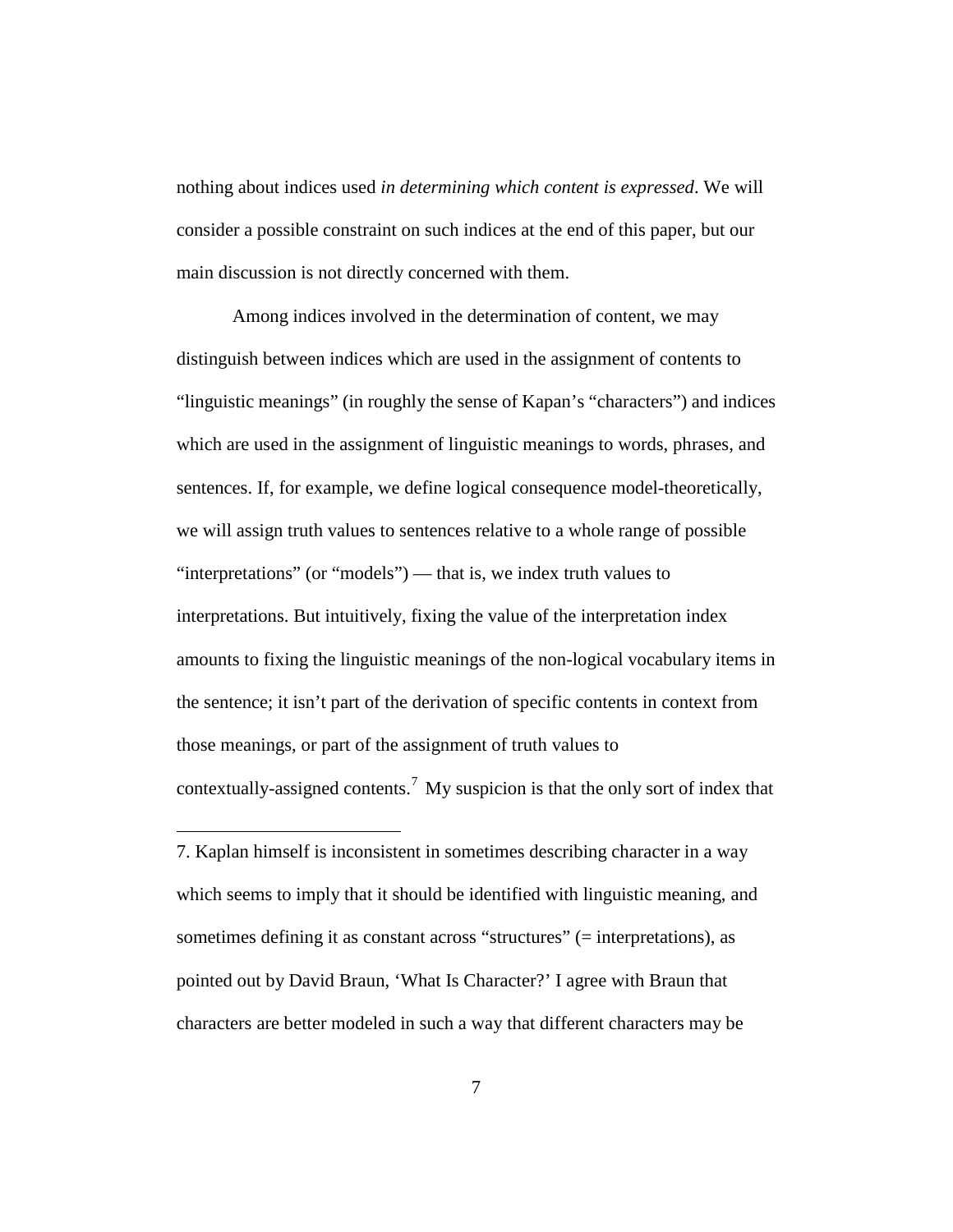nothing about indices used *in determining which content is expressed*. We will consider a possible constraint on such indices at the end of this paper, but our main discussion is not directly concerned with them.

Among indices involved in the determination of content, we may distinguish between indices which are used in the assignment of contents to "linguistic meanings" (in roughly the sense of Kapan's "characters") and indices which are used in the assignment of linguistic meanings to words, phrases, and sentences. If, for example, we define logical consequence model-theoretically, we will assign truth values to sentences relative to a whole range of possible "interpretations" (or "models") — that is, we index truth values to interpretations. But intuitively, fixing the value of the interpretation index amounts to fixing the linguistic meanings of the non-logical vocabulary items in the sentence; it isn't part of the derivation of specific contents in context from those meanings, or part of the assignment of truth values to contextually-assigned contents.[7] My suspicion is that the only sort of index that

7. Kaplan himself is inconsistent in sometimes describing character in a way which seems to imply that it should be identified with linguistic meaning, and sometimes defining it as constant across "structures" (= interpretations), as pointed out by David Braun, 'What Is Character?' I agree with Braun that characters are better modeled in such a way that different characters may be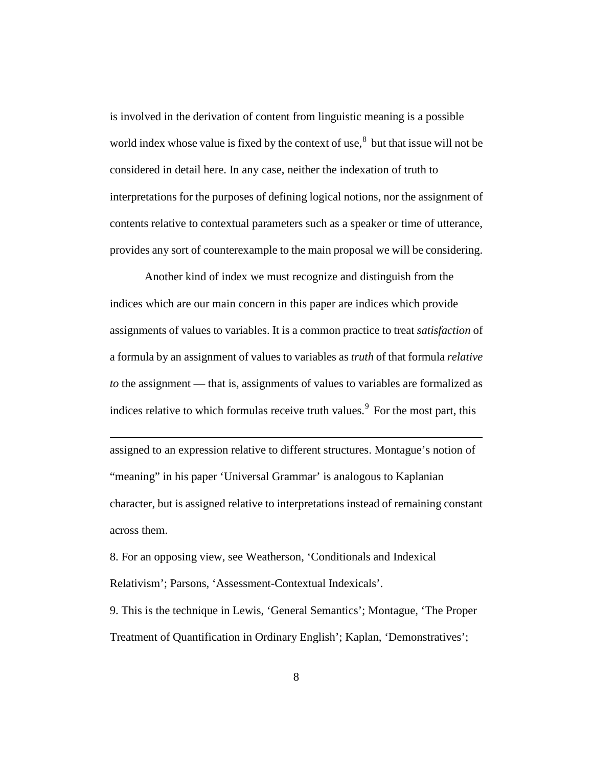is involved in the derivation of content from linguistic meaning is a possible world index whose value is fixed by the context of use,[8] but that issue will not be considered in detail here. In any case, neither the indexation of truth to interpretations for the purposes of defining logical notions, nor the assignment of contents relative to contextual parameters such as a speaker or time of utterance, provides any sort of counterexample to the main proposal we will be considering.

Another kind of index we must recognize and distinguish from the indices which are our main concern in this paper are indices which provide assignments of values to variables. It is a common practice to treat *satisfaction* of a formula by an assignment of values to variables as *truth* of that formula *relative to* the assignment — that is, assignments of values to variables are formalized as indices relative to which formulas receive truth values.[9] For the most part, this

---

assigned to an expression relative to different structures. Montague's notion of "meaning" in his paper 'Universal Grammar' is analogous to Kaplanian character, but is assigned relative to interpretations instead of remaining constant across them.

8. For an opposing view, see Weatherson, 'Conditionals and Indexical Relativism'; Parsons, 'Assessment-Contextual Indexicals'.

9. This is the technique in Lewis, 'General Semantics'; Montague, 'The Proper Treatment of Quantification in Ordinary English'; Kaplan, 'Demonstratives';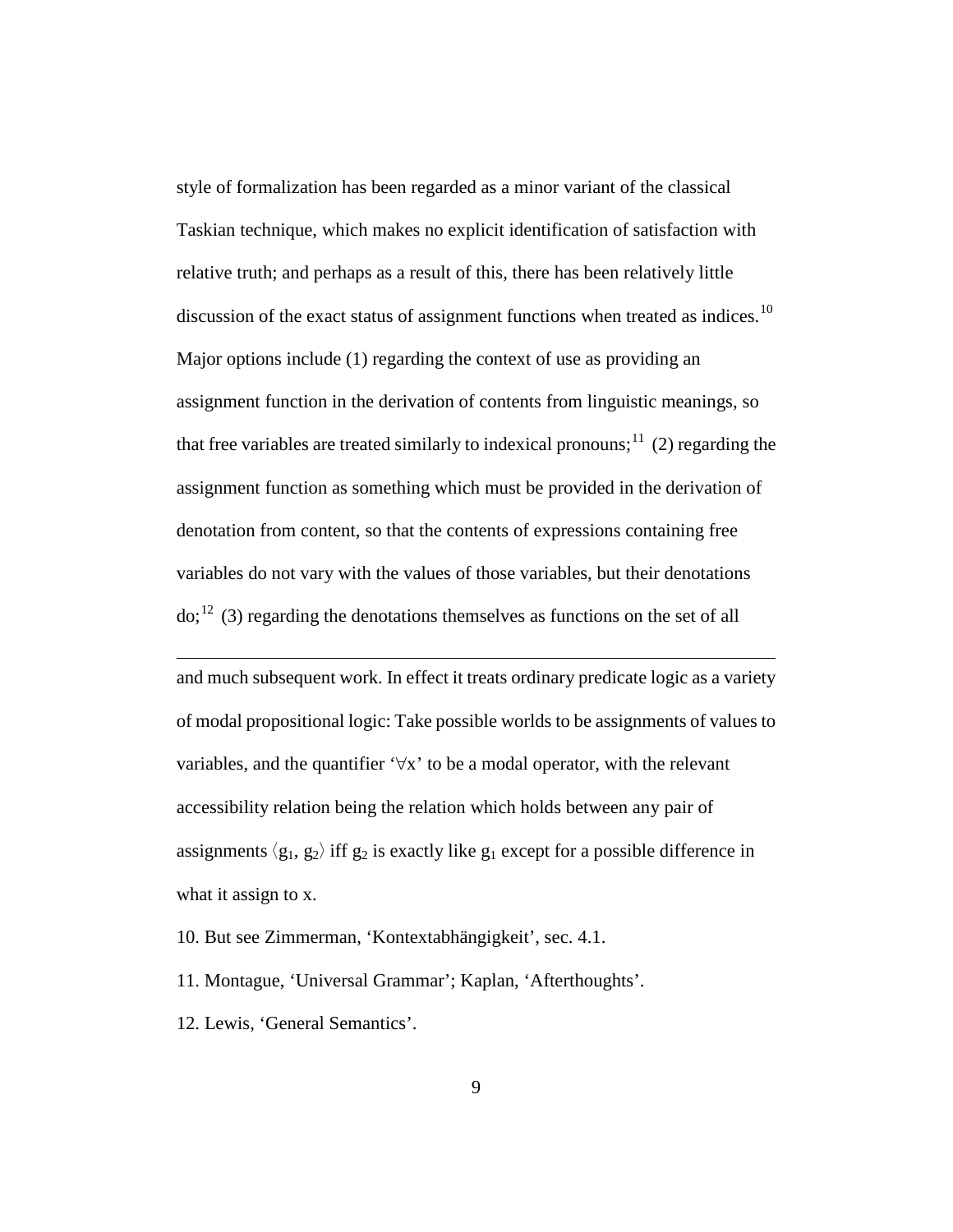style of formalization has been regarded as a minor variant of the classical Taskian technique, which makes no explicit identification of satisfaction with relative truth; and perhaps as a result of this, there has been relatively little discussion of the exact status of assignment functions when treated as indices.[10] Major options include (1) regarding the context of use as providing an assignment function in the derivation of contents from linguistic meanings, so that free variables are treated similarly to indexical pronouns;[11] (2) regarding the assignment function as something which must be provided in the derivation of denotation from content, so that the contents of expressions containing free variables do not vary with the values of those variables, but their denotations do;[12] (3) regarding the denotations themselves as functions on the set of all

---

and much subsequent work. In effect it treats ordinary predicate logic as a variety of modal propositional logic: Take possible worlds to be assignments of values to variables, and the quantifier '$\forall x$' to be a modal operator, with the relevant accessibility relation being the relation which holds between any pair of assignments $\langle g_1, g_2 \rangle$ iff $g_2$ is exactly like $g_1$ except for a possible difference in what it assign to x.

10. But see Zimmerman, 'Kontextabhängigkeit', sec. 4.1.

11. Montague, 'Universal Grammar'; Kaplan, 'Afterthoughts'.

12. Lewis, 'General Semantics'.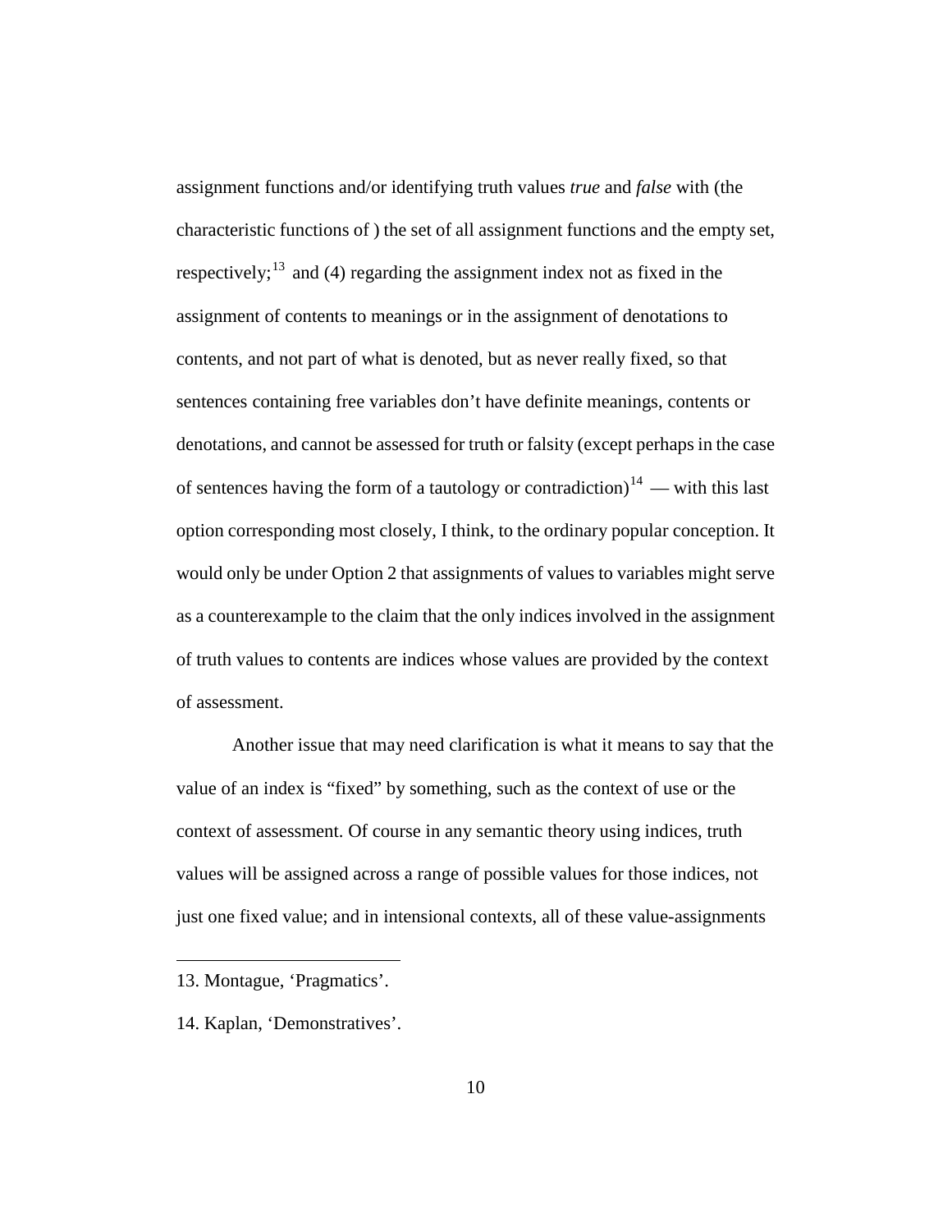assignment functions and/or identifying truth values *true* and *false* with (the characteristic functions of ) the set of all assignment functions and the empty set, respectively;[13] and (4) regarding the assignment index not as fixed in the assignment of contents to meanings or in the assignment of denotations to contents, and not part of what is denoted, but as never really fixed, so that sentences containing free variables don't have definite meanings, contents or denotations, and cannot be assessed for truth or falsity (except perhaps in the case of sentences having the form of a tautology or contradiction)[14] — with this last option corresponding most closely, I think, to the ordinary popular conception. It would only be under Option 2 that assignments of values to variables might serve as a counterexample to the claim that the only indices involved in the assignment of truth values to contents are indices whose values are provided by the context of assessment.

Another issue that may need clarification is what it means to say that the value of an index is "fixed" by something, such as the context of use or the context of assessment. Of course in any semantic theory using indices, truth values will be assigned across a range of possible values for those indices, not just one fixed value; and in intensional contexts, all of these value-assignments

---

13. Montague, 'Pragmatics'.

14. Kaplan, 'Demonstratives'.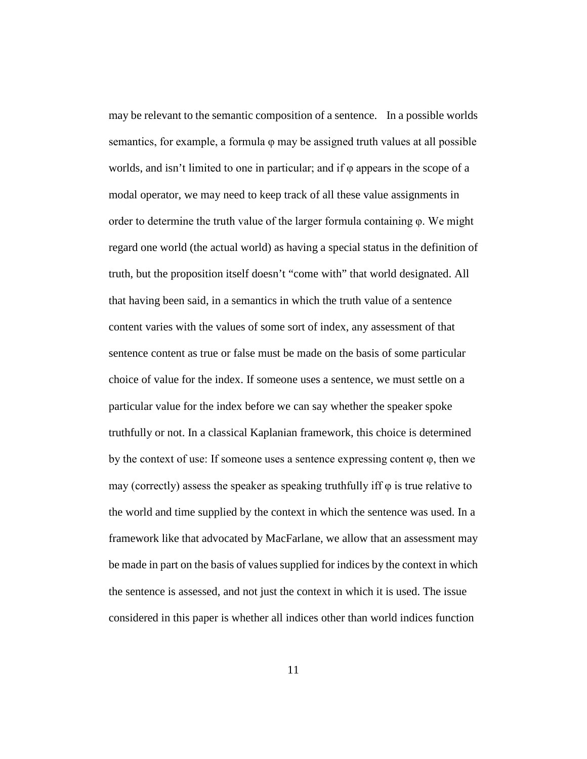may be relevant to the semantic composition of a sentence. In a possible worlds semantics, for example, a formula $\varphi$ may be assigned truth values at all possible worlds, and isn't limited to one in particular; and if $\varphi$ appears in the scope of a modal operator, we may need to keep track of all these value assignments in order to determine the truth value of the larger formula containing $\varphi$. We might regard one world (the actual world) as having a special status in the definition of truth, but the proposition itself doesn't "come with" that world designated. All that having been said, in a semantics in which the truth value of a sentence content varies with the values of some sort of index, any assessment of that sentence content as true or false must be made on the basis of some particular choice of value for the index. If someone uses a sentence, we must settle on a particular value for the index before we can say whether the speaker spoke truthfully or not. In a classical Kaplanian framework, this choice is determined by the context of use: If someone uses a sentence expressing content $\varphi$, then we may (correctly) assess the speaker as speaking truthfully iff $\varphi$ is true relative to the world and time supplied by the context in which the sentence was used. In a framework like that advocated by MacFarlane, we allow that an assessment may be made in part on the basis of values supplied for indices by the context in which the sentence is assessed, and not just the context in which it is used. The issue considered in this paper is whether all indices other than world indices function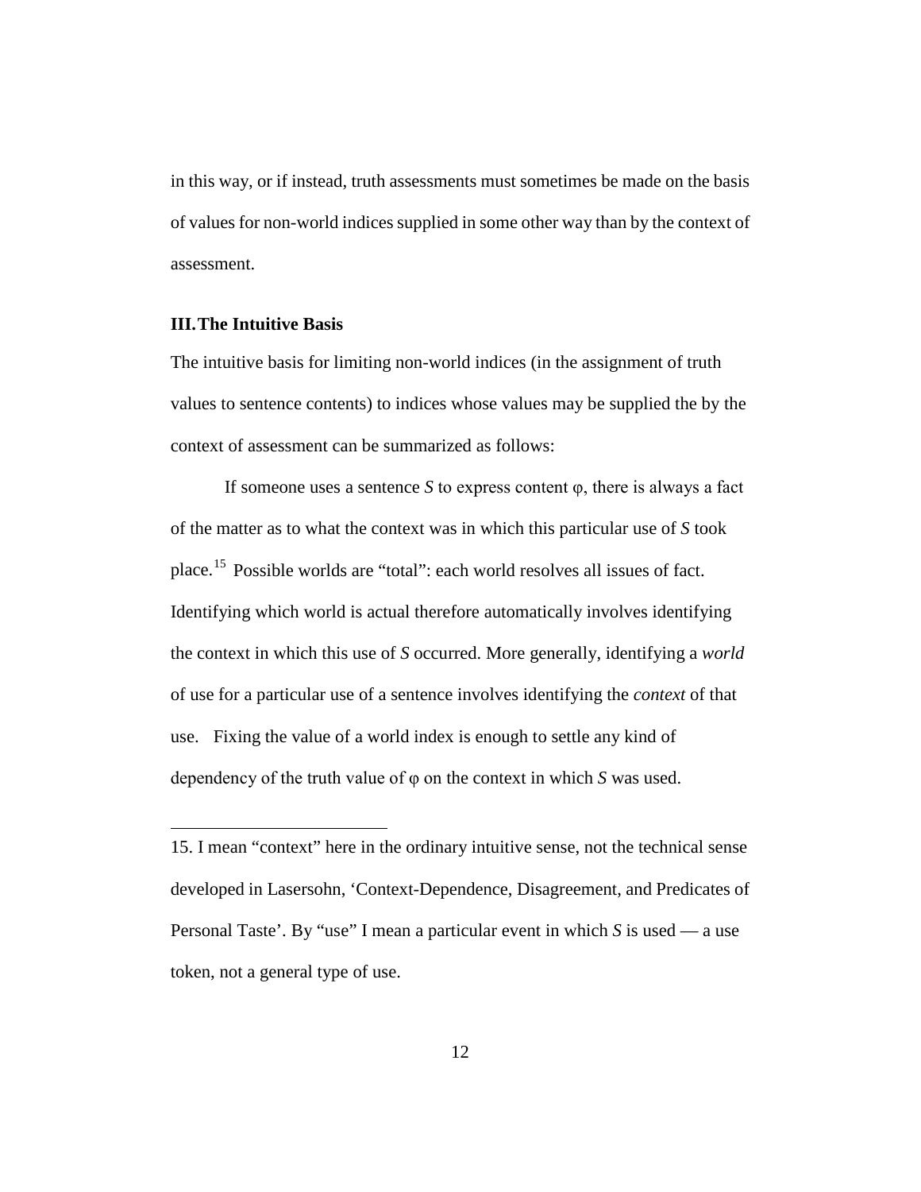in this way, or if instead, truth assessments must sometimes be made on the basis of values for non-world indices supplied in some other way than by the context of assessment.

### III. The Intuitive Basis

The intuitive basis for limiting non-world indices (in the assignment of truth values to sentence contents) to indices whose values may be supplied the by the context of assessment can be summarized as follows:

If someone uses a sentence *S* to express content φ, there is always a fact of the matter as to what the context was in which this particular use of *S* took place.[15] Possible worlds are "total": each world resolves all issues of fact. Identifying which world is actual therefore automatically involves identifying the context in which this use of *S* occurred. More generally, identifying a *world* of use for a particular use of a sentence involves identifying the *context* of that use. Fixing the value of a world index is enough to settle any kind of dependency of the truth value of φ on the context in which *S* was used.

---

15. I mean "context" here in the ordinary intuitive sense, not the technical sense developed in Lasersohn, 'Context-Dependence, Disagreement, and Predicates of Personal Taste'. By "use" I mean a particular event in which *S* is used — a use token, not a general type of use.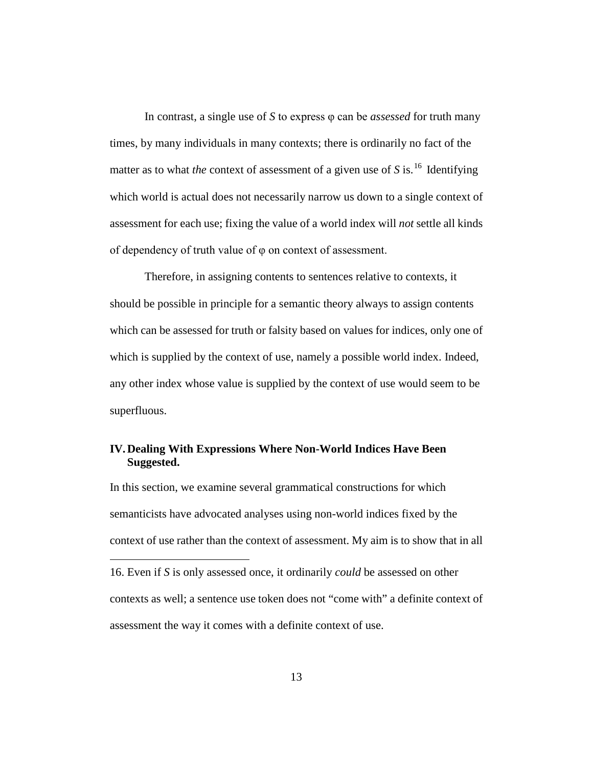In contrast, a single use of *S* to express φ can be *assessed* for truth many times, by many individuals in many contexts; there is ordinarily no fact of the matter as to what *the* context of assessment of a given use of *S* is.[16] Identifying which world is actual does not necessarily narrow us down to a single context of assessment for each use; fixing the value of a world index will *not* settle all kinds of dependency of truth value of φ on context of assessment.

Therefore, in assigning contents to sentences relative to contexts, it should be possible in principle for a semantic theory always to assign contents which can be assessed for truth or falsity based on values for indices, only one of which is supplied by the context of use, namely a possible world index. Indeed, any other index whose value is supplied by the context of use would seem to be superfluous.

## IV. Dealing With Expressions Where Non-World Indices Have Been Suggested.

In this section, we examine several grammatical constructions for which semanticists have advocated analyses using non-world indices fixed by the context of use rather than the context of assessment. My aim is to show that in all

16. Even if *S* is only assessed once, it ordinarily *could* be assessed on other contexts as well; a sentence use token does not "come with" a definite context of assessment the way it comes with a definite context of use.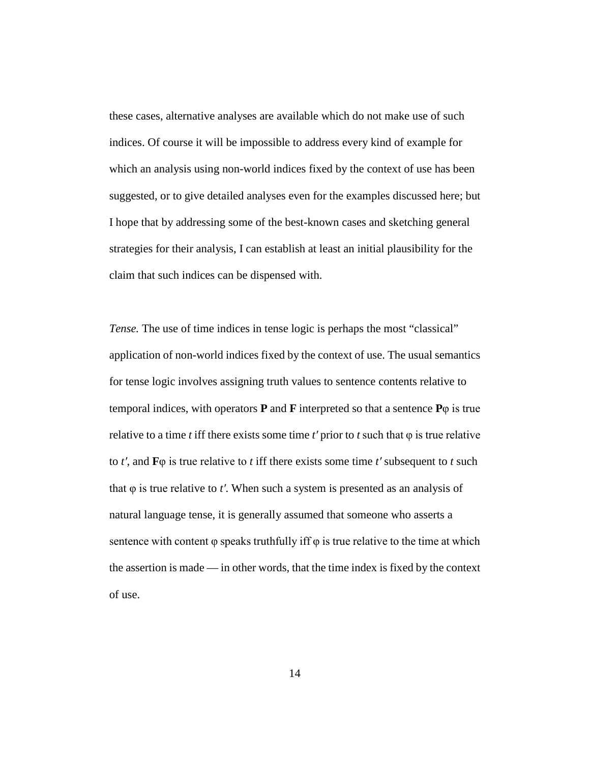these cases, alternative analyses are available which do not make use of such indices. Of course it will be impossible to address every kind of example for which an analysis using non-world indices fixed by the context of use has been suggested, or to give detailed analyses even for the examples discussed here; but I hope that by addressing some of the best-known cases and sketching general strategies for their analysis, I can establish at least an initial plausibility for the claim that such indices can be dispensed with.

*Tense.* The use of time indices in tense logic is perhaps the most "classical" application of non-world indices fixed by the context of use. The usual semantics for tense logic involves assigning truth values to sentence contents relative to temporal indices, with operators **P** and **F** interpreted so that a sentence $\mathbf{P}\varphi$ is true relative to a time $t$ iff there exists some time $t'$ prior to $t$ such that $\varphi$ is true relative to $t'$, and $\mathbf{F}\varphi$ is true relative to $t$ iff there exists some time $t'$ subsequent to $t$ such that $\varphi$ is true relative to $t'$. When such a system is presented as an analysis of natural language tense, it is generally assumed that someone who asserts a sentence with content $\varphi$ speaks truthfully iff $\varphi$ is true relative to the time at which the assertion is made — in other words, that the time index is fixed by the context of use.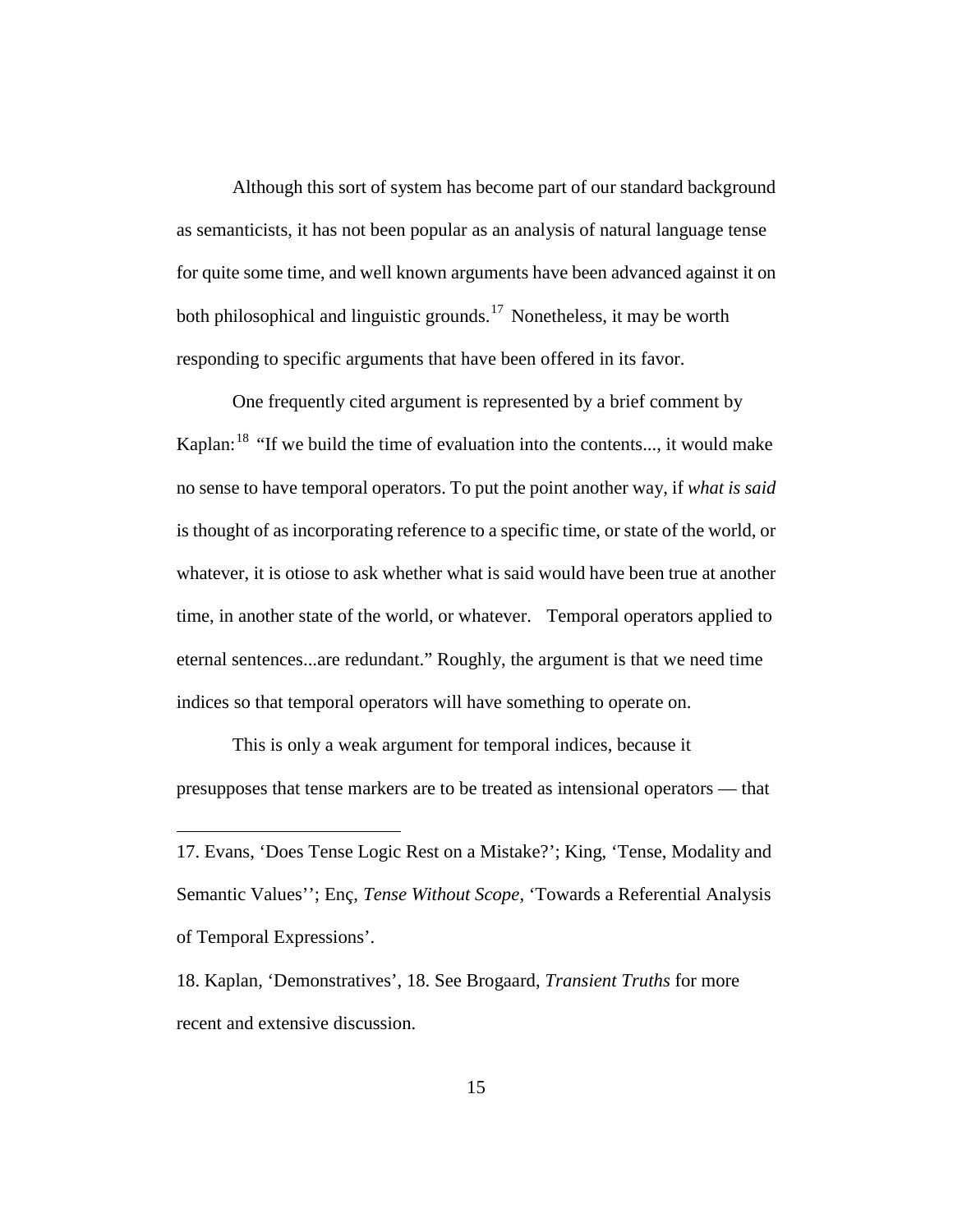Although this sort of system has become part of our standard background as semanticists, it has not been popular as an analysis of natural language tense for quite some time, and well known arguments have been advanced against it on both philosophical and linguistic grounds.[17] Nonetheless, it may be worth responding to specific arguments that have been offered in its favor.

One frequently cited argument is represented by a brief comment by Kaplan:[18] "If we build the time of evaluation into the contents..., it would make no sense to have temporal operators. To put the point another way, if *what is said* is thought of as incorporating reference to a specific time, or state of the world, or whatever, it is otiose to ask whether what is said would have been true at another time, in another state of the world, or whatever. Temporal operators applied to eternal sentences...are redundant." Roughly, the argument is that we need time indices so that temporal operators will have something to operate on.

This is only a weak argument for temporal indices, because it presupposes that tense markers are to be treated as intensional operators — that

---

17. Evans, 'Does Tense Logic Rest on a Mistake?'; King, 'Tense, Modality and Semantic Values''; Enç, *Tense Without Scope*, 'Towards a Referential Analysis of Temporal Expressions'.

18. Kaplan, 'Demonstratives', 18. See Brogaard, *Transient Truths* for more recent and extensive discussion.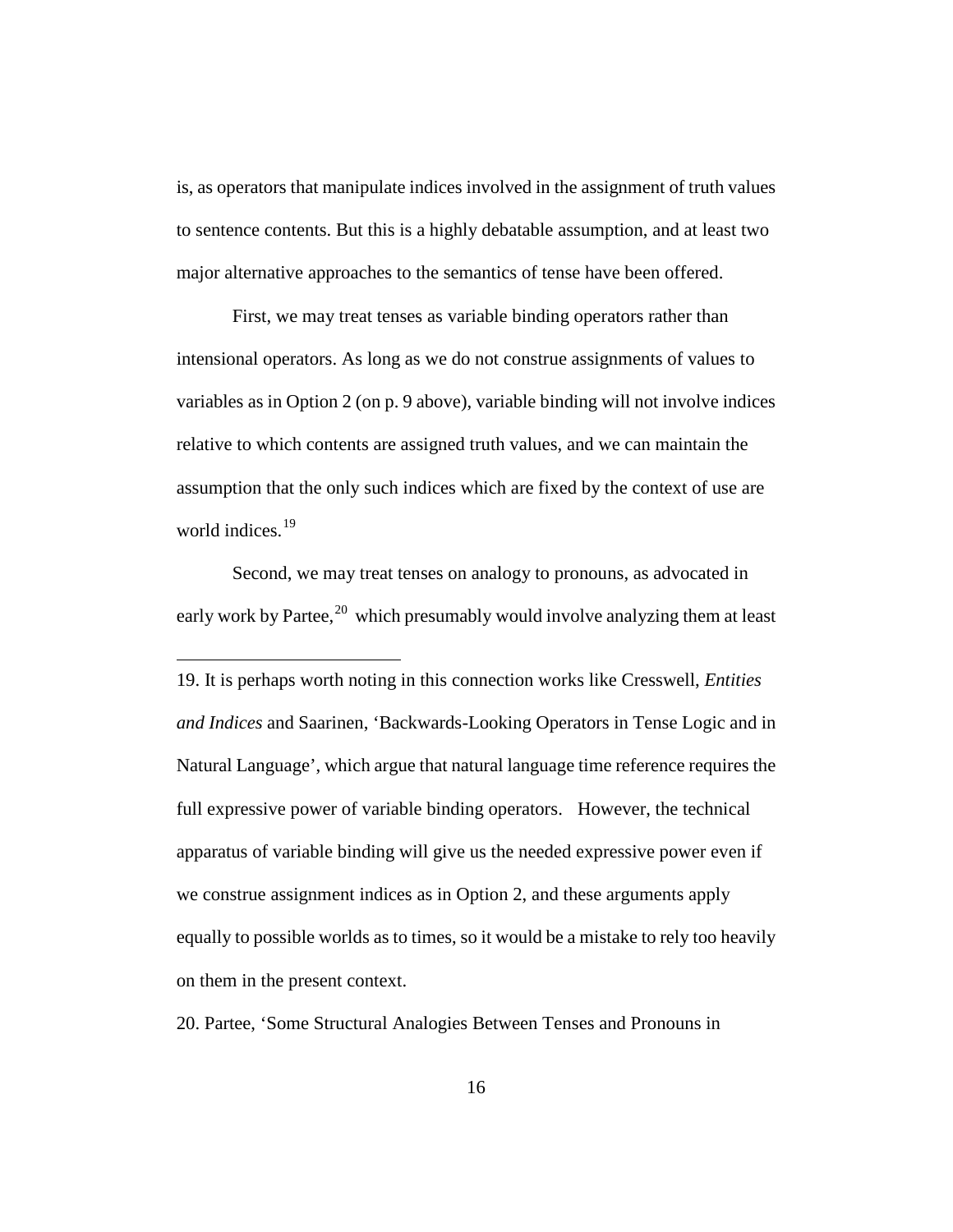is, as operators that manipulate indices involved in the assignment of truth values to sentence contents. But this is a highly debatable assumption, and at least two major alternative approaches to the semantics of tense have been offered.

First, we may treat tenses as variable binding operators rather than intensional operators. As long as we do not construe assignments of values to variables as in Option 2 (on p. 9 above), variable binding will not involve indices relative to which contents are assigned truth values, and we can maintain the assumption that the only such indices which are fixed by the context of use are world indices.[19]

Second, we may treat tenses on analogy to pronouns, as advocated in early work by Partee,[20] which presumably would involve analyzing them at least

---

19. It is perhaps worth noting in this connection works like Cresswell, *Entities and Indices* and Saarinen, 'Backwards-Looking Operators in Tense Logic and in Natural Language', which argue that natural language time reference requires the full expressive power of variable binding operators. However, the technical apparatus of variable binding will give us the needed expressive power even if we construe assignment indices as in Option 2, and these arguments apply equally to possible worlds as to times, so it would be a mistake to rely too heavily on them in the present context.

20. Partee, 'Some Structural Analogies Between Tenses and Pronouns in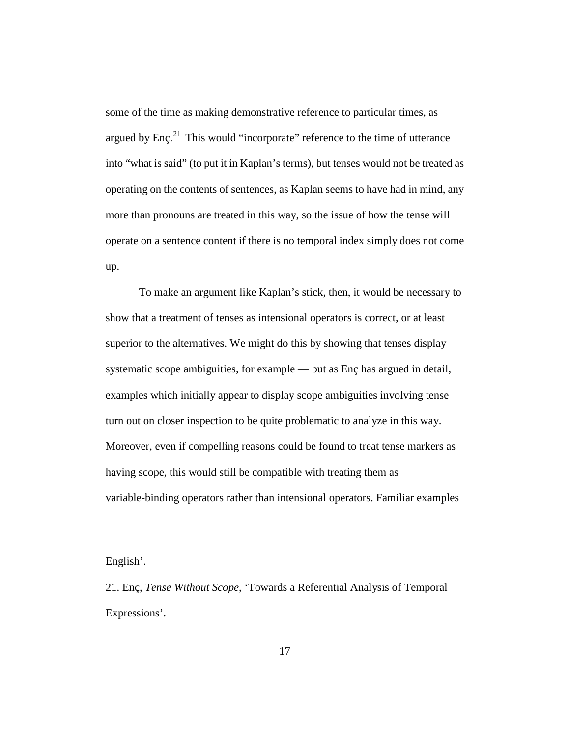some of the time as making demonstrative reference to particular times, as argued by Enç.[21] This would "incorporate" reference to the time of utterance into "what is said" (to put it in Kaplan's terms), but tenses would not be treated as operating on the contents of sentences, as Kaplan seems to have had in mind, any more than pronouns are treated in this way, so the issue of how the tense will operate on a sentence content if there is no temporal index simply does not come up.

To make an argument like Kaplan's stick, then, it would be necessary to show that a treatment of tenses as intensional operators is correct, or at least superior to the alternatives. We might do this by showing that tenses display systematic scope ambiguities, for example — but as Enç has argued in detail, examples which initially appear to display scope ambiguities involving tense turn out on closer inspection to be quite problematic to analyze in this way. Moreover, even if compelling reasons could be found to treat tense markers as having scope, this would still be compatible with treating them as variable-binding operators rather than intensional operators. Familiar examples

---

English'.

21. Enç, *Tense Without Scope*, 'Towards a Referential Analysis of Temporal Expressions'.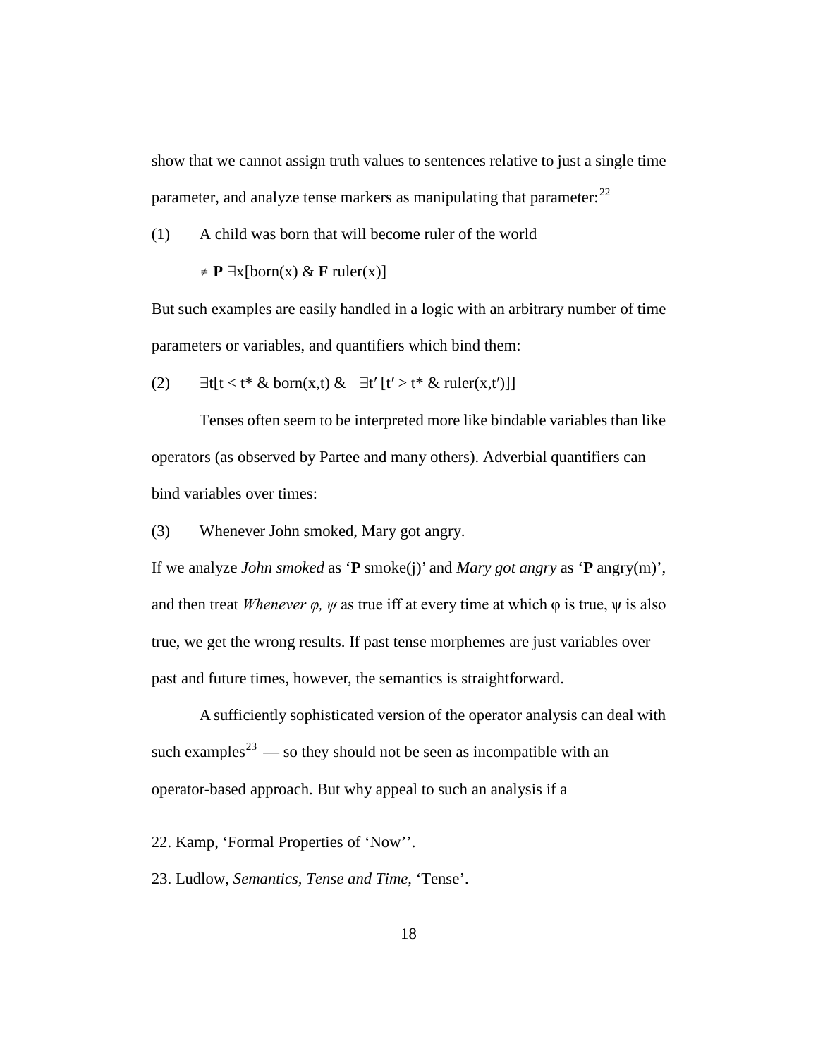show that we cannot assign truth values to sentences relative to just a single time parameter, and analyze tense markers as manipulating that parameter:[22]

(1) A child was born that will become ruler of the world

$\neq$ **P** $\exists$x[born(x) & **F** ruler(x)]

But such examples are easily handled in a logic with an arbitrary number of time parameters or variables, and quantifiers which bind them:

(2) $\exists$t[t < t* & born(x,t) & $\exists$t′ [t′ > t* & ruler(x,t′)]]

Tenses often seem to be interpreted more like bindable variables than like operators (as observed by Partee and many others). Adverbial quantifiers can bind variables over times:

(3) Whenever John smoked, Mary got angry.

If we analyze *John smoked* as ‘**P** smoke(j)’ and *Mary got angry* as ‘**P** angry(m)’, and then treat *Whenever φ, ψ* as true iff at every time at which φ is true, ψ is also true, we get the wrong results. If past tense morphemes are just variables over past and future times, however, the semantics is straightforward.

A sufficiently sophisticated version of the operator analysis can deal with such examples[23] — so they should not be seen as incompatible with an operator-based approach. But why appeal to such an analysis if a

---

22. Kamp, ‘Formal Properties of ‘Now’’.

23. Ludlow, *Semantics, Tense and Time*, ‘Tense’.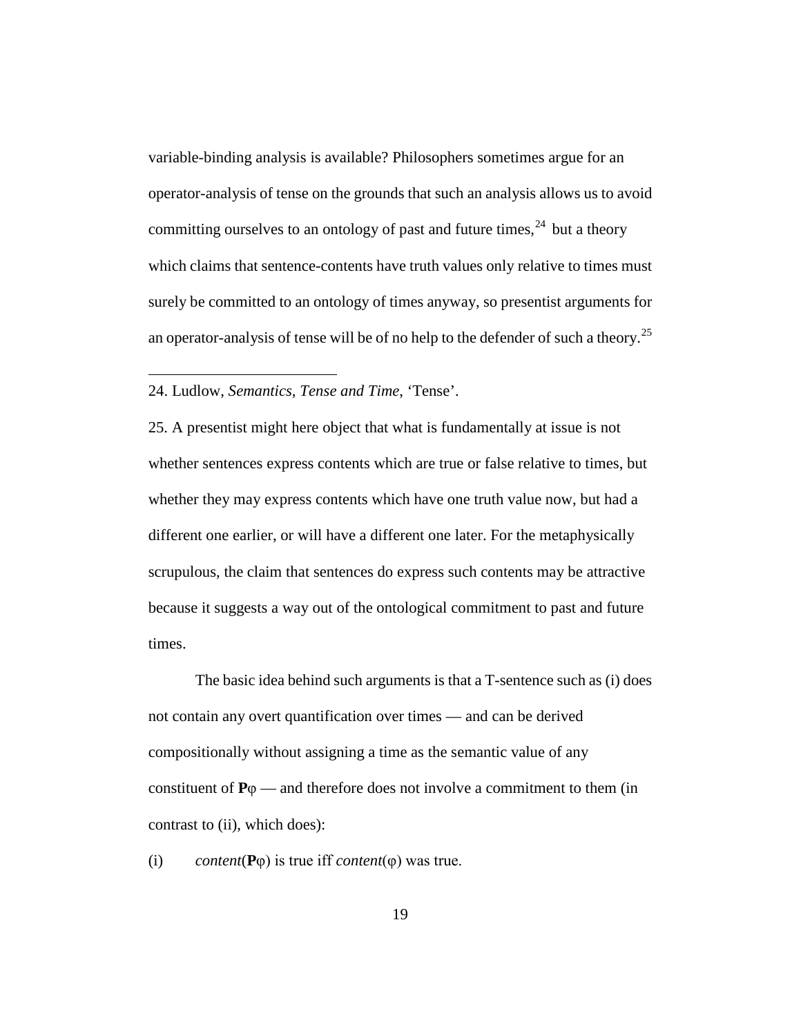variable-binding analysis is available? Philosophers sometimes argue for an operator-analysis of tense on the grounds that such an analysis allows us to avoid committing ourselves to an ontology of past and future times,[24] but a theory which claims that sentence-contents have truth values only relative to times must surely be committed to an ontology of times anyway, so presentist arguments for an operator-analysis of tense will be of no help to the defender of such a theory.[25]

---

24. Ludlow, *Semantics, Tense and Time*, 'Tense'.

25. A presentist might here object that what is fundamentally at issue is not whether sentences express contents which are true or false relative to times, but whether they may express contents which have one truth value now, but had a different one earlier, or will have a different one later. For the metaphysically scrupulous, the claim that sentences do express such contents may be attractive because it suggests a way out of the ontological commitment to past and future times.

The basic idea behind such arguments is that a T-sentence such as (i) does not contain any overt quantification over times — and can be derived compositionally without assigning a time as the semantic value of any constituent of **P**φ — and therefore does not involve a commitment to them (in contrast to (ii), which does):

(i) *content*(**P**φ) is true iff *content*(φ) was true.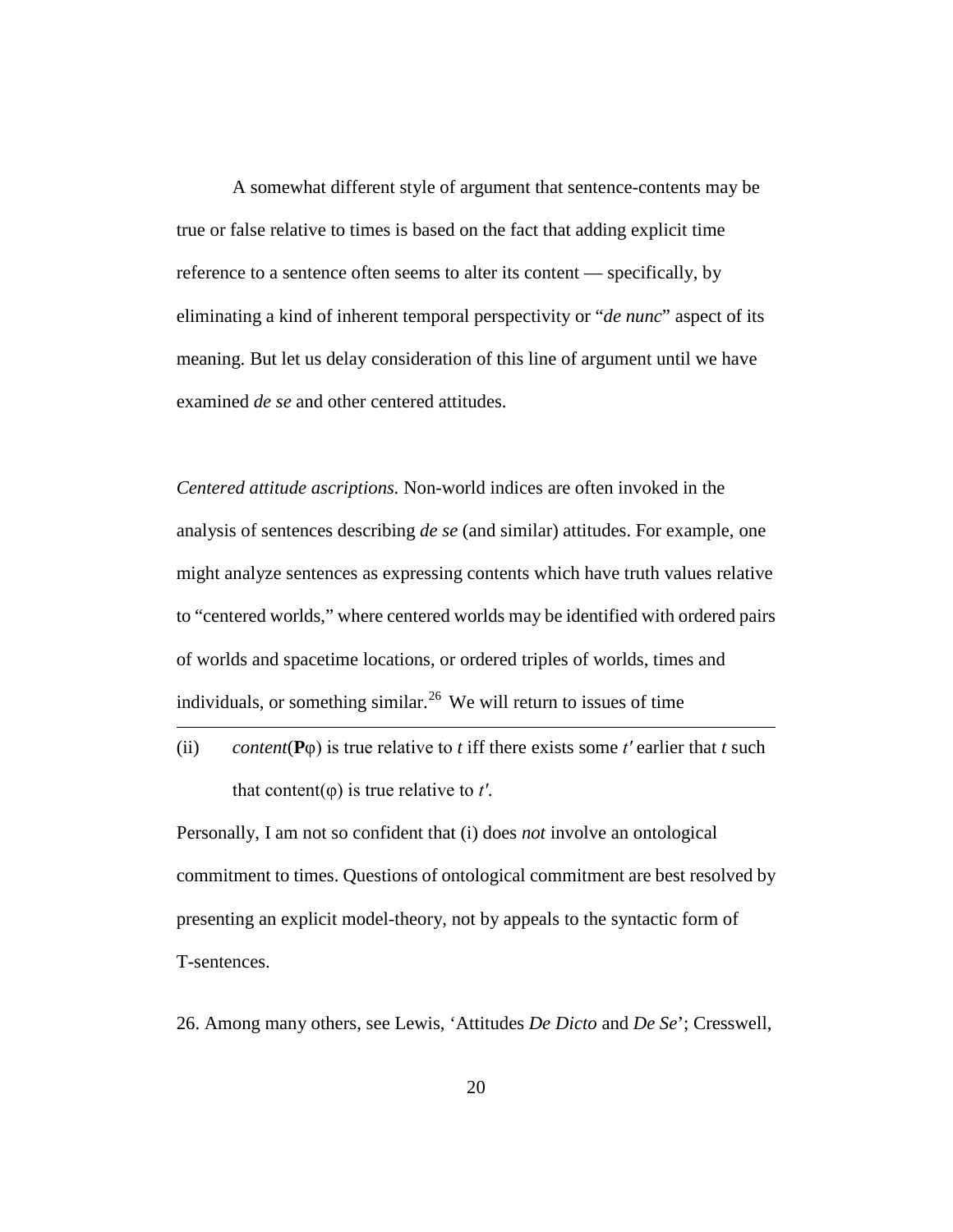A somewhat different style of argument that sentence-contents may be true or false relative to times is based on the fact that adding explicit time reference to a sentence often seems to alter its content — specifically, by eliminating a kind of inherent temporal perspectivity or "*de nunc*" aspect of its meaning. But let us delay consideration of this line of argument until we have examined *de se* and other centered attitudes.

*Centered attitude ascriptions.* Non-world indices are often invoked in the analysis of sentences describing *de se* (and similar) attitudes. For example, one might analyze sentences as expressing contents which have truth values relative to "centered worlds," where centered worlds may be identified with ordered pairs of worlds and spacetime locations, or ordered triples of worlds, times and individuals, or something similar.[26] We will return to issues of time

---

(ii) *content*($\mathbf{P}\varphi$) is true relative to $t$ iff there exists some $t'$ earlier that $t$ such that content($\varphi$) is true relative to $t'$.

Personally, I am not so confident that (i) does *not* involve an ontological commitment to times. Questions of ontological commitment are best resolved by presenting an explicit model-theory, not by appeals to the syntactic form of T-sentences.

26. Among many others, see Lewis, 'Attitudes *De Dicto* and *De Se*'; Cresswell,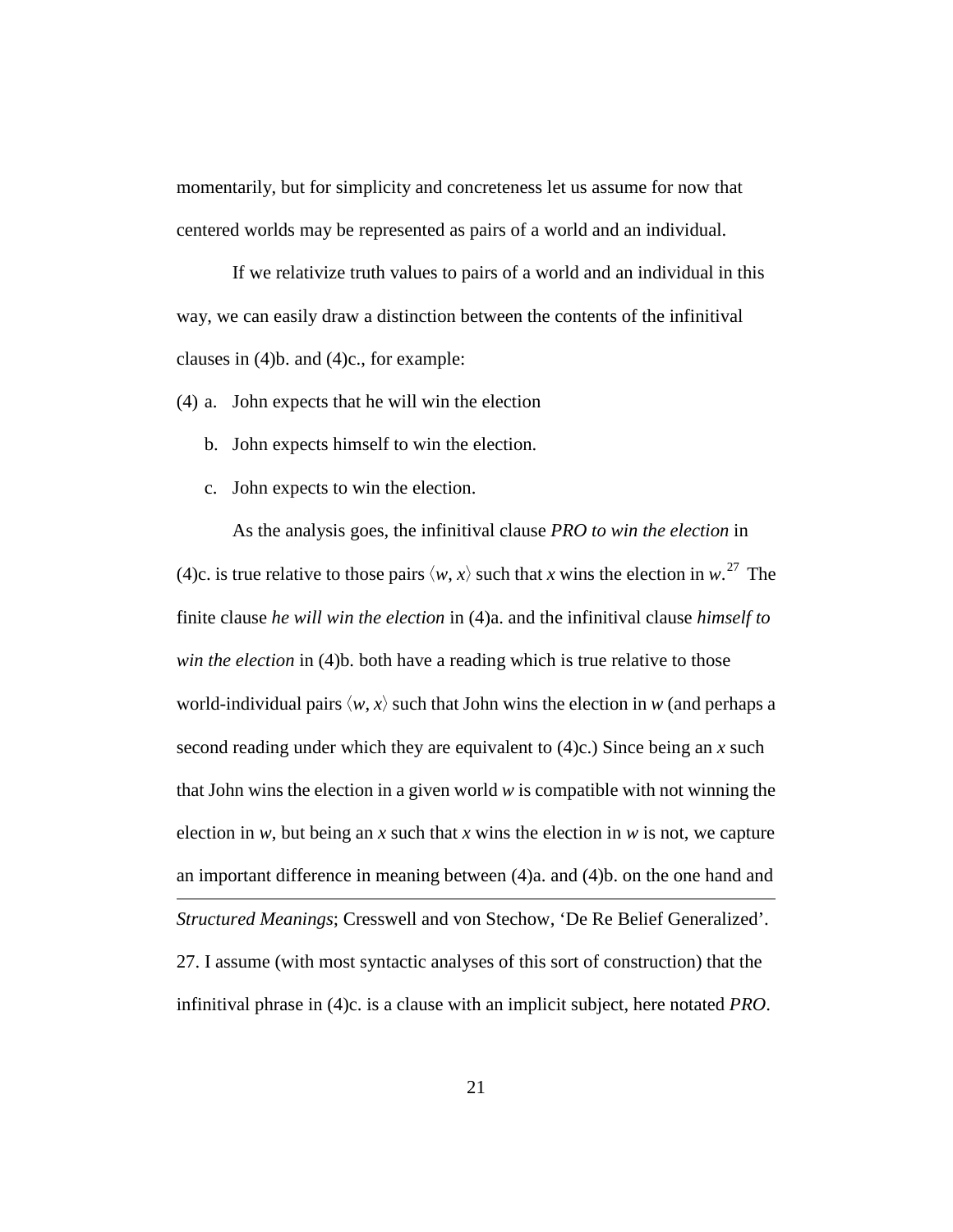momentarily, but for simplicity and concreteness let us assume for now that centered worlds may be represented as pairs of a world and an individual.

If we relativize truth values to pairs of a world and an individual in this way, we can easily draw a distinction between the contents of the infinitival clauses in (4)b. and (4)c., for example:

(4) a. John expects that he will win the election

b. John expects himself to win the election.

c. John expects to win the election.

As the analysis goes, the infinitival clause *PRO to win the election* in (4)c. is true relative to those pairs $\langle w, x \rangle$ such that $x$ wins the election in $w$.[27] The finite clause *he will win the election* in (4)a. and the infinitival clause *himself to win the election* in (4)b. both have a reading which is true relative to those world-individual pairs $\langle w, x \rangle$ such that John wins the election in $w$ (and perhaps a second reading under which they are equivalent to (4)c.) Since being an $x$ such that John wins the election in a given world $w$ is compatible with not winning the election in $w$, but being an $x$ such that $x$ wins the election in $w$ is not, we capture an important difference in meaning between (4)a. and (4)b. on the one hand and

*Structured Meanings*; Cresswell and von Stechow, 'De Re Belief Generalized'.

27. I assume (with most syntactic analyses of this sort of construction) that the infinitival phrase in (4)c. is a clause with an implicit subject, here notated *PRO*.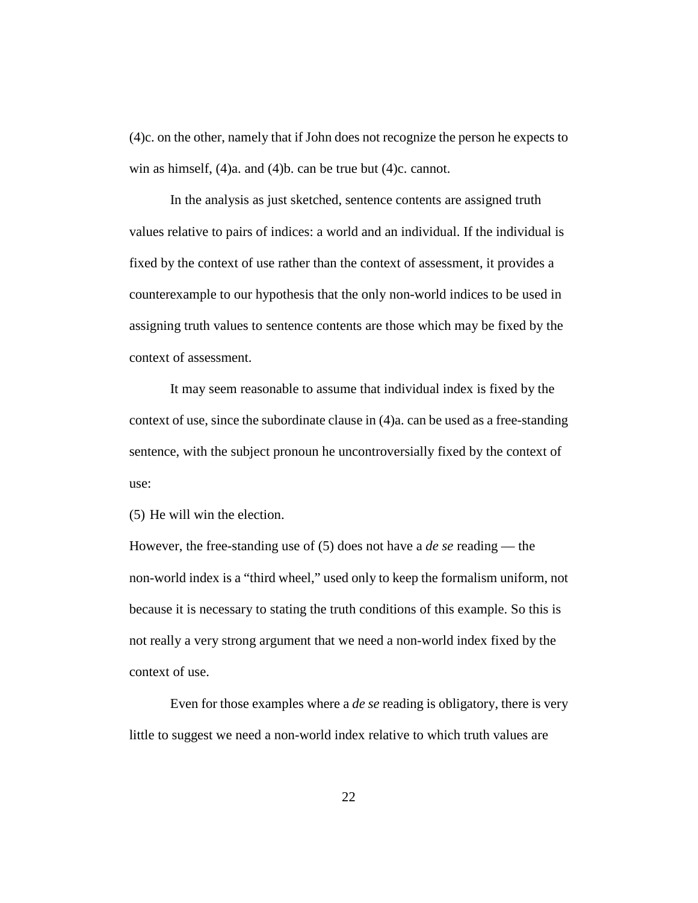(4)c. on the other, namely that if John does not recognize the person he expects to win as himself, (4)a. and (4)b. can be true but (4)c. cannot.

In the analysis as just sketched, sentence contents are assigned truth values relative to pairs of indices: a world and an individual. If the individual is fixed by the context of use rather than the context of assessment, it provides a counterexample to our hypothesis that the only non-world indices to be used in assigning truth values to sentence contents are those which may be fixed by the context of assessment.

It may seem reasonable to assume that individual index is fixed by the context of use, since the subordinate clause in (4)a. can be used as a free-standing sentence, with the subject pronoun he uncontroversially fixed by the context of use:

(5) He will win the election.

However, the free-standing use of (5) does not have a *de se* reading — the non-world index is a "third wheel," used only to keep the formalism uniform, not because it is necessary to stating the truth conditions of this example. So this is not really a very strong argument that we need a non-world index fixed by the context of use.

Even for those examples where a *de se* reading is obligatory, there is very little to suggest we need a non-world index relative to which truth values are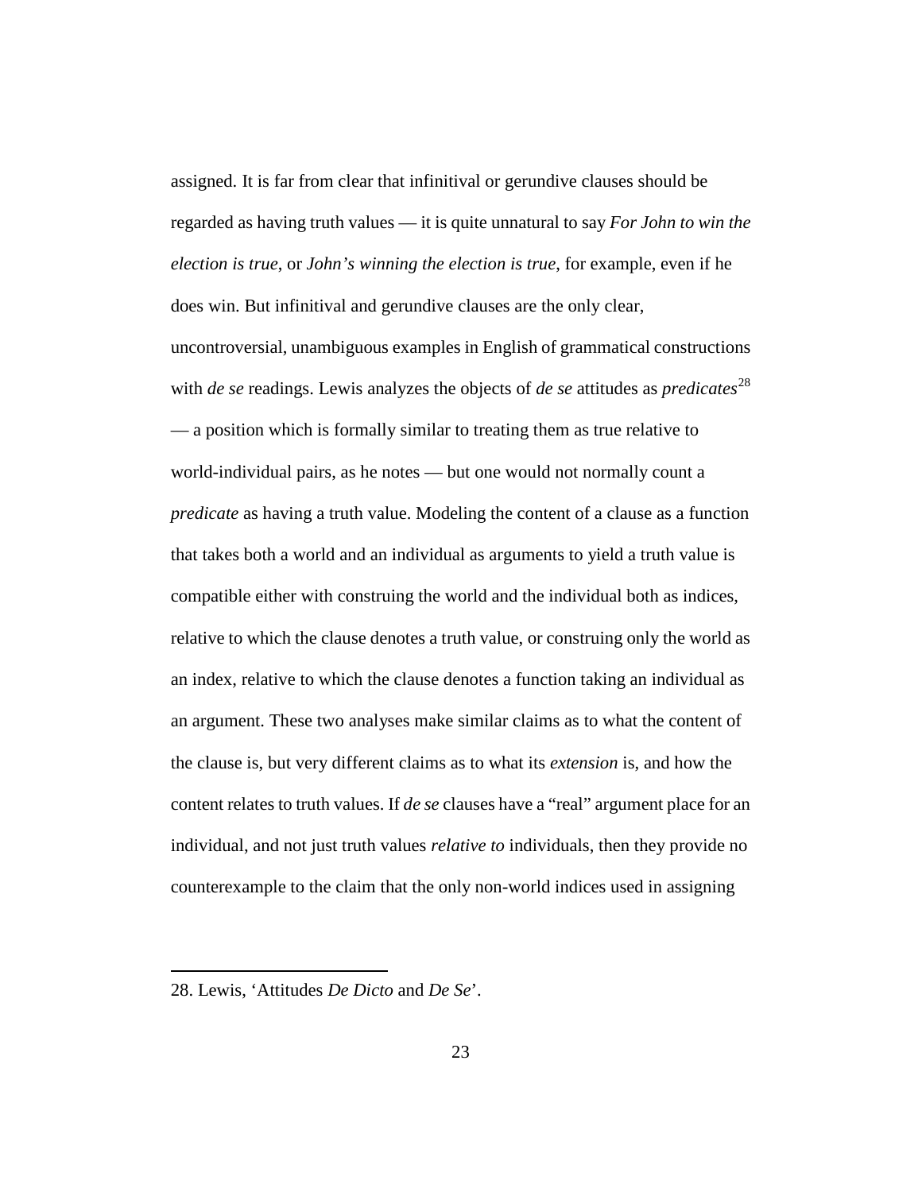assigned. It is far from clear that infinitival or gerundive clauses should be regarded as having truth values — it is quite unnatural to say *For John to win the election is true*, or *John's winning the election is true*, for example, even if he does win. But infinitival and gerundive clauses are the only clear, uncontroversial, unambiguous examples in English of grammatical constructions with *de se* readings. Lewis analyzes the objects of *de se* attitudes as *predicates*[28] — a position which is formally similar to treating them as true relative to world-individual pairs, as he notes — but one would not normally count a *predicate* as having a truth value. Modeling the content of a clause as a function that takes both a world and an individual as arguments to yield a truth value is compatible either with construing the world and the individual both as indices, relative to which the clause denotes a truth value, or construing only the world as an index, relative to which the clause denotes a function taking an individual as an argument. These two analyses make similar claims as to what the content of the clause is, but very different claims as to what its *extension* is, and how the content relates to truth values. If *de se* clauses have a "real" argument place for an individual, and not just truth values *relative to* individuals, then they provide no counterexample to the claim that the only non-world indices used in assigning

28. Lewis, 'Attitudes *De Dicto* and *De Se*'.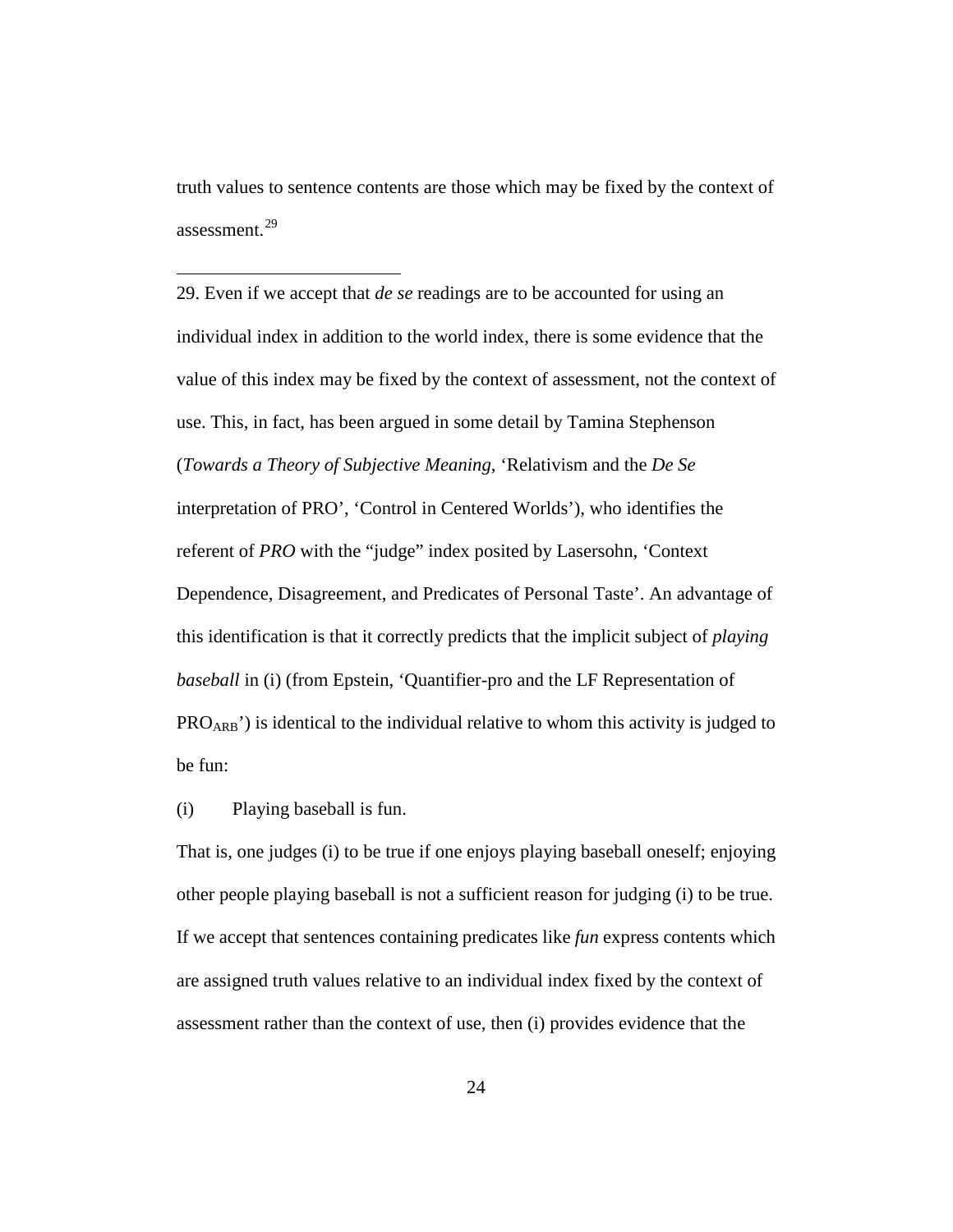truth values to sentence contents are those which may be fixed by the context of assessment.[29]

---

29. Even if we accept that *de se* readings are to be accounted for using an individual index in addition to the world index, there is some evidence that the value of this index may be fixed by the context of assessment, not the context of use. This, in fact, has been argued in some detail by Tamina Stephenson (*Towards a Theory of Subjective Meaning*, 'Relativism and the *De Se* interpretation of PRO', 'Control in Centered Worlds'), who identifies the referent of *PRO* with the "judge" index posited by Lasersohn, 'Context Dependence, Disagreement, and Predicates of Personal Taste'. An advantage of this identification is that it correctly predicts that the implicit subject of *playing baseball* in (i) (from Epstein, 'Quantifier-pro and the LF Representation of $PRO_{ARB}$') is identical to the individual relative to whom this activity is judged to be fun:

(i) Playing baseball is fun.

That is, one judges (i) to be true if one enjoys playing baseball oneself; enjoying other people playing baseball is not a sufficient reason for judging (i) to be true. If we accept that sentences containing predicates like *fun* express contents which are assigned truth values relative to an individual index fixed by the context of assessment rather than the context of use, then (i) provides evidence that the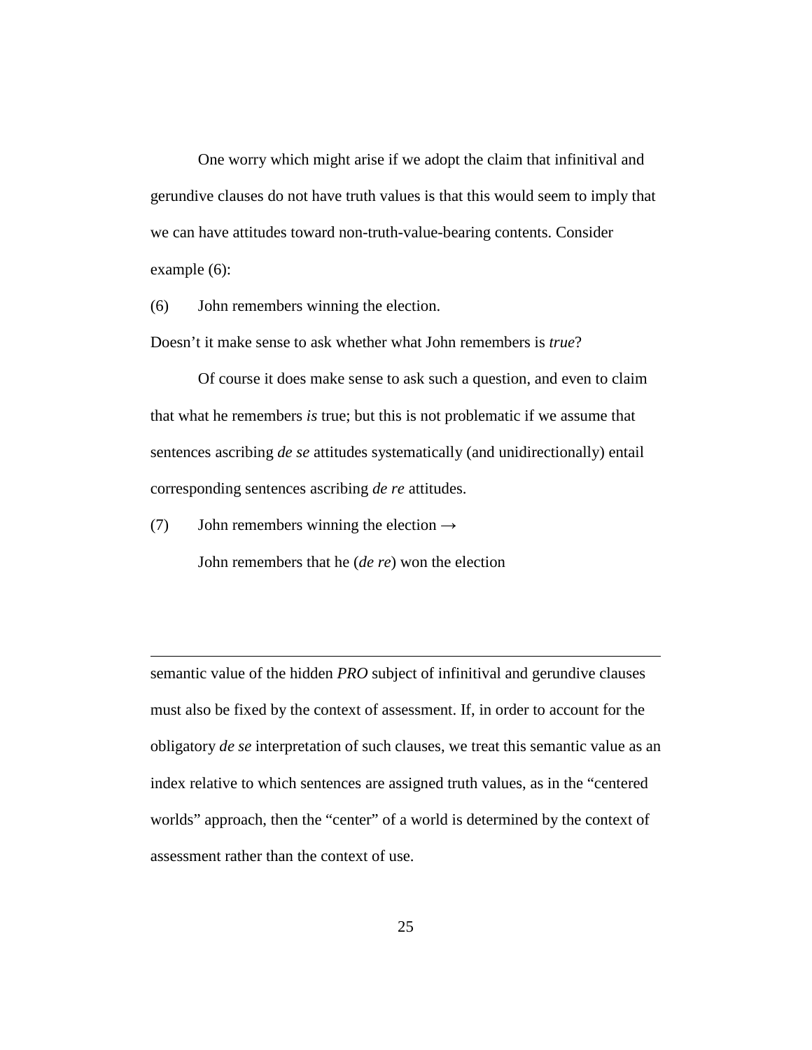One worry which might arise if we adopt the claim that infinitival and gerundive clauses do not have truth values is that this would seem to imply that we can have attitudes toward non-truth-value-bearing contents. Consider example (6):

(6) John remembers winning the election.

Doesn't it make sense to ask whether what John remembers is *true*?

Of course it does make sense to ask such a question, and even to claim that what he remembers *is* true; but this is not problematic if we assume that sentences ascribing *de se* attitudes systematically (and unidirectionally) entail corresponding sentences ascribing *de re* attitudes.

(7) John remembers winning the election →

John remembers that he (*de re*) won the election

---

semantic value of the hidden *PRO* subject of infinitival and gerundive clauses must also be fixed by the context of assessment. If, in order to account for the obligatory *de se* interpretation of such clauses, we treat this semantic value as an index relative to which sentences are assigned truth values, as in the "centered worlds" approach, then the "center" of a world is determined by the context of assessment rather than the context of use.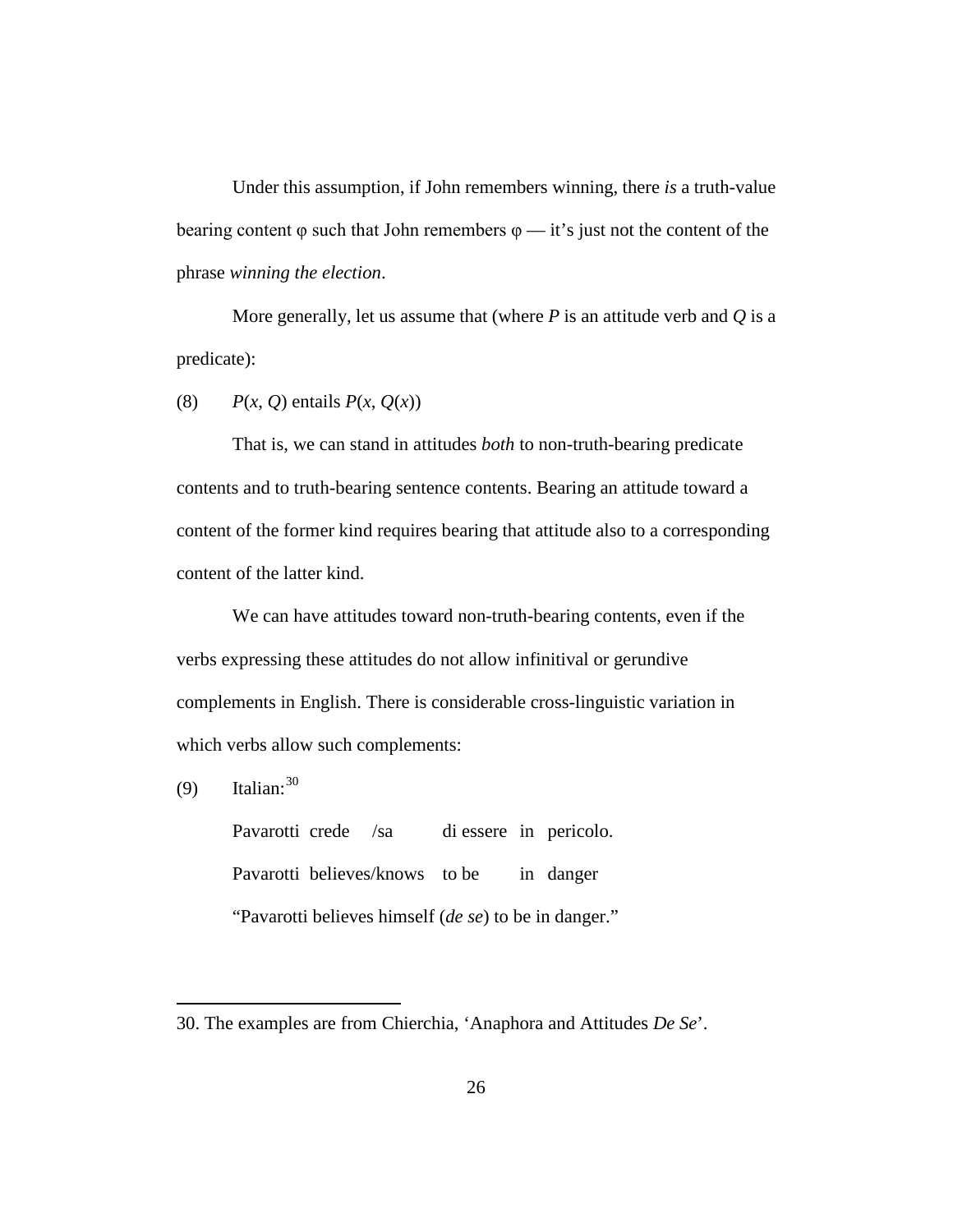Under this assumption, if John remembers winning, there *is* a truth-value bearing content φ such that John remembers φ — it's just not the content of the phrase *winning the election*.

More generally, let us assume that (where *P* is an attitude verb and *Q* is a predicate):

(8) $P(x, Q)$ entails $P(x, Q(x))$

That is, we can stand in attitudes *both* to non-truth-bearing predicate contents and to truth-bearing sentence contents. Bearing an attitude toward a content of the former kind requires bearing that attitude also to a corresponding content of the latter kind.

We can have attitudes toward non-truth-bearing contents, even if the verbs expressing these attitudes do not allow infinitival or gerundive complements in English. There is considerable cross-linguistic variation in which verbs allow such complements:

(9) Italian:[30]

Pavarotti crede /sa di essere in pericolo.

Pavarotti believes/knows to be in danger

"Pavarotti believes himself (*de se*) to be in danger."

---

30. The examples are from Chierchia, 'Anaphora and Attitudes *De Se*'.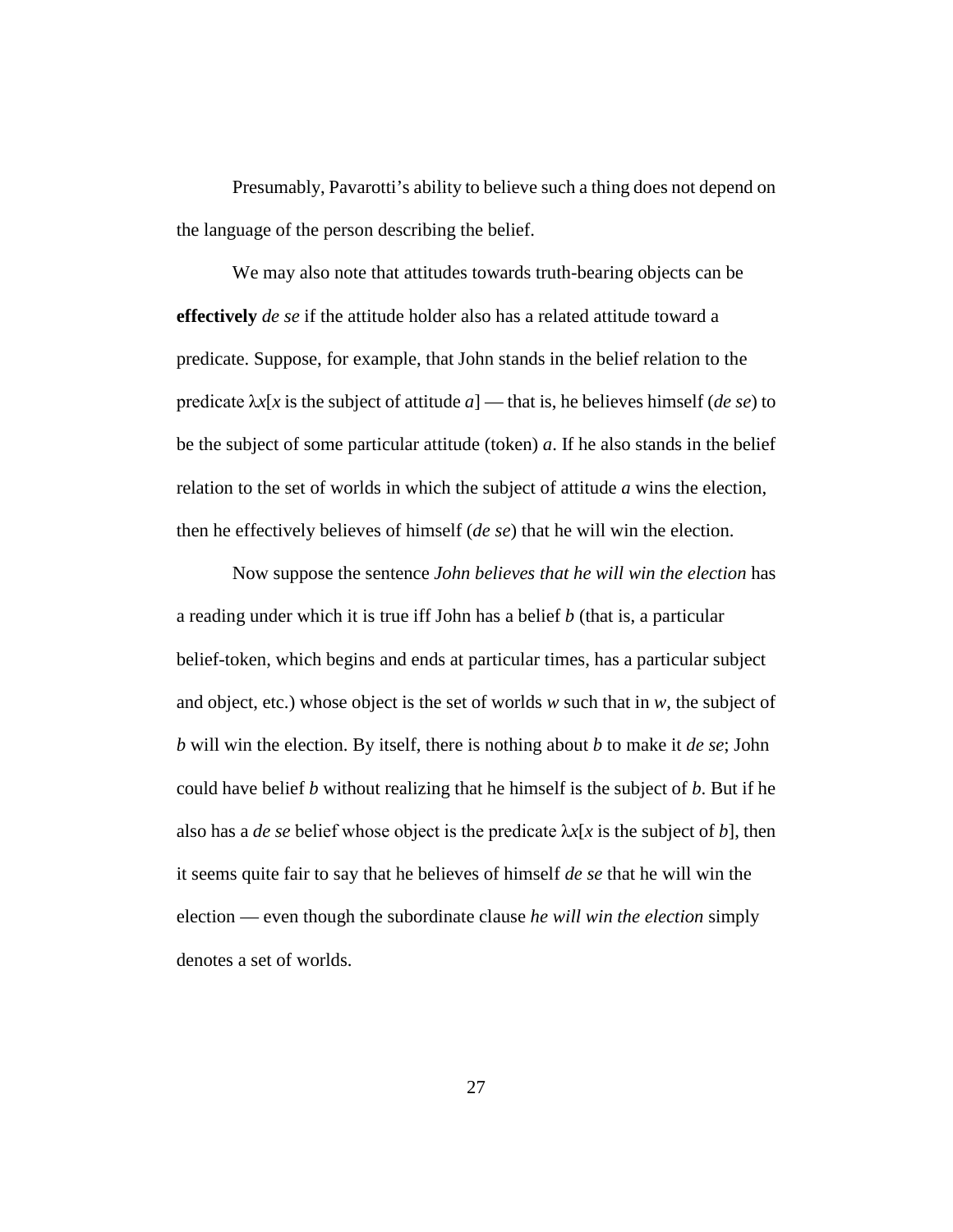Presumably, Pavarotti's ability to believe such a thing does not depend on the language of the person describing the belief.

We may also note that attitudes towards truth-bearing objects can be **effectively** *de se* if the attitude holder also has a related attitude toward a predicate. Suppose, for example, that John stands in the belief relation to the predicate $\lambda x$[*x* is the subject of attitude *a*] — that is, he believes himself (*de se*) to be the subject of some particular attitude (token) *a*. If he also stands in the belief relation to the set of worlds in which the subject of attitude *a* wins the election, then he effectively believes of himself (*de se*) that he will win the election.

Now suppose the sentence *John believes that he will win the election* has a reading under which it is true iff John has a belief *b* (that is, a particular belief-token, which begins and ends at particular times, has a particular subject and object, etc.) whose object is the set of worlds *w* such that in *w*, the subject of *b* will win the election. By itself, there is nothing about *b* to make it *de se*; John could have belief *b* without realizing that he himself is the subject of *b*. But if he also has a *de se* belief whose object is the predicate $\lambda x$[*x* is the subject of *b*], then it seems quite fair to say that he believes of himself *de se* that he will win the election — even though the subordinate clause *he will win the election* simply denotes a set of worlds.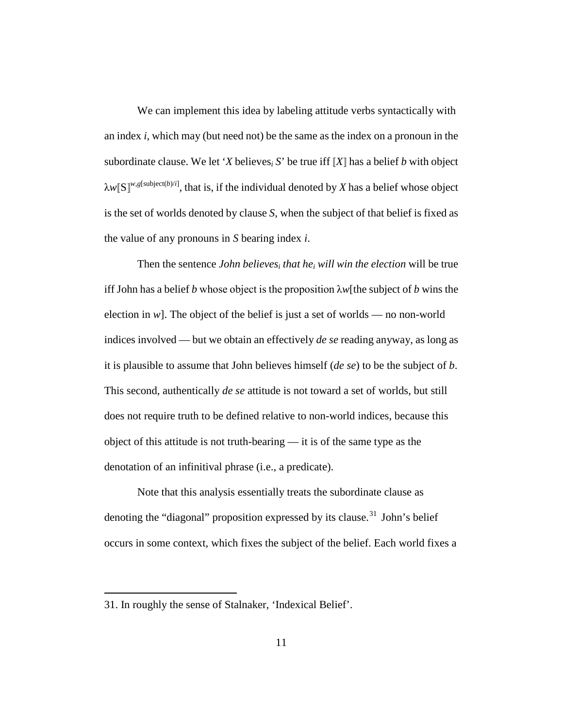We can implement this idea by labeling attitude verbs syntactically with an index *i*, which may (but need not) be the same as the index on a pronoun in the subordinate clause. We let '*X* believes$_i$ *S*' be true iff $[\![X]\!]$ has a belief *b* with object $\lambda w[\![S]\!]^{w,g[\text{subject}(b)/i]}$, that is, if the individual denoted by *X* has a belief whose object is the set of worlds denoted by clause *S*, when the subject of that belief is fixed as the value of any pronouns in *S* bearing index *i*.

Then the sentence *John believes$_i$ that he$_i$ will win the election* will be true iff John has a belief *b* whose object is the proposition $\lambda w$[the subject of *b* wins the election in *w*]. The object of the belief is just a set of worlds — no non-world indices involved — but we obtain an effectively *de se* reading anyway, as long as it is plausible to assume that John believes himself (*de se*) to be the subject of *b*. This second, authentically *de se* attitude is not toward a set of worlds, but still does not require truth to be defined relative to non-world indices, because this object of this attitude is not truth-bearing — it is of the same type as the denotation of an infinitival phrase (i.e., a predicate).

Note that this analysis essentially treats the subordinate clause as denoting the "diagonal" proposition expressed by its clause.[31] John's belief occurs in some context, which fixes the subject of the belief. Each world fixes a

31. In roughly the sense of Stalnaker, 'Indexical Belief'.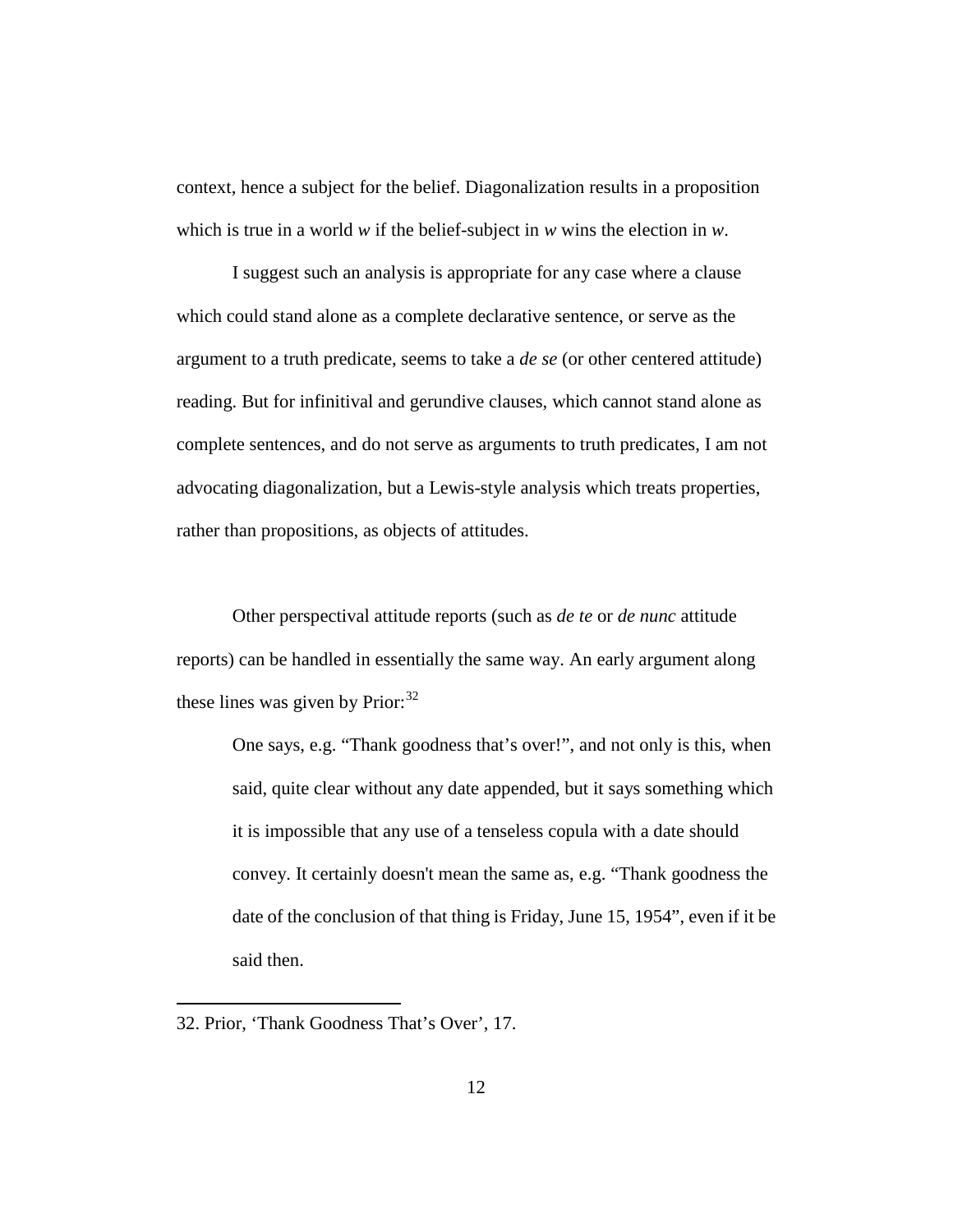context, hence a subject for the belief. Diagonalization results in a proposition which is true in a world *w* if the belief-subject in *w* wins the election in *w*.

I suggest such an analysis is appropriate for any case where a clause which could stand alone as a complete declarative sentence, or serve as the argument to a truth predicate, seems to take a *de se* (or other centered attitude) reading. But for infinitival and gerundive clauses, which cannot stand alone as complete sentences, and do not serve as arguments to truth predicates, I am not advocating diagonalization, but a Lewis-style analysis which treats properties, rather than propositions, as objects of attitudes.

Other perspectival attitude reports (such as *de te* or *de nunc* attitude reports) can be handled in essentially the same way. An early argument along these lines was given by Prior:[32]

> One says, e.g. "Thank goodness that's over!", and not only is this, when said, quite clear without any date appended, but it says something which it is impossible that any use of a tenseless copula with a date should convey. It certainly doesn't mean the same as, e.g. "Thank goodness the date of the conclusion of that thing is Friday, June 15, 1954", even if it be said then.

32. Prior, 'Thank Goodness That's Over', 17.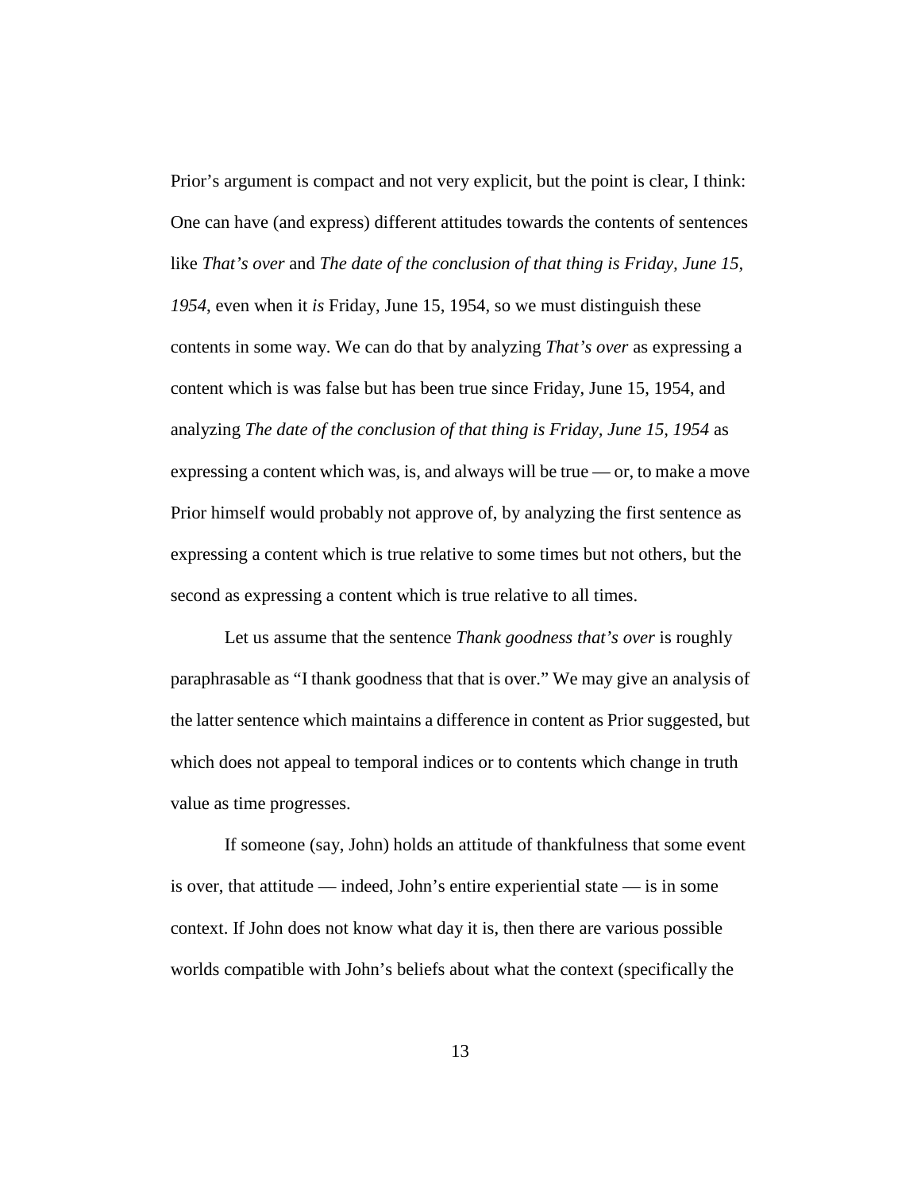Prior's argument is compact and not very explicit, but the point is clear, I think: One can have (and express) different attitudes towards the contents of sentences like *That's over* and *The date of the conclusion of that thing is Friday, June 15, 1954*, even when it *is* Friday, June 15, 1954, so we must distinguish these contents in some way. We can do that by analyzing *That's over* as expressing a content which is was false but has been true since Friday, June 15, 1954, and analyzing *The date of the conclusion of that thing is Friday, June 15, 1954* as expressing a content which was, is, and always will be true — or, to make a move Prior himself would probably not approve of, by analyzing the first sentence as expressing a content which is true relative to some times but not others, but the second as expressing a content which is true relative to all times.

Let us assume that the sentence *Thank goodness that's over* is roughly paraphrasable as "I thank goodness that that is over." We may give an analysis of the latter sentence which maintains a difference in content as Prior suggested, but which does not appeal to temporal indices or to contents which change in truth value as time progresses.

If someone (say, John) holds an attitude of thankfulness that some event is over, that attitude — indeed, John's entire experiential state — is in some context. If John does not know what day it is, then there are various possible worlds compatible with John's beliefs about what the context (specifically the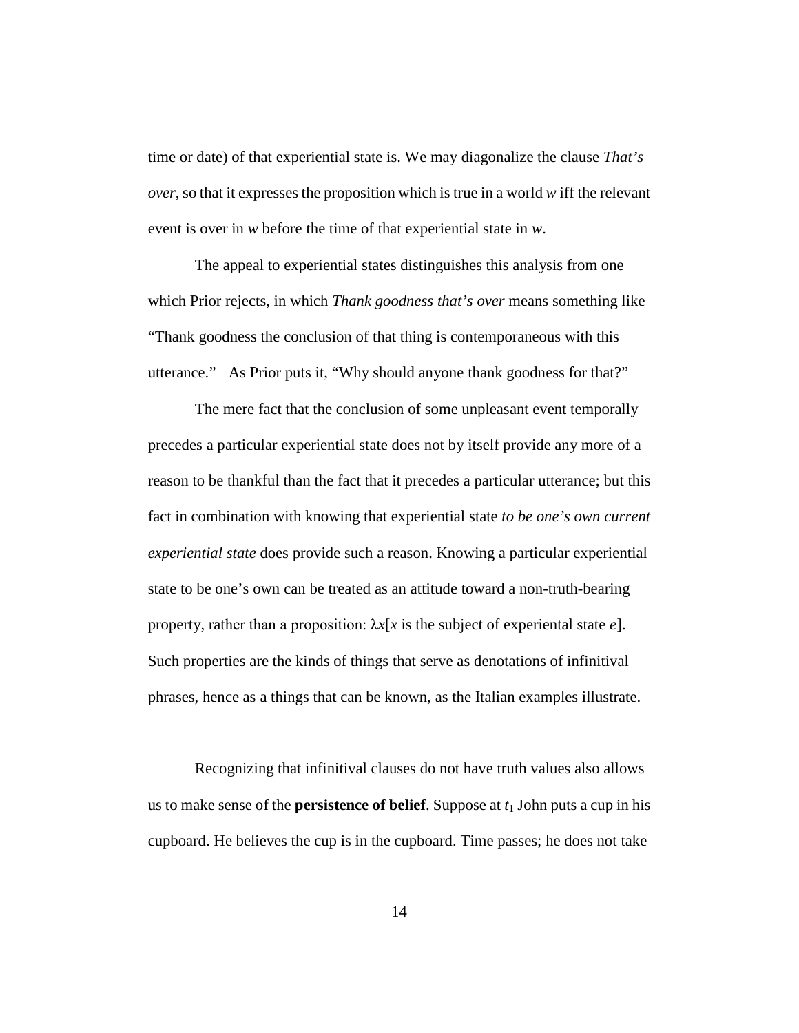time or date) of that experiential state is. We may diagonalize the clause *That's over*, so that it expresses the proposition which is true in a world *w* iff the relevant event is over in *w* before the time of that experiential state in *w*.

The appeal to experiential states distinguishes this analysis from one which Prior rejects, in which *Thank goodness that's over* means something like "Thank goodness the conclusion of that thing is contemporaneous with this utterance." As Prior puts it, "Why should anyone thank goodness for that?"

The mere fact that the conclusion of some unpleasant event temporally precedes a particular experiential state does not by itself provide any more of a reason to be thankful than the fact that it precedes a particular utterance; but this fact in combination with knowing that experiential state *to be one's own current experiential state* does provide such a reason. Knowing a particular experiential state to be one's own can be treated as an attitude toward a non-truth-bearing property, rather than a proposition: $\lambda x$[*x* is the subject of experiental state *e*]. Such properties are the kinds of things that serve as denotations of infinitival phrases, hence as a things that can be known, as the Italian examples illustrate.

Recognizing that infinitival clauses do not have truth values also allows us to make sense of the **persistence of belief**. Suppose at $t_1$ John puts a cup in his cupboard. He believes the cup is in the cupboard. Time passes; he does not take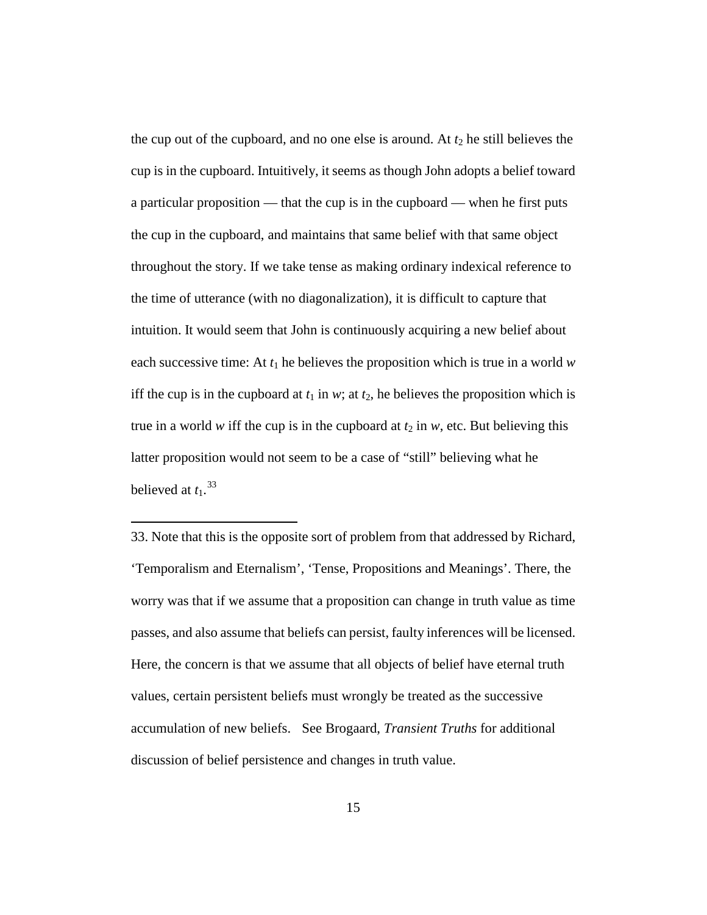the cup out of the cupboard, and no one else is around. At $t_2$ he still believes the cup is in the cupboard. Intuitively, it seems as though John adopts a belief toward a particular proposition — that the cup is in the cupboard — when he first puts the cup in the cupboard, and maintains that same belief with that same object throughout the story. If we take tense as making ordinary indexical reference to the time of utterance (with no diagonalization), it is difficult to capture that intuition. It would seem that John is continuously acquiring a new belief about each successive time: At $t_1$ he believes the proposition which is true in a world $w$ iff the cup is in the cupboard at $t_1$ in $w$; at $t_2$, he believes the proposition which is true in a world $w$ iff the cup is in the cupboard at $t_2$ in $w$, etc. But believing this latter proposition would not seem to be a case of "still" believing what he believed at $t_1$.[33]

---

33. Note that this is the opposite sort of problem from that addressed by Richard, 'Temporalism and Eternalism', 'Tense, Propositions and Meanings'. There, the worry was that if we assume that a proposition can change in truth value as time passes, and also assume that beliefs can persist, faulty inferences will be licensed. Here, the concern is that we assume that all objects of belief have eternal truth values, certain persistent beliefs must wrongly be treated as the successive accumulation of new beliefs. See Brogaard, *Transient Truths* for additional discussion of belief persistence and changes in truth value.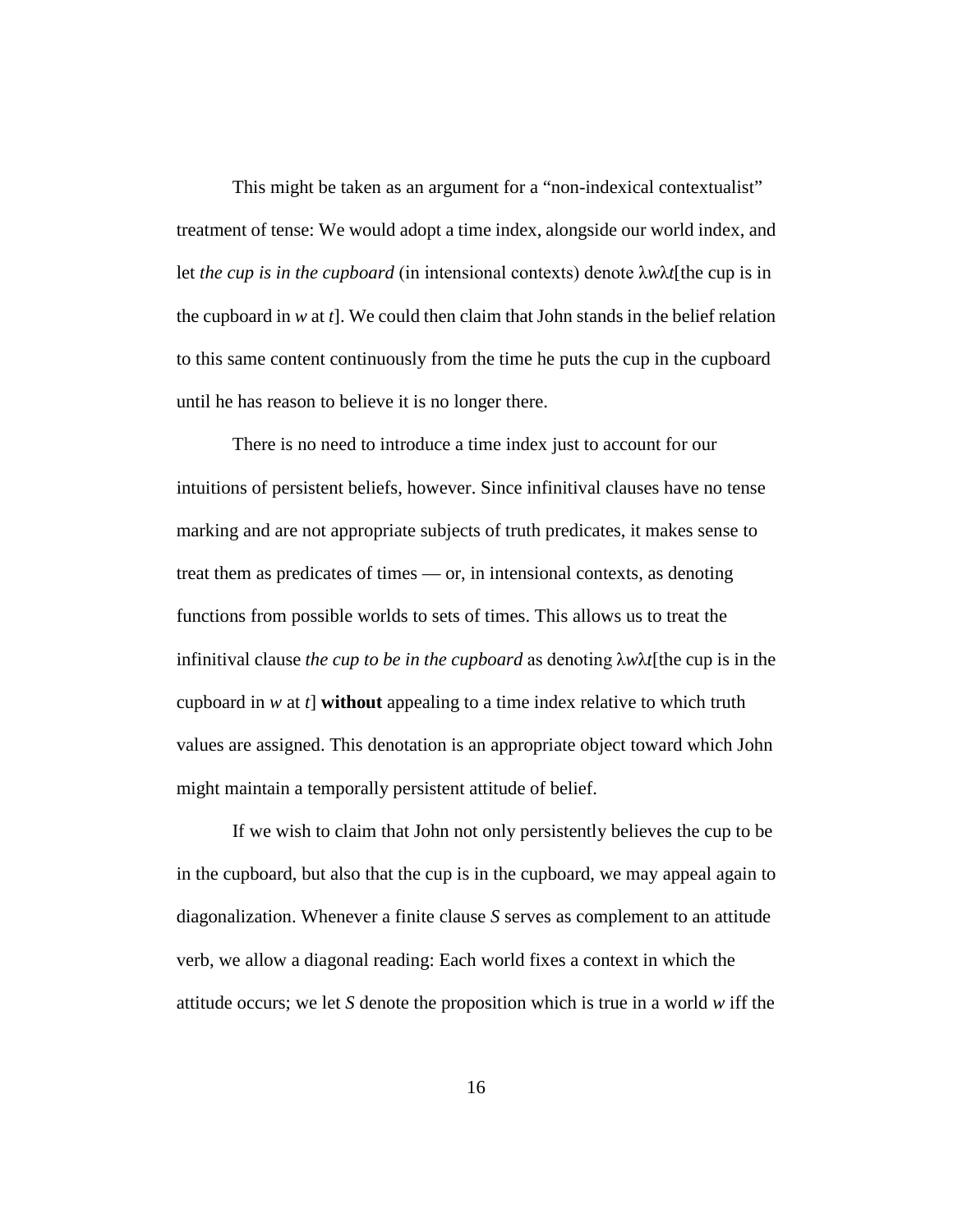This might be taken as an argument for a "non-indexical contextualist" treatment of tense: We would adopt a time index, alongside our world index, and let *the cup is in the cupboard* (in intensional contexts) denote $\lambda w \lambda t$[the cup is in the cupboard in $w$ at $t$]. We could then claim that John stands in the belief relation to this same content continuously from the time he puts the cup in the cupboard until he has reason to believe it is no longer there.

There is no need to introduce a time index just to account for our intuitions of persistent beliefs, however. Since infinitival clauses have no tense marking and are not appropriate subjects of truth predicates, it makes sense to treat them as predicates of times — or, in intensional contexts, as denoting functions from possible worlds to sets of times. This allows us to treat the infinitival clause *the cup to be in the cupboard* as denoting $\lambda w \lambda t$[the cup is in the cupboard in $w$ at $t$] **without** appealing to a time index relative to which truth values are assigned. This denotation is an appropriate object toward which John might maintain a temporally persistent attitude of belief.

If we wish to claim that John not only persistently believes the cup to be in the cupboard, but also that the cup is in the cupboard, we may appeal again to diagonalization. Whenever a finite clause $S$ serves as complement to an attitude verb, we allow a diagonal reading: Each world fixes a context in which the attitude occurs; we let $S$ denote the proposition which is true in a world $w$ iff the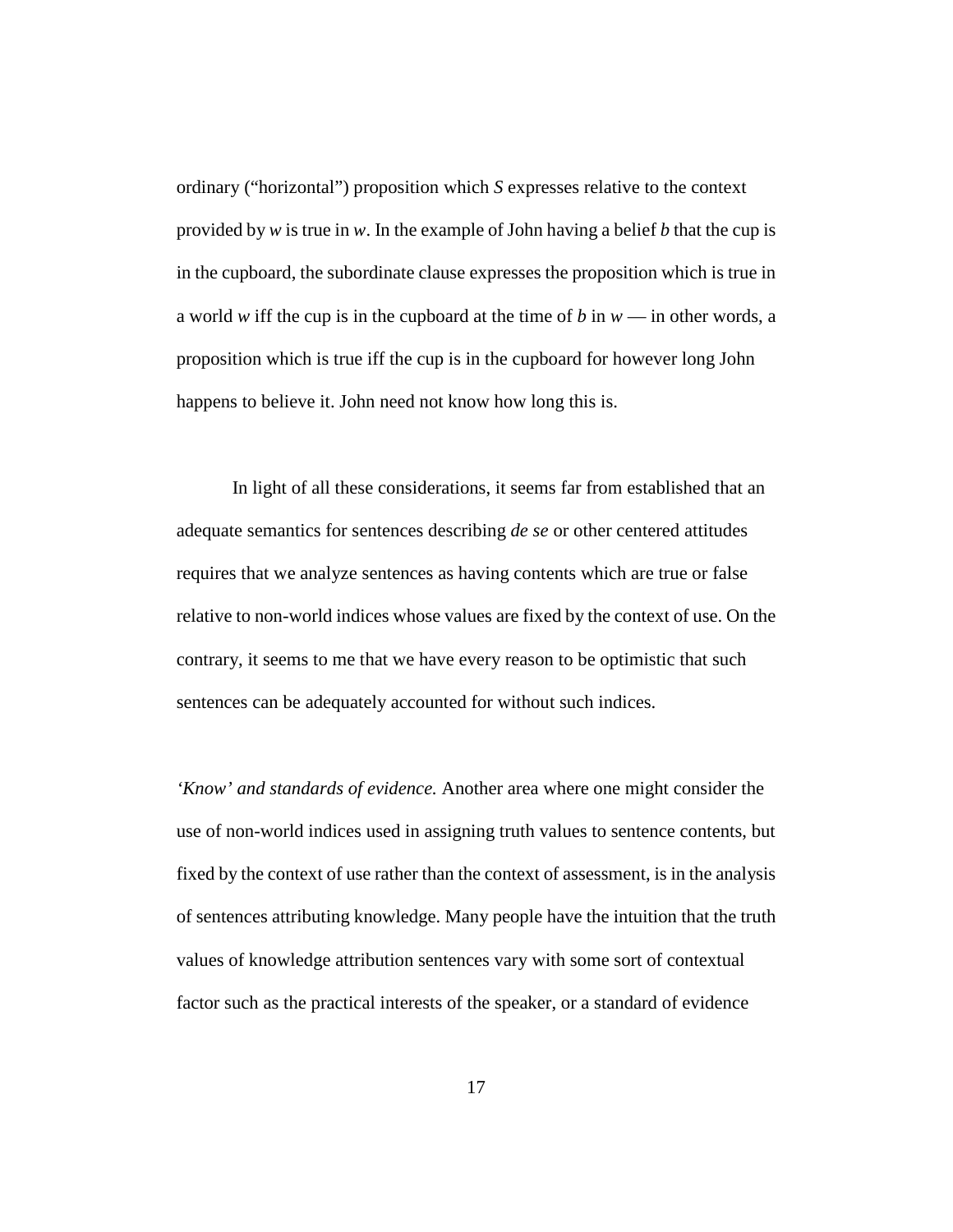ordinary ("horizontal") proposition which *S* expresses relative to the context provided by *w* is true in *w*. In the example of John having a belief *b* that the cup is in the cupboard, the subordinate clause expresses the proposition which is true in a world *w* iff the cup is in the cupboard at the time of *b* in *w* — in other words, a proposition which is true iff the cup is in the cupboard for however long John happens to believe it. John need not know how long this is.

In light of all these considerations, it seems far from established that an adequate semantics for sentences describing *de se* or other centered attitudes requires that we analyze sentences as having contents which are true or false relative to non-world indices whose values are fixed by the context of use. On the contrary, it seems to me that we have every reason to be optimistic that such sentences can be adequately accounted for without such indices.

*'Know' and standards of evidence.* Another area where one might consider the use of non-world indices used in assigning truth values to sentence contents, but fixed by the context of use rather than the context of assessment, is in the analysis of sentences attributing knowledge. Many people have the intuition that the truth values of knowledge attribution sentences vary with some sort of contextual factor such as the practical interests of the speaker, or a standard of evidence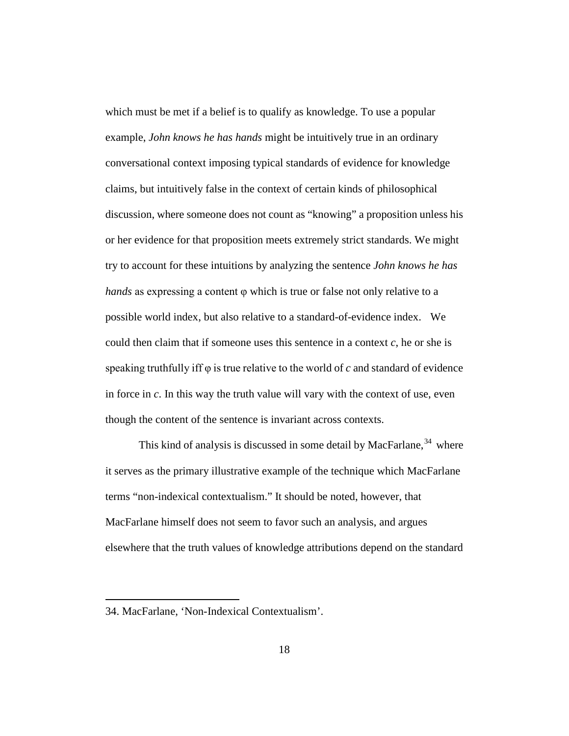which must be met if a belief is to qualify as knowledge. To use a popular example, *John knows he has hands* might be intuitively true in an ordinary conversational context imposing typical standards of evidence for knowledge claims, but intuitively false in the context of certain kinds of philosophical discussion, where someone does not count as "knowing" a proposition unless his or her evidence for that proposition meets extremely strict standards. We might try to account for these intuitions by analyzing the sentence *John knows he has hands* as expressing a content $\varphi$ which is true or false not only relative to a possible world index, but also relative to a standard-of-evidence index. We could then claim that if someone uses this sentence in a context $c$, he or she is speaking truthfully iff $\varphi$ is true relative to the world of $c$ and standard of evidence in force in $c$. In this way the truth value will vary with the context of use, even though the content of the sentence is invariant across contexts.

This kind of analysis is discussed in some detail by MacFarlane,[34] where it serves as the primary illustrative example of the technique which MacFarlane terms "non-indexical contextualism." It should be noted, however, that MacFarlane himself does not seem to favor such an analysis, and argues elsewhere that the truth values of knowledge attributions depend on the standard

34. MacFarlane, 'Non-Indexical Contextualism'.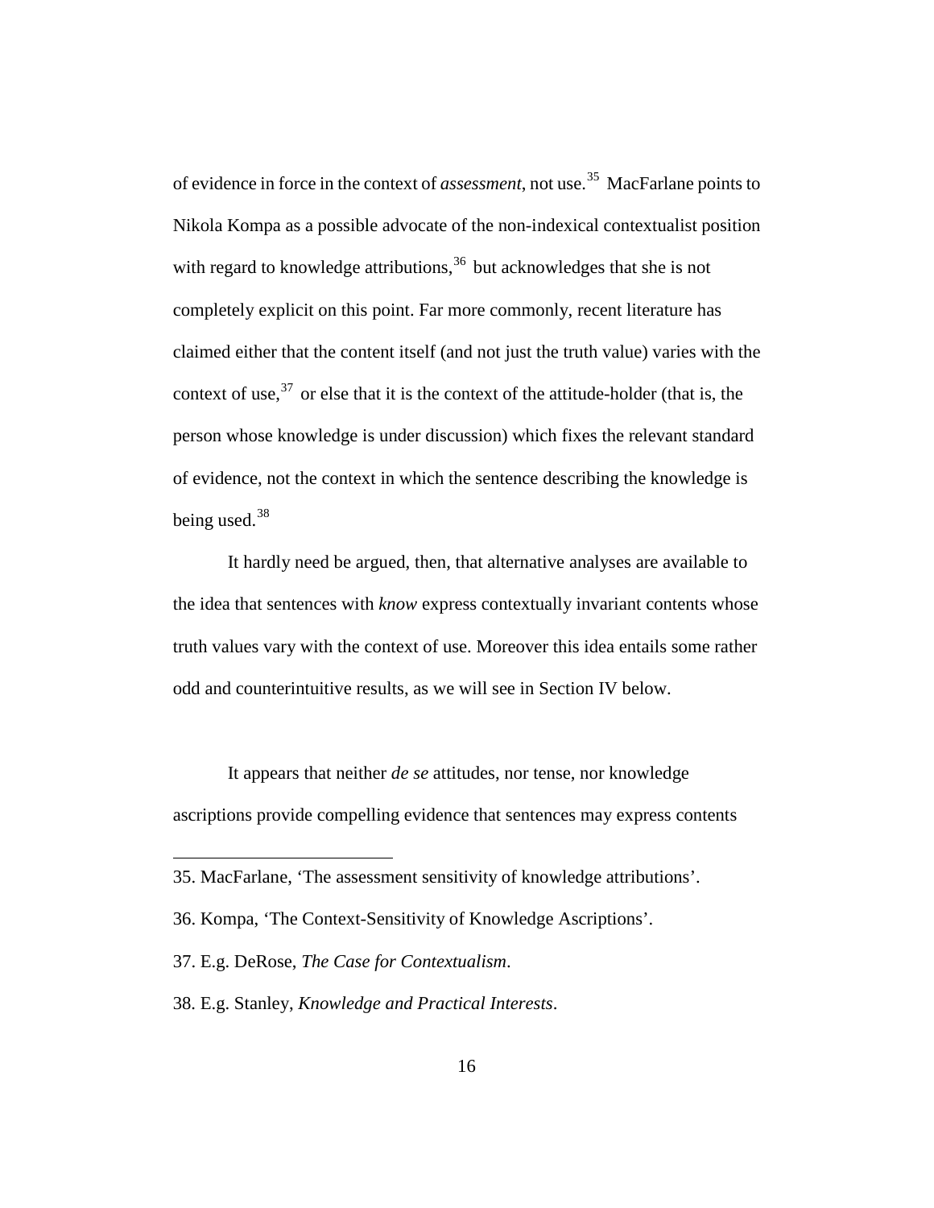of evidence in force in the context of *assessment*, not use.[35] MacFarlane points to Nikola Kompa as a possible advocate of the non-indexical contextualist position with regard to knowledge attributions,[36] but acknowledges that she is not completely explicit on this point. Far more commonly, recent literature has claimed either that the content itself (and not just the truth value) varies with the context of use,[37] or else that it is the context of the attitude-holder (that is, the person whose knowledge is under discussion) which fixes the relevant standard of evidence, not the context in which the sentence describing the knowledge is being used.[38]

It hardly need be argued, then, that alternative analyses are available to the idea that sentences with *know* express contextually invariant contents whose truth values vary with the context of use. Moreover this idea entails some rather odd and counterintuitive results, as we will see in Section IV below.

It appears that neither *de se* attitudes, nor tense, nor knowledge ascriptions provide compelling evidence that sentences may express contents

---

35. MacFarlane, ‘The assessment sensitivity of knowledge attributions’.

36. Kompa, ‘The Context-Sensitivity of Knowledge Ascriptions’.

37. E.g. DeRose, *The Case for Contextualism*.

38. E.g. Stanley, *Knowledge and Practical Interests*.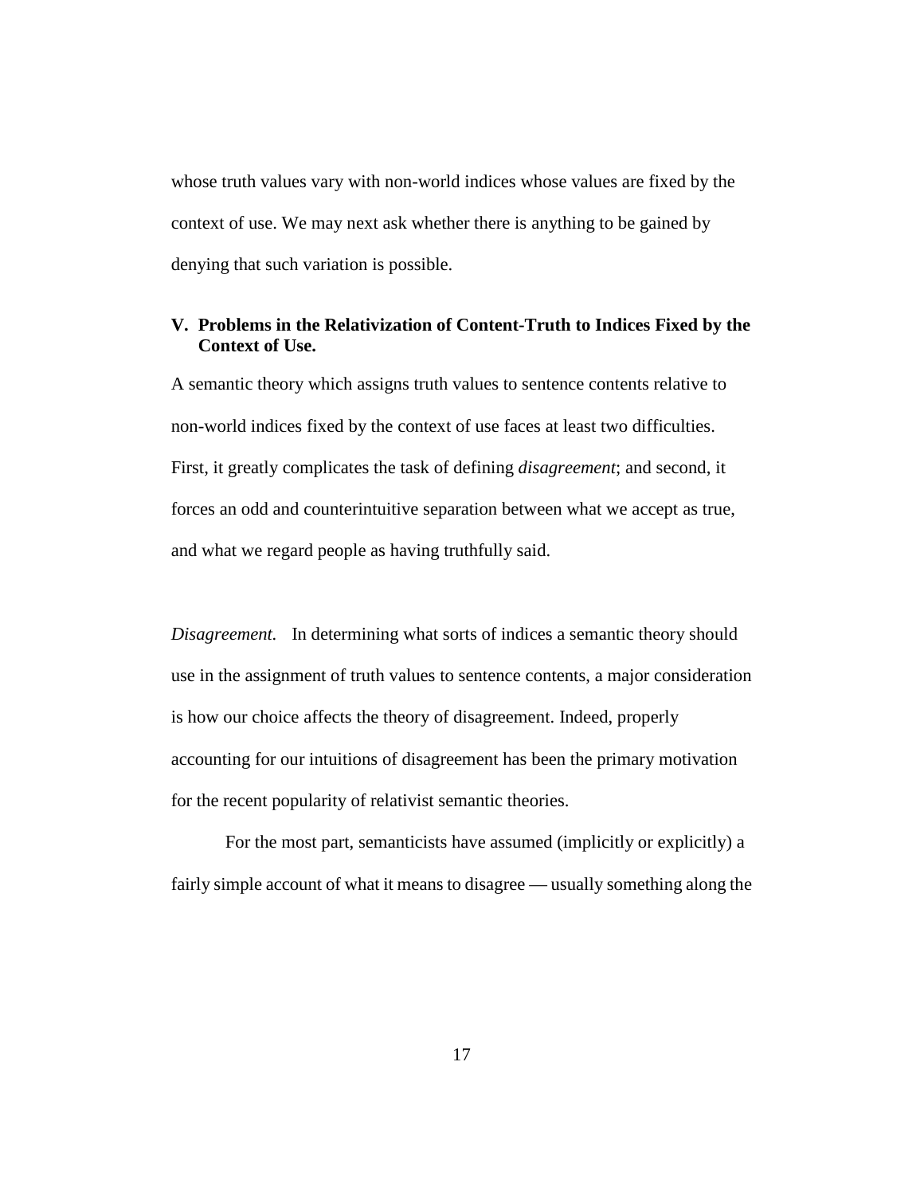whose truth values vary with non-world indices whose values are fixed by the context of use. We may next ask whether there is anything to be gained by denying that such variation is possible.

## V. Problems in the Relativization of Content-Truth to Indices Fixed by the Context of Use.

A semantic theory which assigns truth values to sentence contents relative to non-world indices fixed by the context of use faces at least two difficulties. First, it greatly complicates the task of defining *disagreement*; and second, it forces an odd and counterintuitive separation between what we accept as true, and what we regard people as having truthfully said.

*Disagreement.* In determining what sorts of indices a semantic theory should use in the assignment of truth values to sentence contents, a major consideration is how our choice affects the theory of disagreement. Indeed, properly accounting for our intuitions of disagreement has been the primary motivation for the recent popularity of relativist semantic theories.

For the most part, semanticists have assumed (implicitly or explicitly) a fairly simple account of what it means to disagree — usually something along the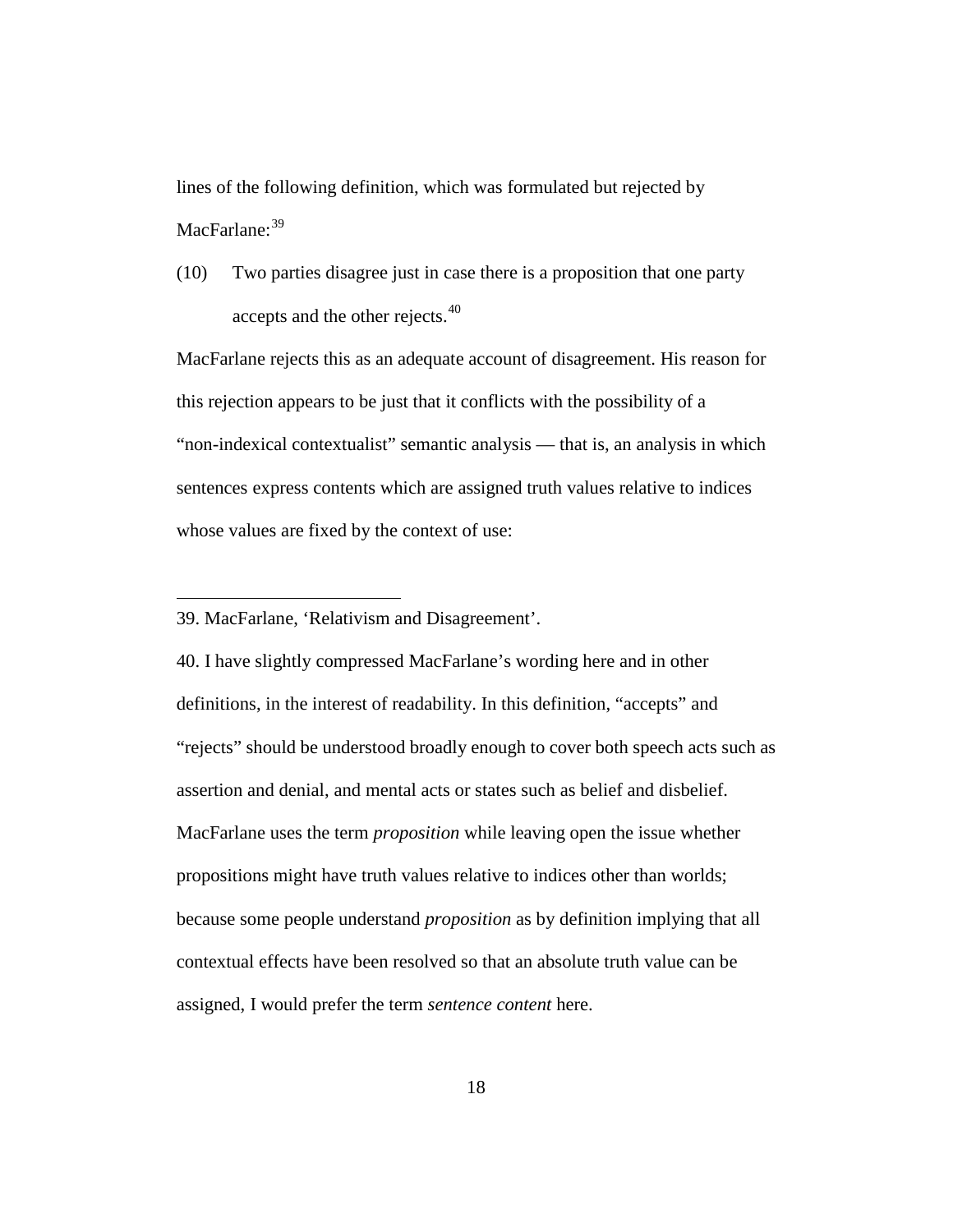lines of the following definition, which was formulated but rejected by MacFarlane:[39]

(10) Two parties disagree just in case there is a proposition that one party accepts and the other rejects.[40]

MacFarlane rejects this as an adequate account of disagreement. His reason for this rejection appears to be just that it conflicts with the possibility of a "non-indexical contextualist" semantic analysis — that is, an analysis in which sentences express contents which are assigned truth values relative to indices whose values are fixed by the context of use:

---

39. MacFarlane, 'Relativism and Disagreement'.

40. I have slightly compressed MacFarlane's wording here and in other definitions, in the interest of readability. In this definition, "accepts" and "rejects" should be understood broadly enough to cover both speech acts such as assertion and denial, and mental acts or states such as belief and disbelief. MacFarlane uses the term *proposition* while leaving open the issue whether propositions might have truth values relative to indices other than worlds; because some people understand *proposition* as by definition implying that all contextual effects have been resolved so that an absolute truth value can be assigned, I would prefer the term *sentence content* here.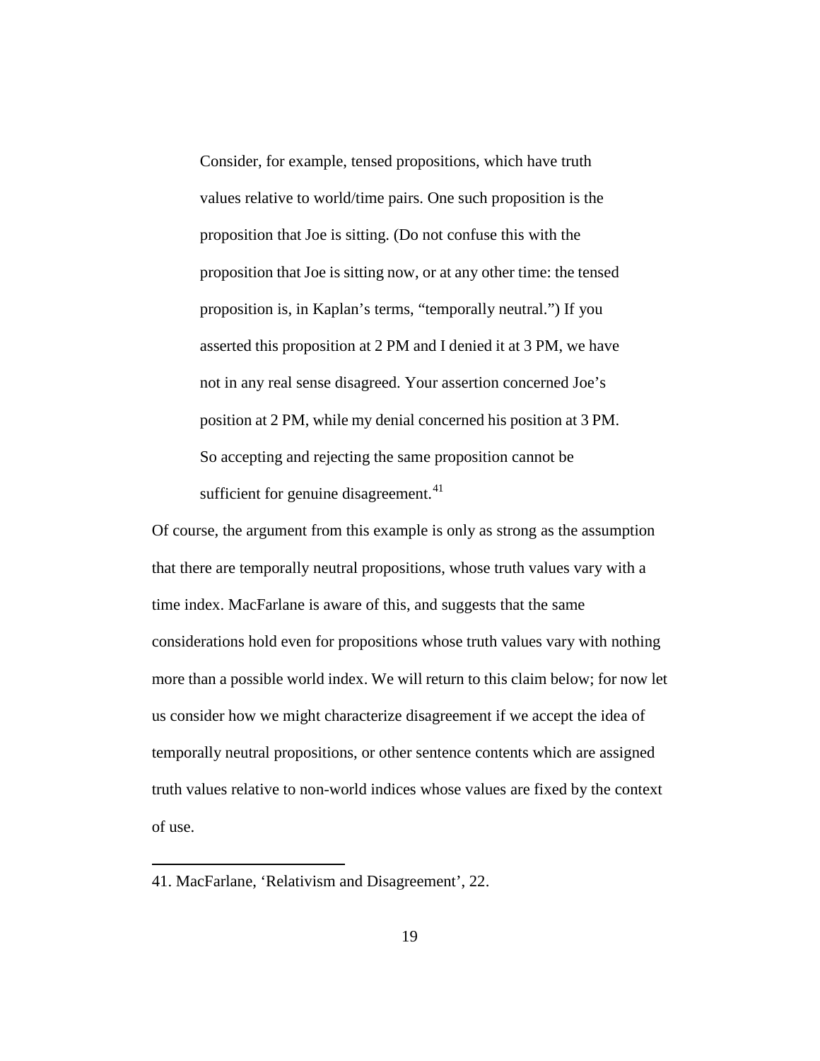> Consider, for example, tensed propositions, which have truth values relative to world/time pairs. One such proposition is the proposition that Joe is sitting. (Do not confuse this with the proposition that Joe is sitting now, or at any other time: the tensed proposition is, in Kaplan's terms, "temporally neutral.") If you asserted this proposition at 2 PM and I denied it at 3 PM, we have not in any real sense disagreed. Your assertion concerned Joe's position at 2 PM, while my denial concerned his position at 3 PM. So accepting and rejecting the same proposition cannot be sufficient for genuine disagreement.[41]

Of course, the argument from this example is only as strong as the assumption that there are temporally neutral propositions, whose truth values vary with a time index. MacFarlane is aware of this, and suggests that the same considerations hold even for propositions whose truth values vary with nothing more than a possible world index. We will return to this claim below; for now let us consider how we might characterize disagreement if we accept the idea of temporally neutral propositions, or other sentence contents which are assigned truth values relative to non-world indices whose values are fixed by the context of use.

---

41. MacFarlane, 'Relativism and Disagreement', 22.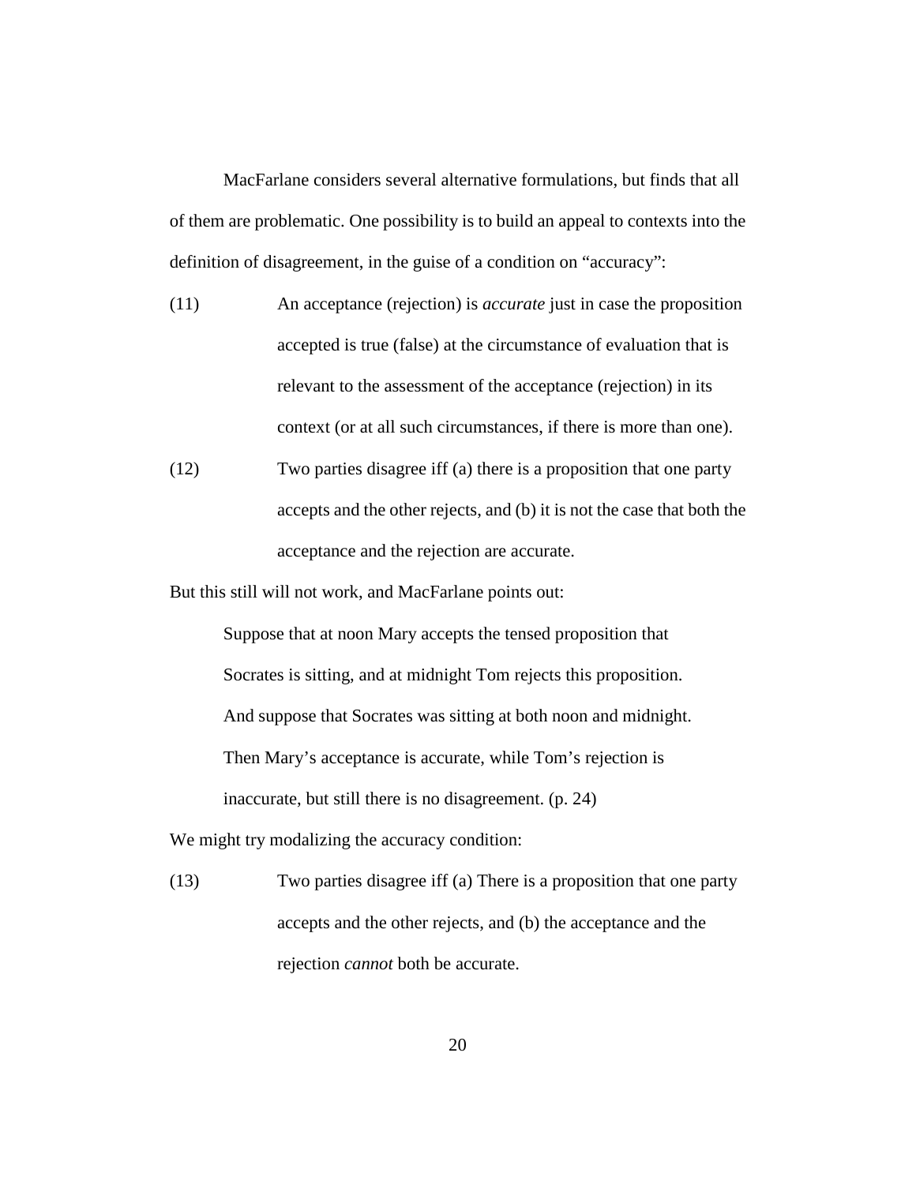MacFarlane considers several alternative formulations, but finds that all of them are problematic. One possibility is to build an appeal to contexts into the definition of disagreement, in the guise of a condition on "accuracy":

(11) An acceptance (rejection) is *accurate* just in case the proposition accepted is true (false) at the circumstance of evaluation that is relevant to the assessment of the acceptance (rejection) in its context (or at all such circumstances, if there is more than one).

(12) Two parties disagree iff (a) there is a proposition that one party accepts and the other rejects, and (b) it is not the case that both the acceptance and the rejection are accurate.

But this still will not work, and MacFarlane points out:

> Suppose that at noon Mary accepts the tensed proposition that Socrates is sitting, and at midnight Tom rejects this proposition. And suppose that Socrates was sitting at both noon and midnight. Then Mary's acceptance is accurate, while Tom's rejection is inaccurate, but still there is no disagreement. (p. 24)

We might try modalizing the accuracy condition:

(13) Two parties disagree iff (a) There is a proposition that one party accepts and the other rejects, and (b) the acceptance and the rejection *cannot* both be accurate.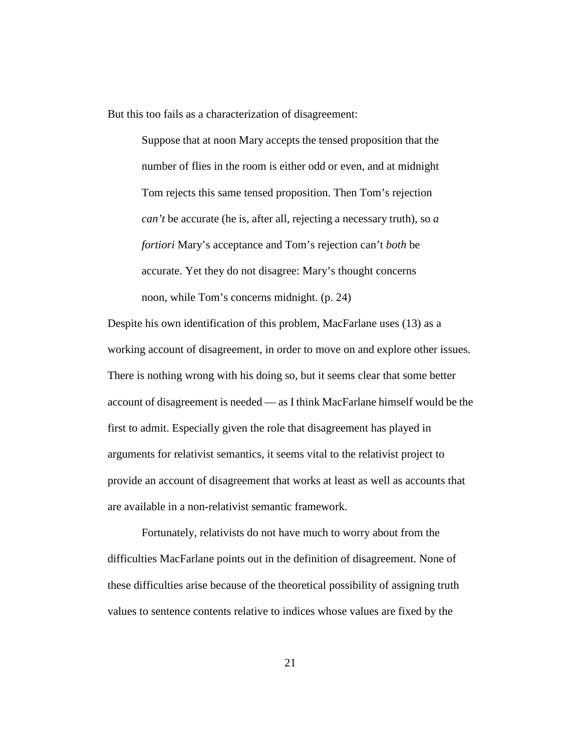But this too fails as a characterization of disagreement:

> Suppose that at noon Mary accepts the tensed proposition that the number of flies in the room is either odd or even, and at midnight Tom rejects this same tensed proposition. Then Tom's rejection *can't* be accurate (he is, after all, rejecting a necessary truth), so *a fortiori* Mary's acceptance and Tom's rejection can't *both* be accurate. Yet they do not disagree: Mary's thought concerns noon, while Tom's concerns midnight. (p. 24)

Despite his own identification of this problem, MacFarlane uses (13) as a working account of disagreement, in order to move on and explore other issues. There is nothing wrong with his doing so, but it seems clear that some better account of disagreement is needed — as I think MacFarlane himself would be the first to admit. Especially given the role that disagreement has played in arguments for relativist semantics, it seems vital to the relativist project to provide an account of disagreement that works at least as well as accounts that are available in a non-relativist semantic framework.

Fortunately, relativists do not have much to worry about from the difficulties MacFarlane points out in the definition of disagreement. None of these difficulties arise because of the theoretical possibility of assigning truth values to sentence contents relative to indices whose values are fixed by the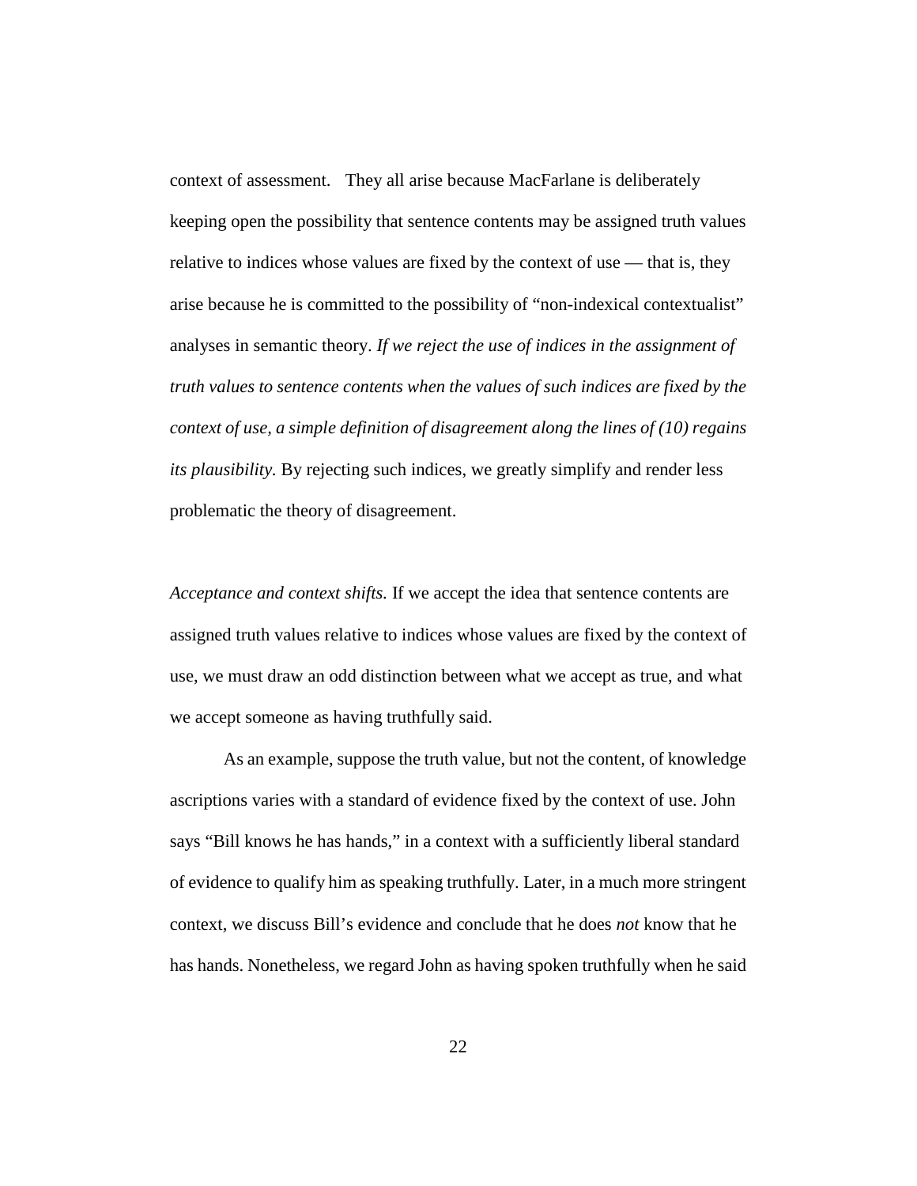context of assessment. They all arise because MacFarlane is deliberately keeping open the possibility that sentence contents may be assigned truth values relative to indices whose values are fixed by the context of use — that is, they arise because he is committed to the possibility of "non-indexical contextualist" analyses in semantic theory. *If we reject the use of indices in the assignment of truth values to sentence contents when the values of such indices are fixed by the context of use, a simple definition of disagreement along the lines of (10) regains its plausibility.* By rejecting such indices, we greatly simplify and render less problematic the theory of disagreement.

*Acceptance and context shifts.* If we accept the idea that sentence contents are assigned truth values relative to indices whose values are fixed by the context of use, we must draw an odd distinction between what we accept as true, and what we accept someone as having truthfully said.

As an example, suppose the truth value, but not the content, of knowledge ascriptions varies with a standard of evidence fixed by the context of use. John says "Bill knows he has hands," in a context with a sufficiently liberal standard of evidence to qualify him as speaking truthfully. Later, in a much more stringent context, we discuss Bill's evidence and conclude that he does *not* know that he has hands. Nonetheless, we regard John as having spoken truthfully when he said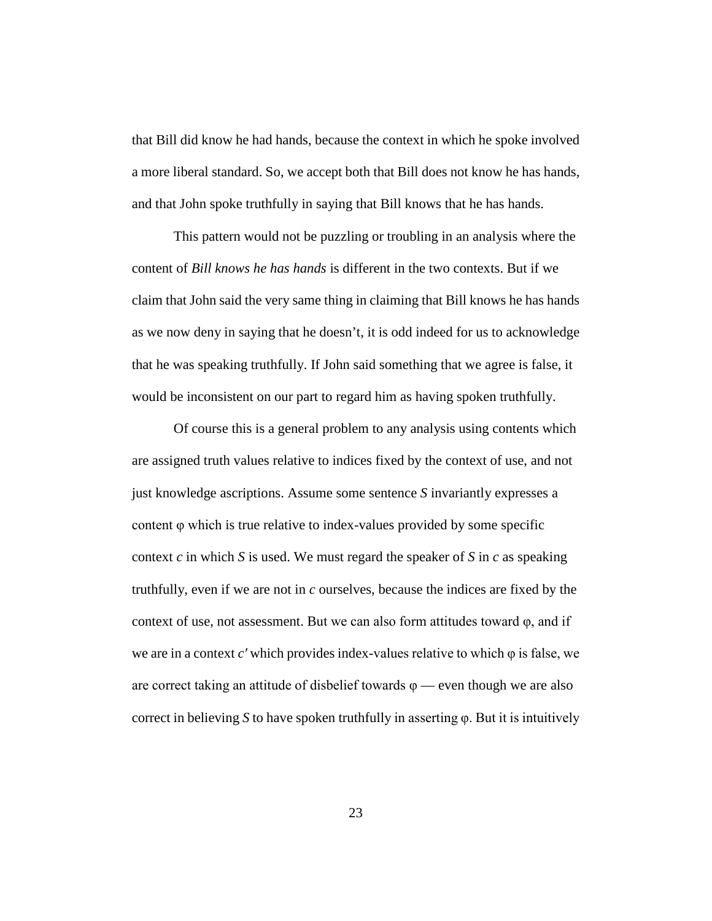that Bill did know he had hands, because the context in which he spoke involved a more liberal standard. So, we accept both that Bill does not know he has hands, and that John spoke truthfully in saying that Bill knows that he has hands.

This pattern would not be puzzling or troubling in an analysis where the content of *Bill knows he has hands* is different in the two contexts. But if we claim that John said the very same thing in claiming that Bill knows he has hands as we now deny in saying that he doesn't, it is odd indeed for us to acknowledge that he was speaking truthfully. If John said something that we agree is false, it would be inconsistent on our part to regard him as having spoken truthfully.

Of course this is a general problem to any analysis using contents which are assigned truth values relative to indices fixed by the context of use, and not just knowledge ascriptions. Assume some sentence $S$ invariantly expresses a content $\varphi$ which is true relative to index-values provided by some specific context $c$ in which $S$ is used. We must regard the speaker of $S$ in $c$ as speaking truthfully, even if we are not in $c$ ourselves, because the indices are fixed by the context of use, not assessment. But we can also form attitudes toward $\varphi$, and if we are in a context $c'$ which provides index-values relative to which $\varphi$ is false, we are correct taking an attitude of disbelief towards $\varphi$ — even though we are also correct in believing $S$ to have spoken truthfully in asserting $\varphi$. But it is intuitively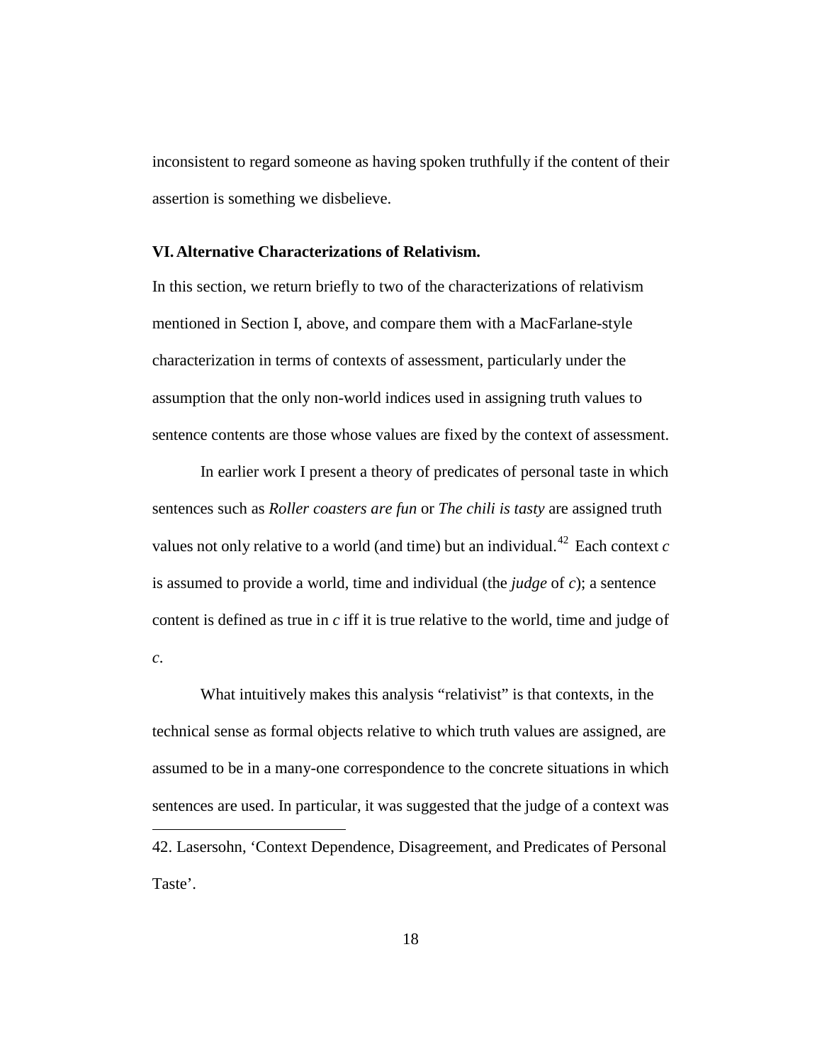inconsistent to regard someone as having spoken truthfully if the content of their assertion is something we disbelieve.

## VI. Alternative Characterizations of Relativism.

In this section, we return briefly to two of the characterizations of relativism mentioned in Section I, above, and compare them with a MacFarlane-style characterization in terms of contexts of assessment, particularly under the assumption that the only non-world indices used in assigning truth values to sentence contents are those whose values are fixed by the context of assessment.

In earlier work I present a theory of predicates of personal taste in which sentences such as *Roller coasters are fun* or *The chili is tasty* are assigned truth values not only relative to a world (and time) but an individual.[42] Each context $c$ is assumed to provide a world, time and individual (the *judge* of $c$); a sentence content is defined as true in $c$ iff it is true relative to the world, time and judge of $c$.

What intuitively makes this analysis "relativist" is that contexts, in the technical sense as formal objects relative to which truth values are assigned, are assumed to be in a many-one correspondence to the concrete situations in which sentences are used. In particular, it was suggested that the judge of a context was

42. Lasersohn, 'Context Dependence, Disagreement, and Predicates of Personal Taste'.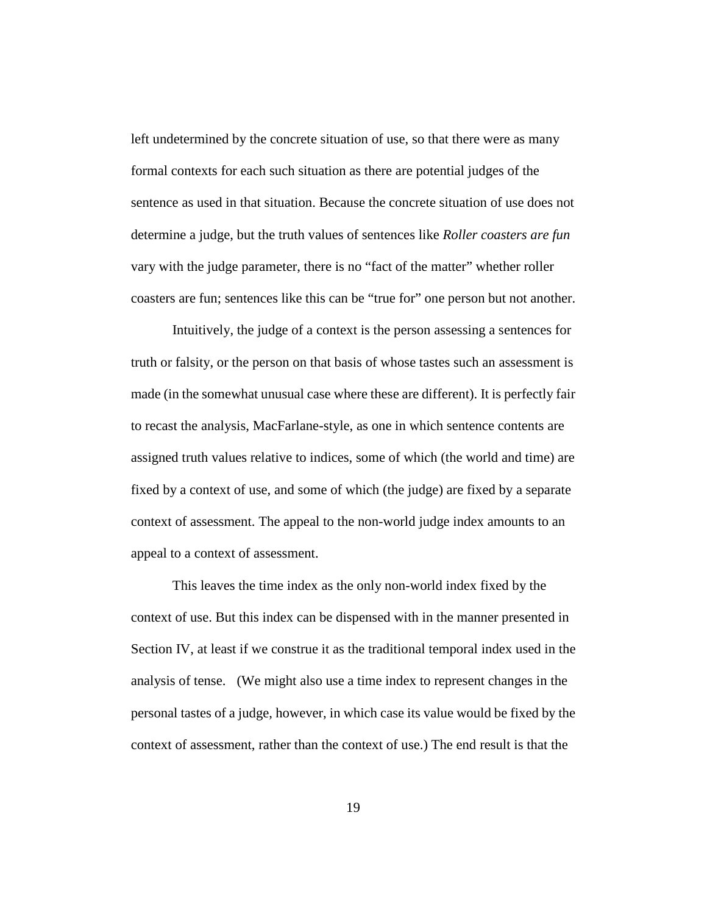left undetermined by the concrete situation of use, so that there were as many formal contexts for each such situation as there are potential judges of the sentence as used in that situation. Because the concrete situation of use does not determine a judge, but the truth values of sentences like *Roller coasters are fun* vary with the judge parameter, there is no "fact of the matter" whether roller coasters are fun; sentences like this can be "true for" one person but not another.

Intuitively, the judge of a context is the person assessing a sentences for truth or falsity, or the person on that basis of whose tastes such an assessment is made (in the somewhat unusual case where these are different). It is perfectly fair to recast the analysis, MacFarlane-style, as one in which sentence contents are assigned truth values relative to indices, some of which (the world and time) are fixed by a context of use, and some of which (the judge) are fixed by a separate context of assessment. The appeal to the non-world judge index amounts to an appeal to a context of assessment.

This leaves the time index as the only non-world index fixed by the context of use. But this index can be dispensed with in the manner presented in Section IV, at least if we construe it as the traditional temporal index used in the analysis of tense. (We might also use a time index to represent changes in the personal tastes of a judge, however, in which case its value would be fixed by the context of assessment, rather than the context of use.) The end result is that the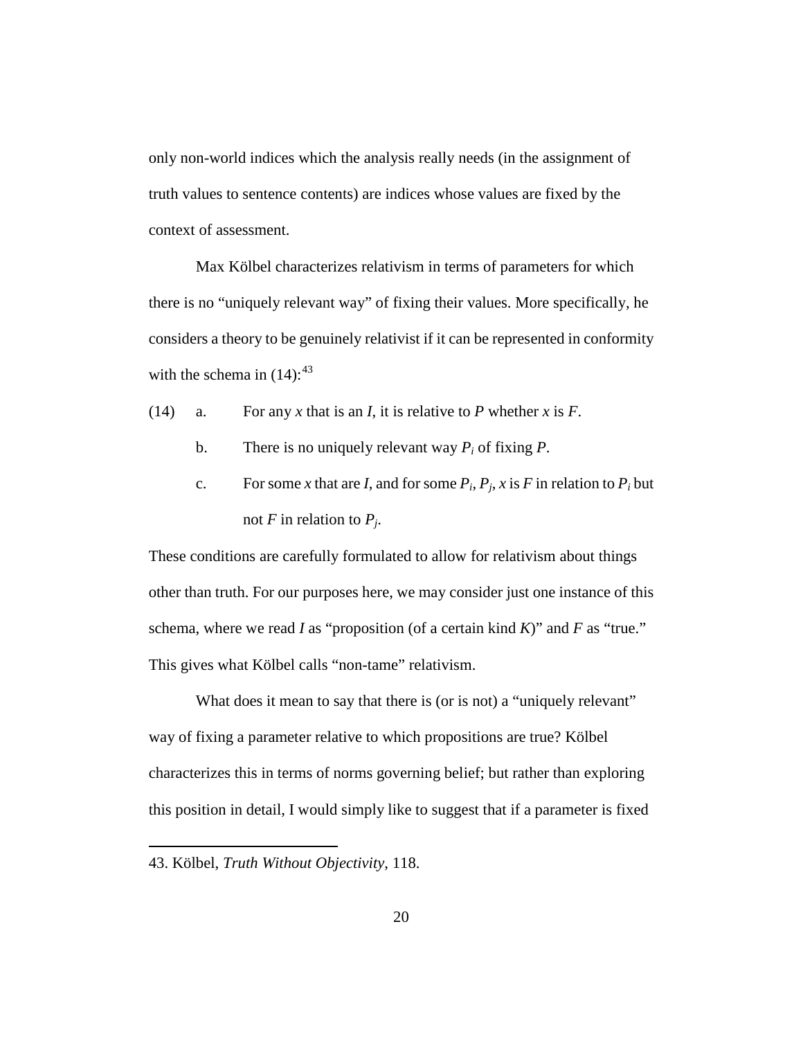only non-world indices which the analysis really needs (in the assignment of truth values to sentence contents) are indices whose values are fixed by the context of assessment.

Max Kölbel characterizes relativism in terms of parameters for which there is no "uniquely relevant way" of fixing their values. More specifically, he considers a theory to be genuinely relativist if it can be represented in conformity with the schema in (14):[43]

(14) a. For any *x* that is an *I*, it is relative to *P* whether *x* is *F*.

b. There is no uniquely relevant way $P_i$ of fixing *P*.

c. For some *x* that are *I*, and for some $P_i$, $P_j$, *x* is *F* in relation to $P_i$ but not *F* in relation to $P_j$.

These conditions are carefully formulated to allow for relativism about things other than truth. For our purposes here, we may consider just one instance of this schema, where we read *I* as "proposition (of a certain kind *K*)" and *F* as "true." This gives what Kölbel calls "non-tame" relativism.

What does it mean to say that there is (or is not) a "uniquely relevant" way of fixing a parameter relative to which propositions are true? Kölbel characterizes this in terms of norms governing belief; but rather than exploring this position in detail, I would simply like to suggest that if a parameter is fixed

43. Kölbel, *Truth Without Objectivity*, 118.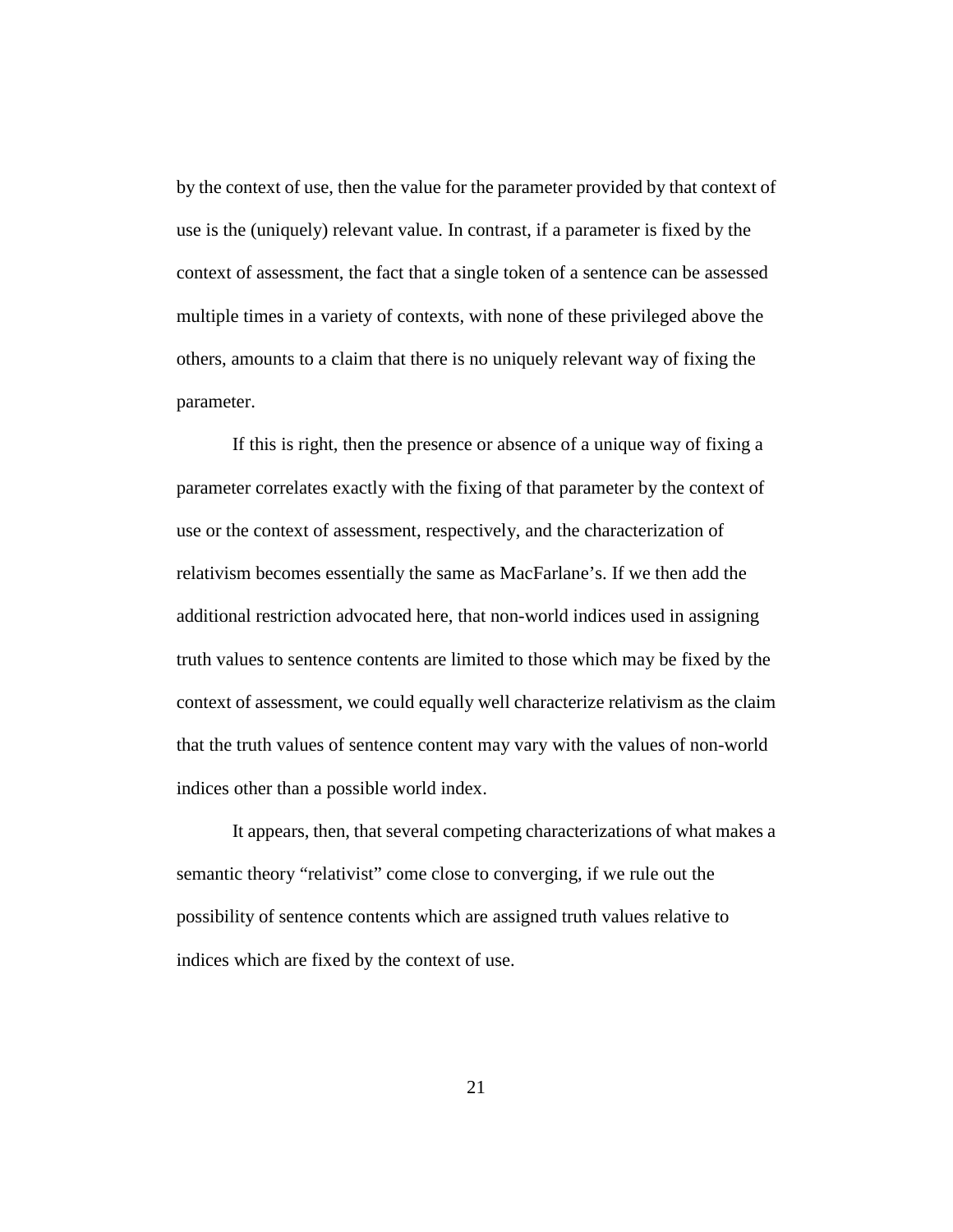by the context of use, then the value for the parameter provided by that context of use is the (uniquely) relevant value. In contrast, if a parameter is fixed by the context of assessment, the fact that a single token of a sentence can be assessed multiple times in a variety of contexts, with none of these privileged above the others, amounts to a claim that there is no uniquely relevant way of fixing the parameter.

If this is right, then the presence or absence of a unique way of fixing a parameter correlates exactly with the fixing of that parameter by the context of use or the context of assessment, respectively, and the characterization of relativism becomes essentially the same as MacFarlane's. If we then add the additional restriction advocated here, that non-world indices used in assigning truth values to sentence contents are limited to those which may be fixed by the context of assessment, we could equally well characterize relativism as the claim that the truth values of sentence content may vary with the values of non-world indices other than a possible world index.

It appears, then, that several competing characterizations of what makes a semantic theory "relativist" come close to converging, if we rule out the possibility of sentence contents which are assigned truth values relative to indices which are fixed by the context of use.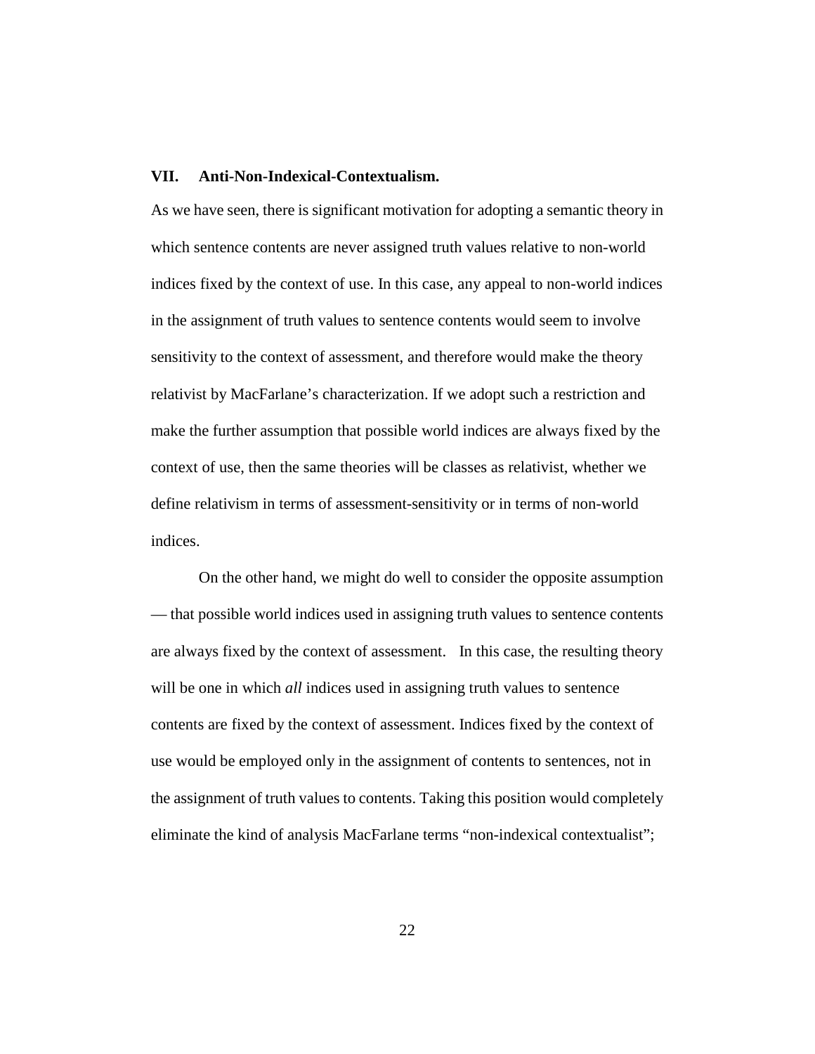## VII. Anti-Non-Indexical-Contextualism.

As we have seen, there is significant motivation for adopting a semantic theory in which sentence contents are never assigned truth values relative to non-world indices fixed by the context of use. In this case, any appeal to non-world indices in the assignment of truth values to sentence contents would seem to involve sensitivity to the context of assessment, and therefore would make the theory relativist by MacFarlane's characterization. If we adopt such a restriction and make the further assumption that possible world indices are always fixed by the context of use, then the same theories will be classes as relativist, whether we define relativism in terms of assessment-sensitivity or in terms of non-world indices.

On the other hand, we might do well to consider the opposite assumption — that possible world indices used in assigning truth values to sentence contents are always fixed by the context of assessment. In this case, the resulting theory will be one in which *all* indices used in assigning truth values to sentence contents are fixed by the context of assessment. Indices fixed by the context of use would be employed only in the assignment of contents to sentences, not in the assignment of truth values to contents. Taking this position would completely eliminate the kind of analysis MacFarlane terms "non-indexical contextualist";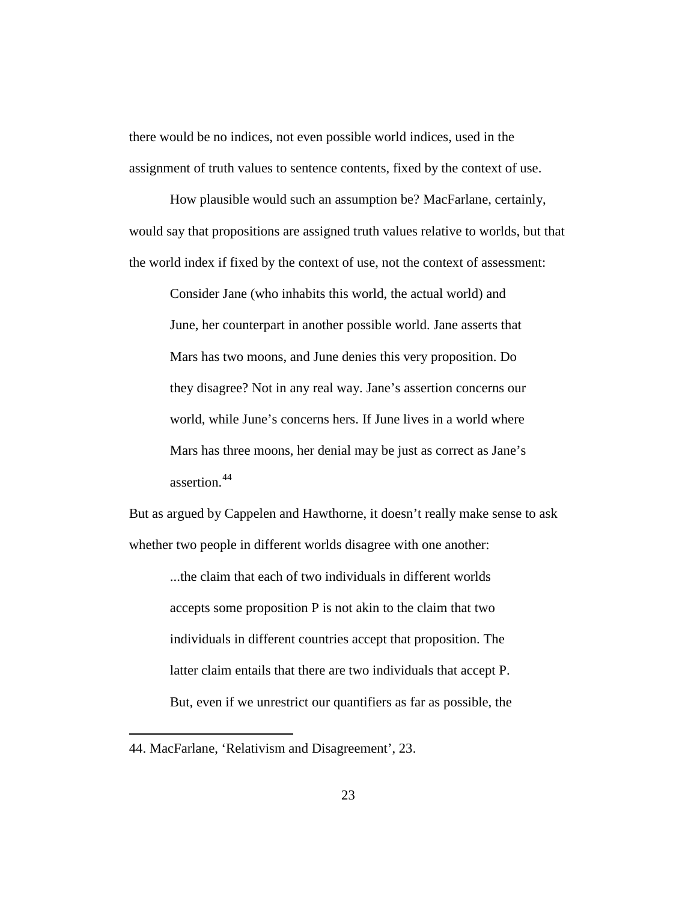there would be no indices, not even possible world indices, used in the assignment of truth values to sentence contents, fixed by the context of use.

How plausible would such an assumption be? MacFarlane, certainly, would say that propositions are assigned truth values relative to worlds, but that the world index if fixed by the context of use, not the context of assessment:

> Consider Jane (who inhabits this world, the actual world) and June, her counterpart in another possible world. Jane asserts that Mars has two moons, and June denies this very proposition. Do they disagree? Not in any real way. Jane's assertion concerns our world, while June's concerns hers. If June lives in a world where Mars has three moons, her denial may be just as correct as Jane's assertion.[44]

But as argued by Cappelen and Hawthorne, it doesn't really make sense to ask whether two people in different worlds disagree with one another:

> ...the claim that each of two individuals in different worlds accepts some proposition P is not akin to the claim that two individuals in different countries accept that proposition. The latter claim entails that there are two individuals that accept P. But, even if we unrestrict our quantifiers as far as possible, the

---

44. MacFarlane, 'Relativism and Disagreement', 23.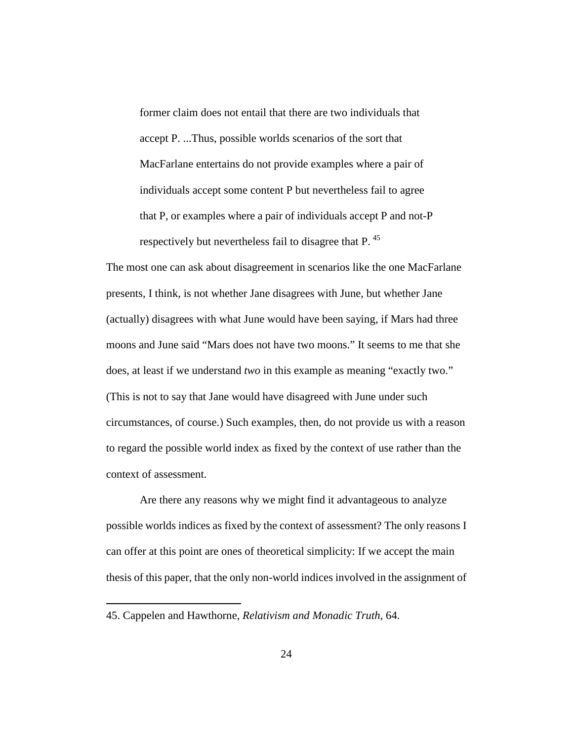> former claim does not entail that there are two individuals that accept P. ...Thus, possible worlds scenarios of the sort that MacFarlane entertains do not provide examples where a pair of individuals accept some content P but nevertheless fail to agree that P, or examples where a pair of individuals accept P and not-P respectively but nevertheless fail to disagree that P. [45]

The most one can ask about disagreement in scenarios like the one MacFarlane presents, I think, is not whether Jane disagrees with June, but whether Jane (actually) disagrees with what June would have been saying, if Mars had three moons and June said "Mars does not have two moons." It seems to me that she does, at least if we understand *two* in this example as meaning "exactly two." (This is not to say that Jane would have disagreed with June under such circumstances, of course.) Such examples, then, do not provide us with a reason to regard the possible world index as fixed by the context of use rather than the context of assessment.

Are there any reasons why we might find it advantageous to analyze possible worlds indices as fixed by the context of assessment? The only reasons I can offer at this point are ones of theoretical simplicity: If we accept the main thesis of this paper, that the only non-world indices involved in the assignment of

---

45. Cappelen and Hawthorne, *Relativism and Monadic Truth*, 64.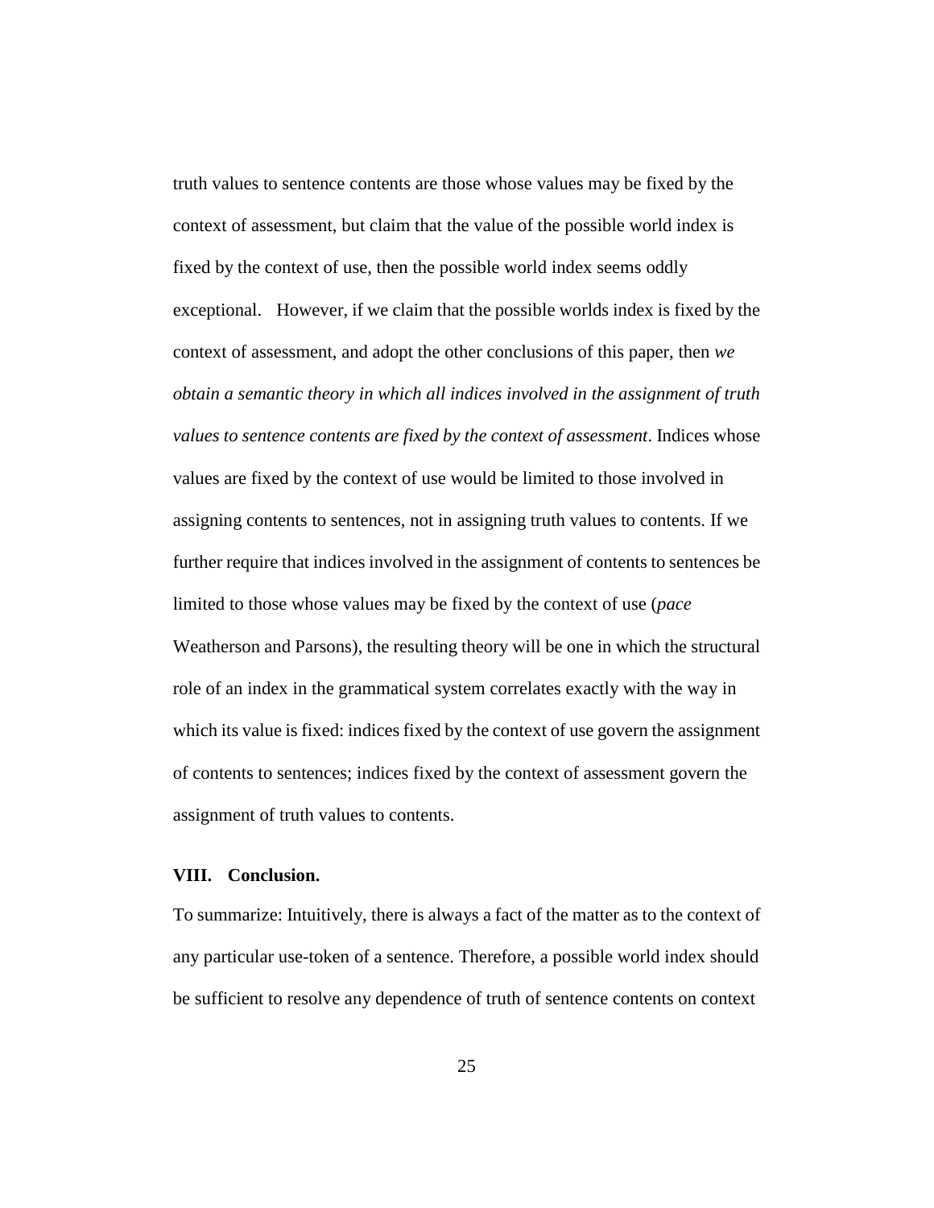truth values to sentence contents are those whose values may be fixed by the context of assessment, but claim that the value of the possible world index is fixed by the context of use, then the possible world index seems oddly exceptional. However, if we claim that the possible worlds index is fixed by the context of assessment, and adopt the other conclusions of this paper, then *we obtain a semantic theory in which all indices involved in the assignment of truth values to sentence contents are fixed by the context of assessment*. Indices whose values are fixed by the context of use would be limited to those involved in assigning contents to sentences, not in assigning truth values to contents. If we further require that indices involved in the assignment of contents to sentences be limited to those whose values may be fixed by the context of use (*pace* Weatherson and Parsons), the resulting theory will be one in which the structural role of an index in the grammatical system correlates exactly with the way in which its value is fixed: indices fixed by the context of use govern the assignment of contents to sentences; indices fixed by the context of assessment govern the assignment of truth values to contents.

## VIII. Conclusion.

To summarize: Intuitively, there is always a fact of the matter as to the context of any particular use-token of a sentence. Therefore, a possible world index should be sufficient to resolve any dependence of truth of sentence contents on context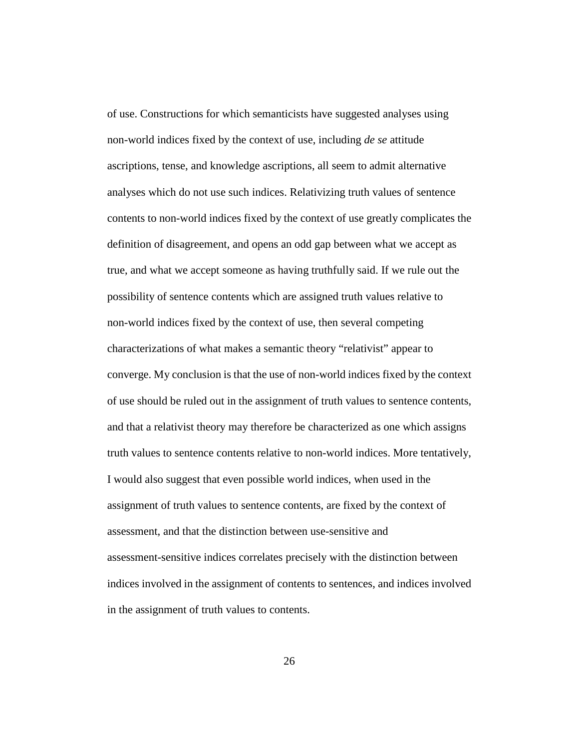of use. Constructions for which semanticists have suggested analyses using non-world indices fixed by the context of use, including *de se* attitude ascriptions, tense, and knowledge ascriptions, all seem to admit alternative analyses which do not use such indices. Relativizing truth values of sentence contents to non-world indices fixed by the context of use greatly complicates the definition of disagreement, and opens an odd gap between what we accept as true, and what we accept someone as having truthfully said. If we rule out the possibility of sentence contents which are assigned truth values relative to non-world indices fixed by the context of use, then several competing characterizations of what makes a semantic theory "relativist" appear to converge. My conclusion is that the use of non-world indices fixed by the context of use should be ruled out in the assignment of truth values to sentence contents, and that a relativist theory may therefore be characterized as one which assigns truth values to sentence contents relative to non-world indices. More tentatively, I would also suggest that even possible world indices, when used in the assignment of truth values to sentence contents, are fixed by the context of assessment, and that the distinction between use-sensitive and assessment-sensitive indices correlates precisely with the distinction between indices involved in the assignment of contents to sentences, and indices involved in the assignment of truth values to contents.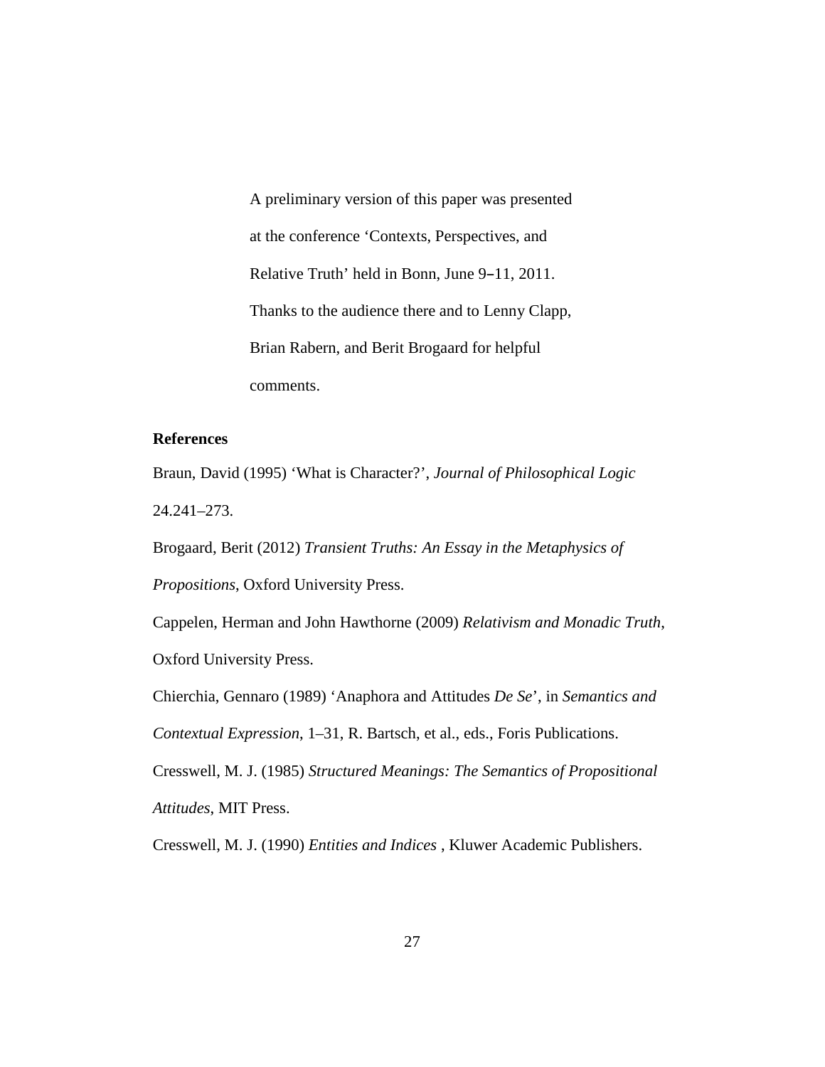A preliminary version of this paper was presented at the conference 'Contexts, Perspectives, and Relative Truth' held in Bonn, June 9–11, 2011. Thanks to the audience there and to Lenny Clapp, Brian Rabern, and Berit Brogaard for helpful comments.

**References**

Braun, David (1995) 'What is Character?', *Journal of Philosophical Logic* 24.241–273.

Brogaard, Berit (2012) *Transient Truths: An Essay in the Metaphysics of Propositions*, Oxford University Press.

Cappelen, Herman and John Hawthorne (2009) *Relativism and Monadic Truth*, Oxford University Press.

Chierchia, Gennaro (1989) 'Anaphora and Attitudes *De Se*', in *Semantics and Contextual Expression*, 1–31, R. Bartsch, et al., eds., Foris Publications.

Cresswell, M. J. (1985) *Structured Meanings: The Semantics of Propositional Attitudes*, MIT Press.

Cresswell, M. J. (1990) *Entities and Indices* , Kluwer Academic Publishers.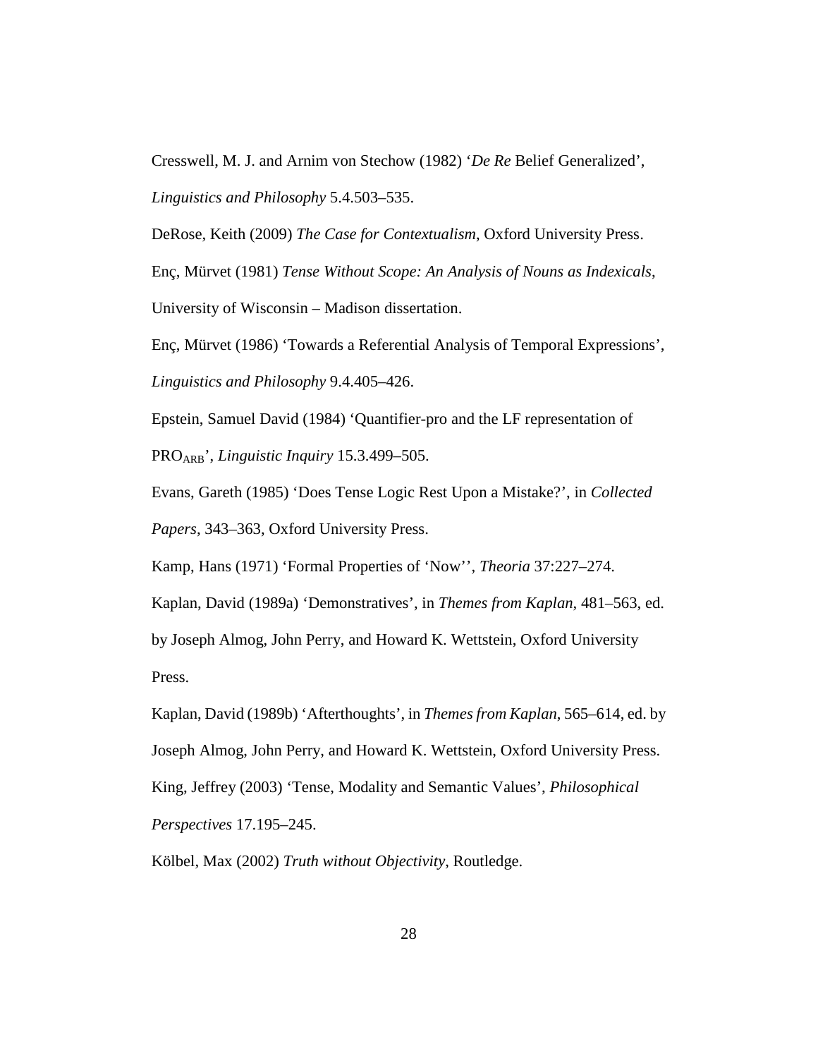Cresswell, M. J. and Arnim von Stechow (1982) '*De Re* Belief Generalized', *Linguistics and Philosophy* 5.4.503–535.

DeRose, Keith (2009) *The Case for Contextualism*, Oxford University Press.

Enç, Mürvet (1981) *Tense Without Scope: An Analysis of Nouns as Indexicals*, University of Wisconsin – Madison dissertation.

Enç, Mürvet (1986) 'Towards a Referential Analysis of Temporal Expressions', *Linguistics and Philosophy* 9.4.405–426.

Epstein, Samuel David (1984) 'Quantifier-pro and the LF representation of $\text{PRO}_{\text{ARB}}$', *Linguistic Inquiry* 15.3.499–505.

Evans, Gareth (1985) 'Does Tense Logic Rest Upon a Mistake?', in *Collected Papers*, 343–363, Oxford University Press.

Kamp, Hans (1971) 'Formal Properties of 'Now'', *Theoria* 37:227–274.

Kaplan, David (1989a) 'Demonstratives', in *Themes from Kaplan*, 481–563, ed. by Joseph Almog, John Perry, and Howard K. Wettstein, Oxford University Press.

Kaplan, David (1989b) 'Afterthoughts', in *Themes from Kaplan*, 565–614, ed. by Joseph Almog, John Perry, and Howard K. Wettstein, Oxford University Press.

King, Jeffrey (2003) 'Tense, Modality and Semantic Values', *Philosophical Perspectives* 17.195–245.

Kölbel, Max (2002) *Truth without Objectivity*, Routledge.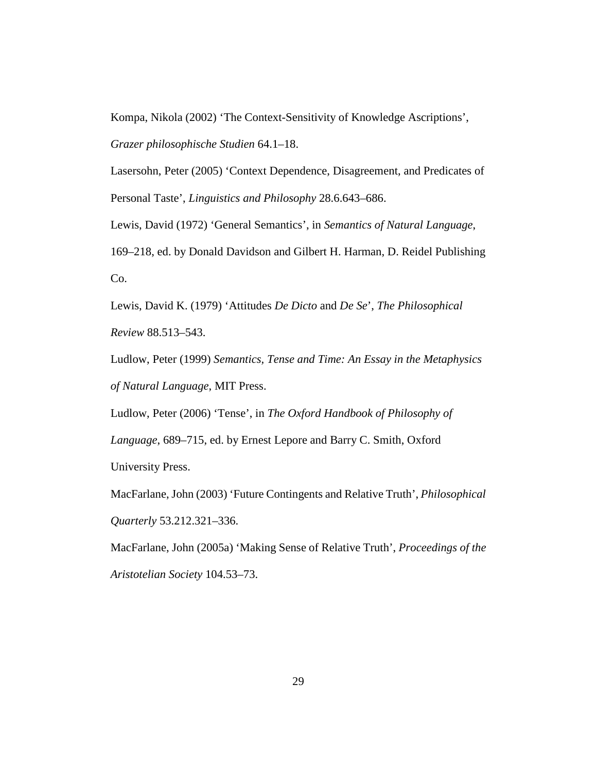Kompa, Nikola (2002) 'The Context-Sensitivity of Knowledge Ascriptions', *Grazer philosophische Studien* 64.1–18.

Lasersohn, Peter (2005) 'Context Dependence, Disagreement, and Predicates of Personal Taste', *Linguistics and Philosophy* 28.6.643–686.

Lewis, David (1972) 'General Semantics', in *Semantics of Natural Language*, 169–218, ed. by Donald Davidson and Gilbert H. Harman, D. Reidel Publishing Co.

Lewis, David K. (1979) 'Attitudes *De Dicto* and *De Se*', *The Philosophical Review* 88.513–543.

Ludlow, Peter (1999) *Semantics, Tense and Time: An Essay in the Metaphysics of Natural Language*, MIT Press.

Ludlow, Peter (2006) 'Tense', in *The Oxford Handbook of Philosophy of Language*, 689–715, ed. by Ernest Lepore and Barry C. Smith, Oxford University Press.

MacFarlane, John (2003) 'Future Contingents and Relative Truth', *Philosophical Quarterly* 53.212.321–336.

MacFarlane, John (2005a) 'Making Sense of Relative Truth', *Proceedings of the Aristotelian Society* 104.53–73.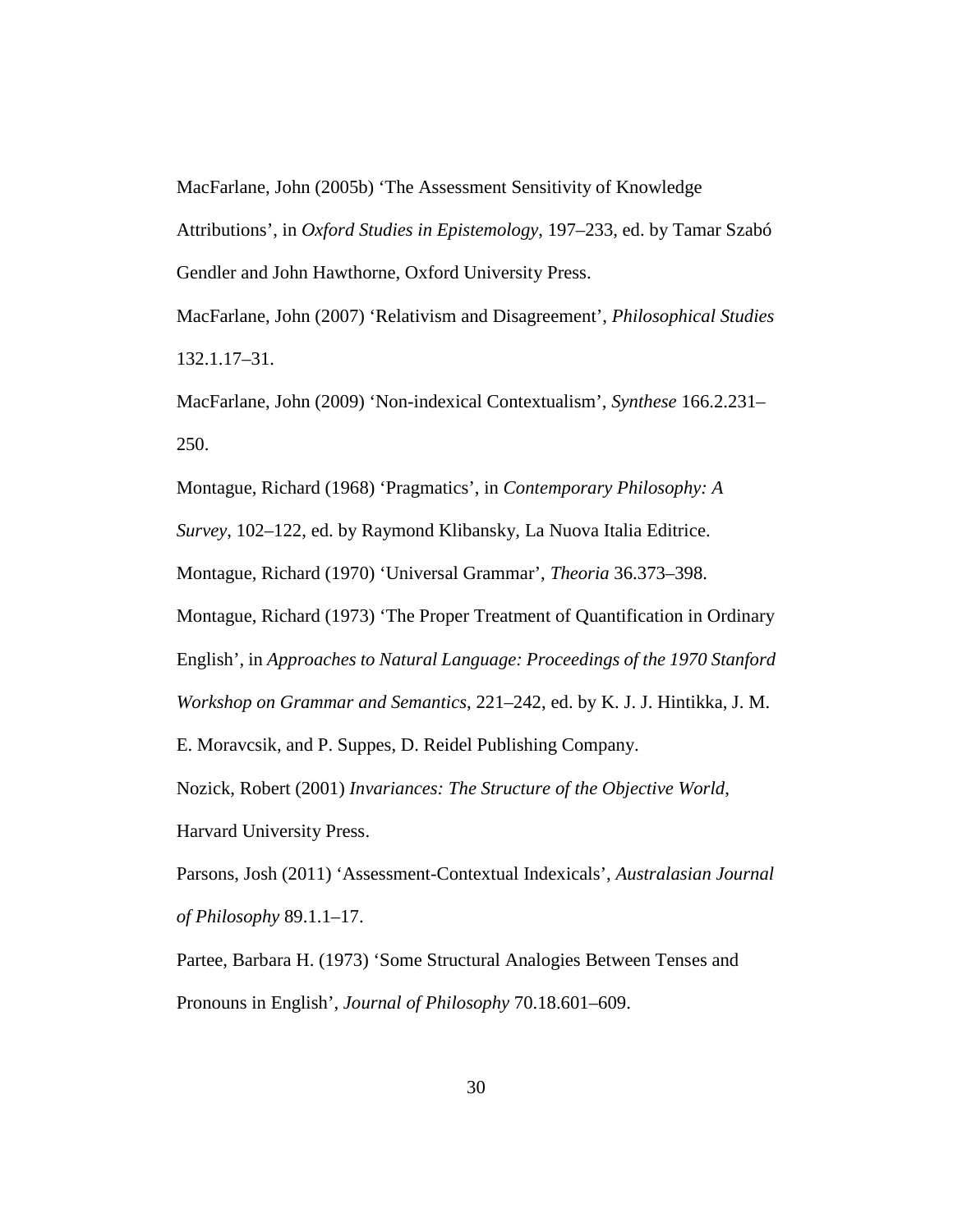MacFarlane, John (2005b) 'The Assessment Sensitivity of Knowledge Attributions', in *Oxford Studies in Epistemology*, 197–233, ed. by Tamar Szabó Gendler and John Hawthorne, Oxford University Press.

MacFarlane, John (2007) 'Relativism and Disagreement', *Philosophical Studies* 132.1.17–31.

MacFarlane, John (2009) 'Non-indexical Contextualism', *Synthese* 166.2.231–250.

Montague, Richard (1968) 'Pragmatics', in *Contemporary Philosophy: A Survey*, 102–122, ed. by Raymond Klibansky, La Nuova Italia Editrice.

Montague, Richard (1970) 'Universal Grammar', *Theoria* 36.373–398.

Montague, Richard (1973) 'The Proper Treatment of Quantification in Ordinary English', in *Approaches to Natural Language: Proceedings of the 1970 Stanford Workshop on Grammar and Semantics*, 221–242, ed. by K. J. J. Hintikka, J. M. E. Moravcsik, and P. Suppes, D. Reidel Publishing Company.

Nozick, Robert (2001) *Invariances: The Structure of the Objective World*, Harvard University Press.

Parsons, Josh (2011) 'Assessment-Contextual Indexicals', *Australasian Journal of Philosophy* 89.1.1–17.

Partee, Barbara H. (1973) 'Some Structural Analogies Between Tenses and Pronouns in English', *Journal of Philosophy* 70.18.601–609.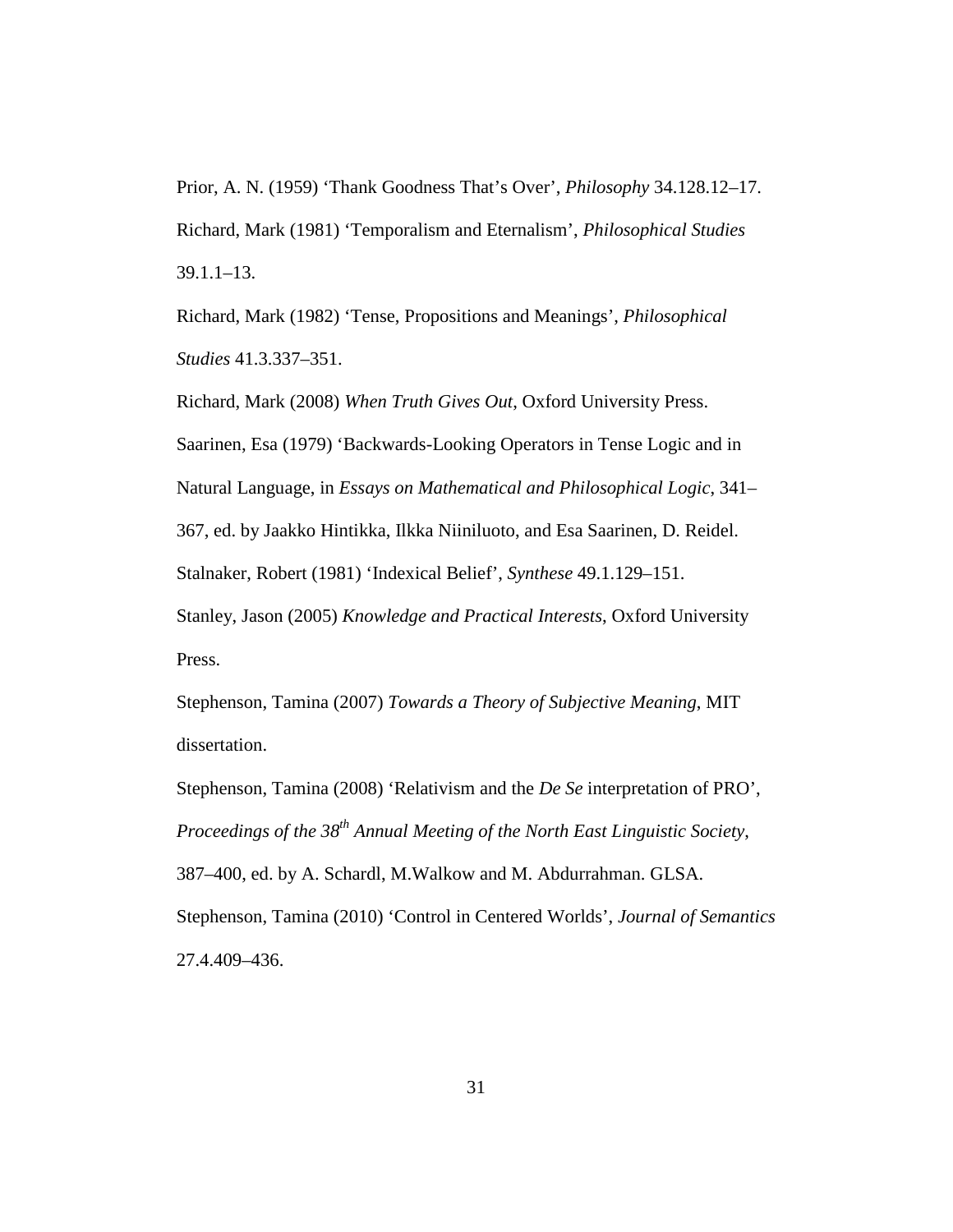Prior, A. N. (1959) ‘Thank Goodness That’s Over’, *Philosophy* 34.128.12–17.

Richard, Mark (1981) ‘Temporalism and Eternalism’, *Philosophical Studies* 39.1.1–13.

Richard, Mark (1982) ‘Tense, Propositions and Meanings’, *Philosophical Studies* 41.3.337–351.

Richard, Mark (2008) *When Truth Gives Out*, Oxford University Press.

Saarinen, Esa (1979) ‘Backwards-Looking Operators in Tense Logic and in Natural Language, in *Essays on Mathematical and Philosophical Logic*, 341–367, ed. by Jaakko Hintikka, Ilkka Niiniluoto, and Esa Saarinen, D. Reidel.

Stalnaker, Robert (1981) ‘Indexical Belief’, *Synthese* 49.1.129–151.

Stanley, Jason (2005) *Knowledge and Practical Interests*, Oxford University Press.

Stephenson, Tamina (2007) *Towards a Theory of Subjective Meaning*, MIT dissertation.

Stephenson, Tamina (2008) ‘Relativism and the *De Se* interpretation of PRO’, *Proceedings of the 38th Annual Meeting of the North East Linguistic Society*, 387–400, ed. by A. Schardl, M.Walkow and M. Abdurrahman. GLSA.

Stephenson, Tamina (2010) ‘Control in Centered Worlds’, *Journal of Semantics* 27.4.409–436.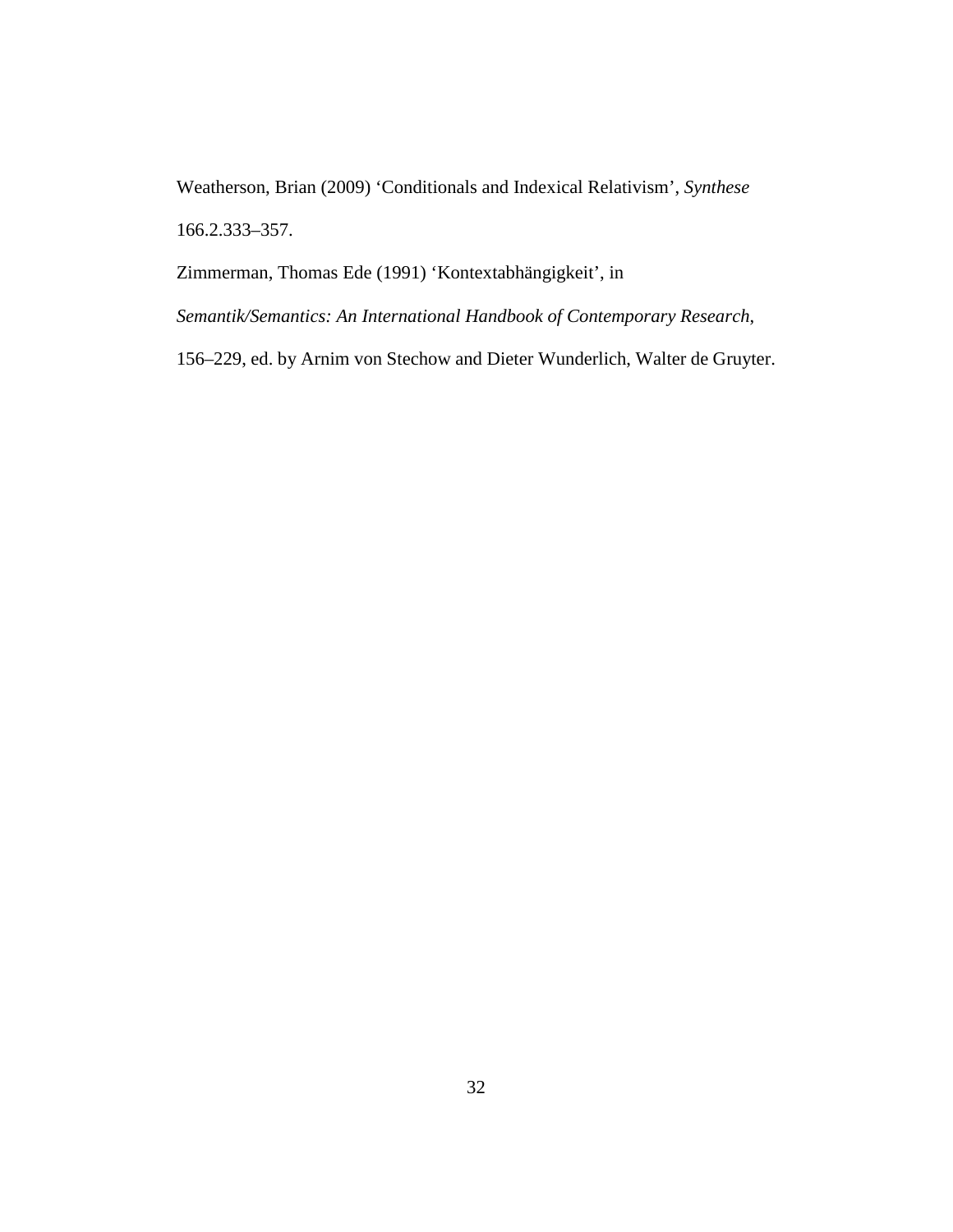Weatherson, Brian (2009) 'Conditionals and Indexical Relativism', *Synthese* 166.2.333–357.

Zimmerman, Thomas Ede (1991) 'Kontextabhängigkeit', in *Semantik/Semantics: An International Handbook of Contemporary Research*, 156–229, ed. by Arnim von Stechow and Dieter Wunderlich, Walter de Gruyter.